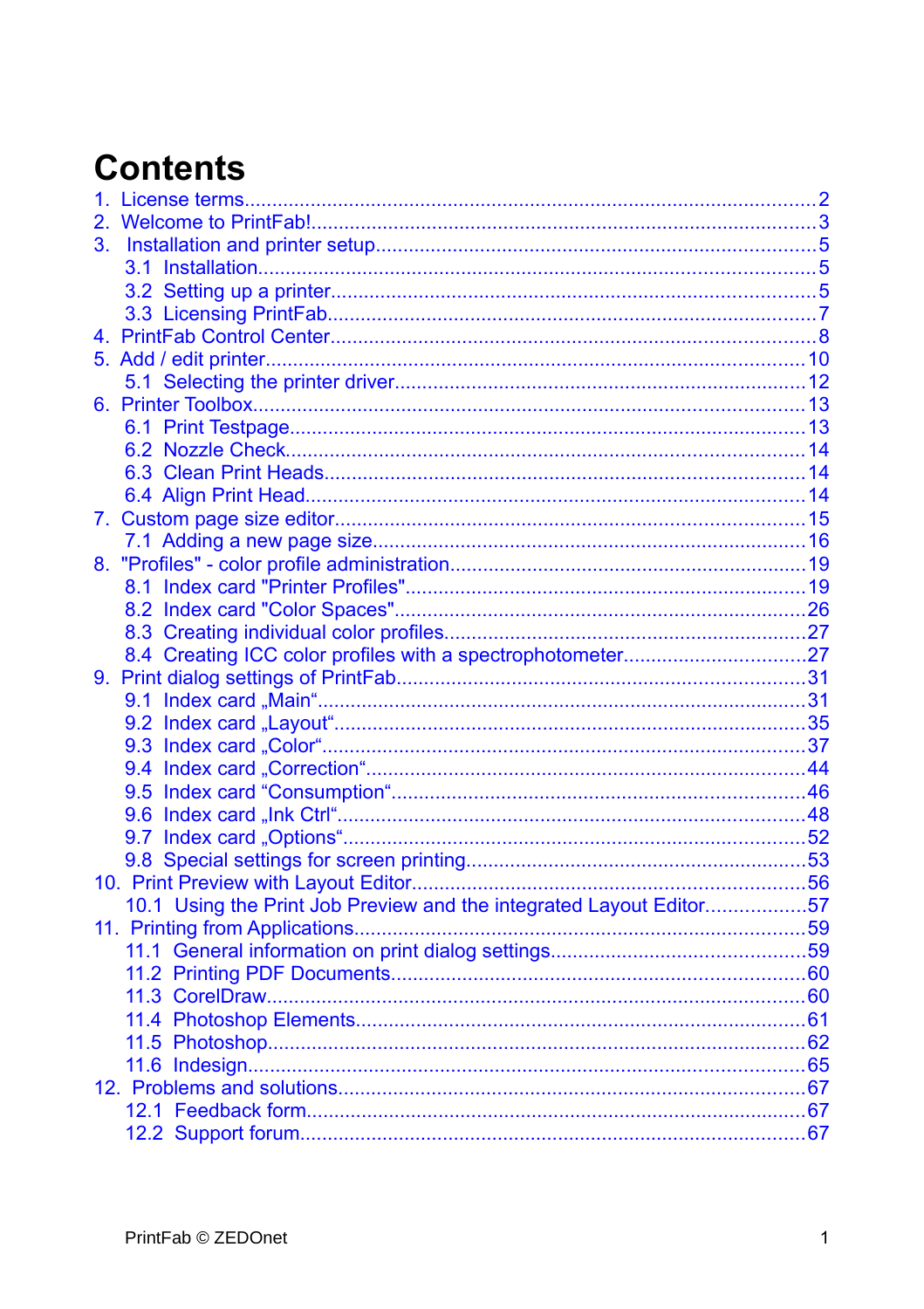# Contents

1. License terms....................2
2. Welcome to PrintFab!....................3
3. Installation and printer setup....................5
   - 3.1 Installation....................5
   - 3.2 Setting up a printer....................5
   - 3.3 Licensing PrintFab....................7
4. PrintFab Control Center....................8
5. Add / edit printer....................10
   - 5.1 Selecting the printer driver....................12
6. Printer Toolbox....................13
   - 6.1 Print Testpage....................13
   - 6.2 Nozzle Check....................14
   - 6.3 Clean Print Heads....................14
   - 6.4 Align Print Head....................14
7. Custom page size editor....................15
   - 7.1 Adding a new page size....................16
8. "Profiles" - color profile administration....................19
   - 8.1 Index card "Printer Profiles"....................19
   - 8.2 Index card "Color Spaces"....................26
   - 8.3 Creating individual color profiles....................27
   - 8.4 Creating ICC color profiles with a spectrophotometer....................27
9. Print dialog settings of PrintFab....................31
   - 9.1 Index card „Main“....................31
   - 9.2 Index card „Layout“....................35
   - 9.3 Index card „Color“....................37
   - 9.4 Index card „Correction“....................44
   - 9.5 Index card “Consumption“....................46
   - 9.6 Index card „Ink Ctrl“....................48
   - 9.7 Index card „Options“....................52
   - 9.8 Special settings for screen printing....................53
10. Print Preview with Layout Editor....................56
    - 10.1 Using the Print Job Preview and the integrated Layout Editor....................57
11. Printing from Applications....................59
    - 11.1 General information on print dialog settings....................59
    - 11.2 Printing PDF Documents....................60
    - 11.3 CorelDraw....................60
    - 11.4 Photoshop Elements....................61
    - 11.5 Photoshop....................62
    - 11.6 Indesign....................65
12. Problems and solutions....................67
    - 12.1 Feedback form....................67
    - 12.2 Support forum....................67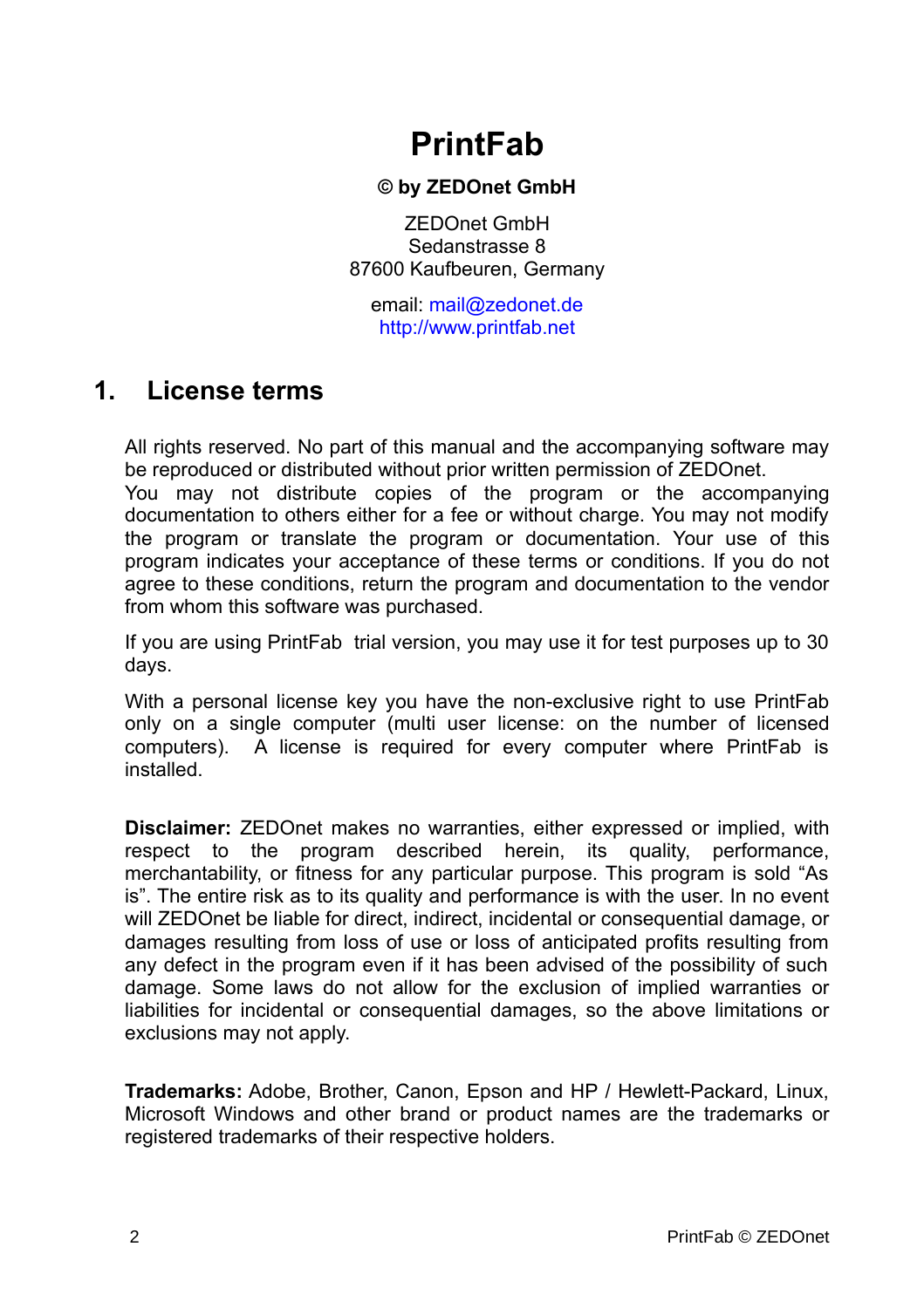# PrintFab

**© by ZEDOnet GmbH**

ZEDOnet GmbH
Sedanstrasse 8
87600 Kaufbeuren, Germany

email: mail@zedonet.de
http://www.printfab.net

## 1. License terms

All rights reserved. No part of this manual and the accompanying software may be reproduced or distributed without prior written permission of ZEDOnet.
You may not distribute copies of the program or the accompanying documentation to others either for a fee or without charge. You may not modify the program or translate the program or documentation. Your use of this program indicates your acceptance of these terms or conditions. If you do not agree to these conditions, return the program and documentation to the vendor from whom this software was purchased.

If you are using PrintFab trial version, you may use it for test purposes up to 30 days.

With a personal license key you have the non-exclusive right to use PrintFab only on a single computer (multi user license: on the number of licensed computers). A license is required for every computer where PrintFab is installed.

**Disclaimer:** ZEDOnet makes no warranties, either expressed or implied, with respect to the program described herein, its quality, performance, merchantability, or fitness for any particular purpose. This program is sold "As is". The entire risk as to its quality and performance is with the user. In no event will ZEDOnet be liable for direct, indirect, incidental or consequential damage, or damages resulting from loss of use or loss of anticipated profits resulting from any defect in the program even if it has been advised of the possibility of such damage. Some laws do not allow for the exclusion of implied warranties or liabilities for incidental or consequential damages, so the above limitations or exclusions may not apply.

**Trademarks:** Adobe, Brother, Canon, Epson and HP / Hewlett-Packard, Linux, Microsoft Windows and other brand or product names are the trademarks or registered trademarks of their respective holders.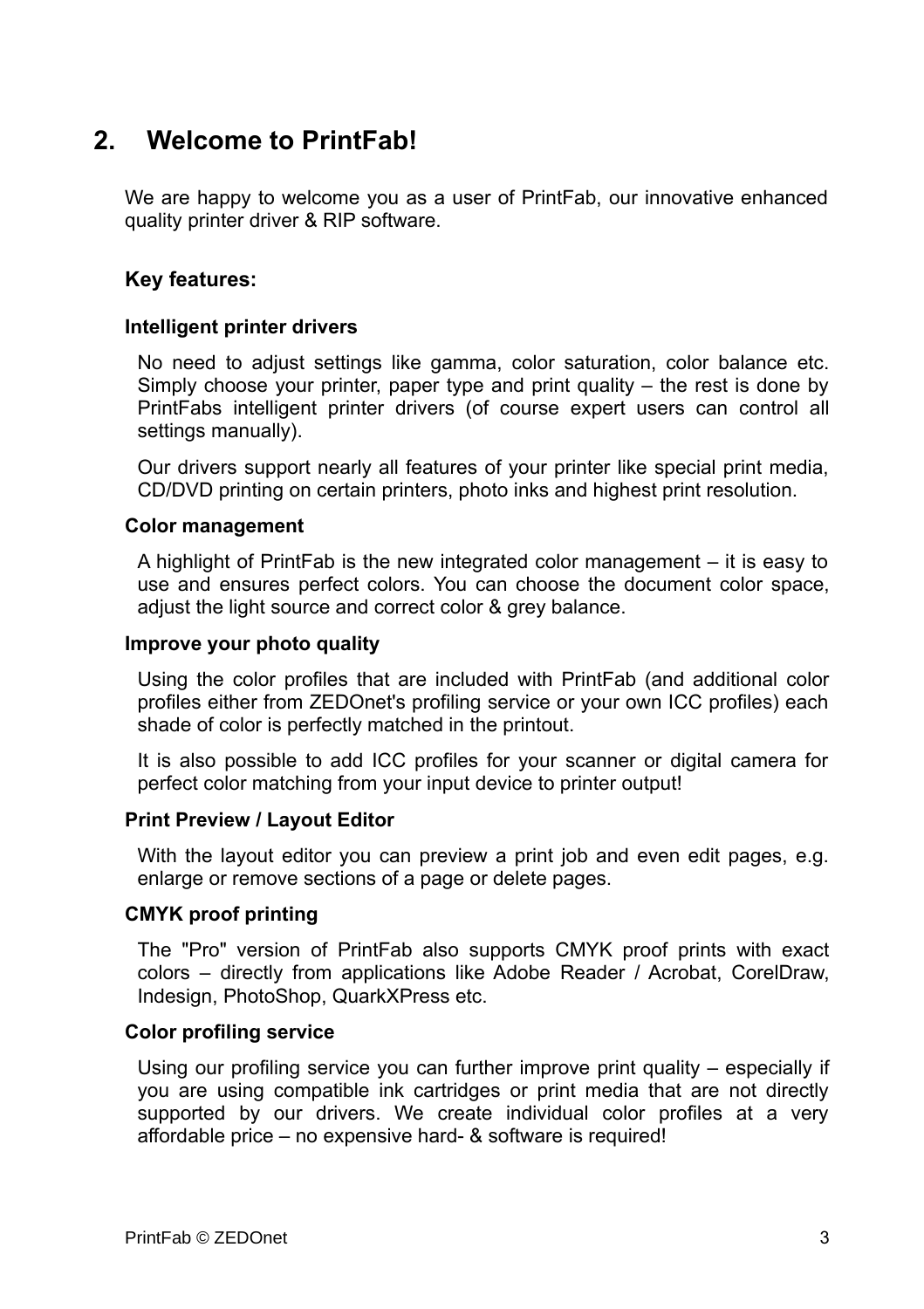## 2. Welcome to PrintFab!

We are happy to welcome you as a user of PrintFab, our innovative enhanced quality printer driver & RIP software.

### Key features:

#### Intelligent printer drivers

No need to adjust settings like gamma, color saturation, color balance etc. Simply choose your printer, paper type and print quality – the rest is done by PrintFabs intelligent printer drivers (of course expert users can control all settings manually).

Our drivers support nearly all features of your printer like special print media, CD/DVD printing on certain printers, photo inks and highest print resolution.

#### Color management

A highlight of PrintFab is the new integrated color management – it is easy to use and ensures perfect colors. You can choose the document color space, adjust the light source and correct color & grey balance.

#### Improve your photo quality

Using the color profiles that are included with PrintFab (and additional color profiles either from ZEDOnet's profiling service or your own ICC profiles) each shade of color is perfectly matched in the printout.

It is also possible to add ICC profiles for your scanner or digital camera for perfect color matching from your input device to printer output!

#### Print Preview / Layout Editor

With the layout editor you can preview a print job and even edit pages, e.g. enlarge or remove sections of a page or delete pages.

#### CMYK proof printing

The "Pro" version of PrintFab also supports CMYK proof prints with exact colors – directly from applications like Adobe Reader / Acrobat, CorelDraw, Indesign, PhotoShop, QuarkXPress etc.

#### Color profiling service

Using our profiling service you can further improve print quality – especially if you are using compatible ink cartridges or print media that are not directly supported by our drivers. We create individual color profiles at a very affordable price – no expensive hard- & software is required!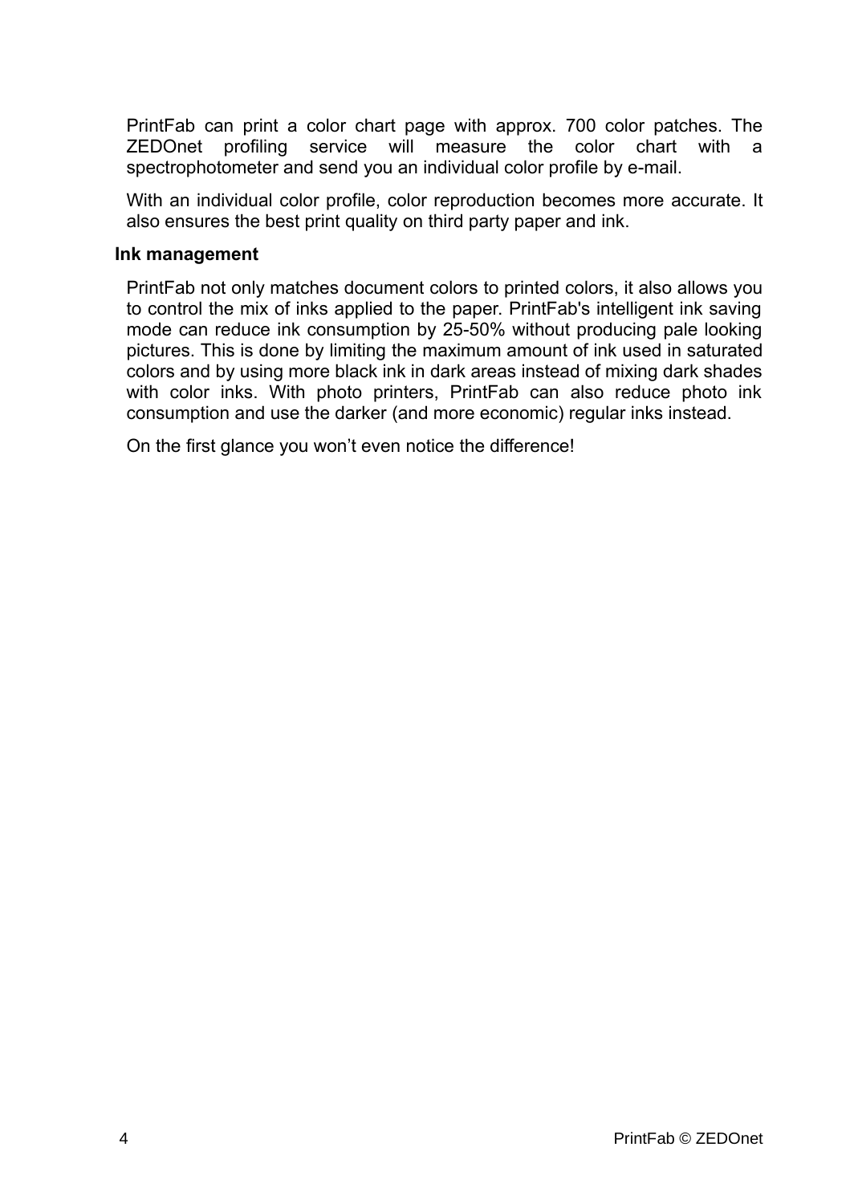PrintFab can print a color chart page with approx. 700 color patches. The ZEDOnet profiling service will measure the color chart with a spectrophotometer and send you an individual color profile by e-mail.

With an individual color profile, color reproduction becomes more accurate. It also ensures the best print quality on third party paper and ink.

**Ink management**

PrintFab not only matches document colors to printed colors, it also allows you to control the mix of inks applied to the paper. PrintFab's intelligent ink saving mode can reduce ink consumption by 25-50% without producing pale looking pictures. This is done by limiting the maximum amount of ink used in saturated colors and by using more black ink in dark areas instead of mixing dark shades with color inks. With photo printers, PrintFab can also reduce photo ink consumption and use the darker (and more economic) regular inks instead.

On the first glance you won't even notice the difference!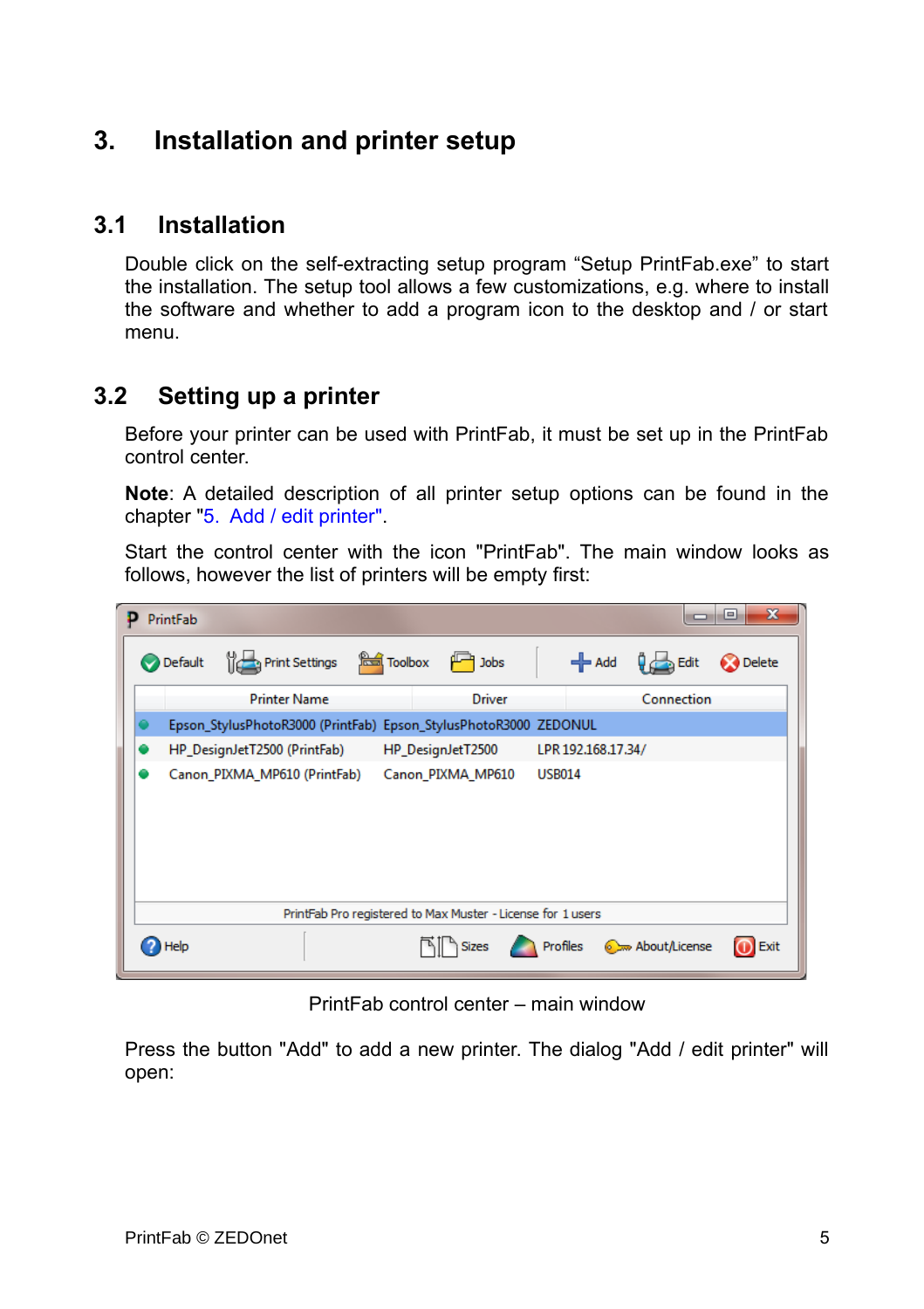# 3. Installation and printer setup

## 3.1 Installation

Double click on the self-extracting setup program “Setup PrintFab.exe” to start the installation. The setup tool allows a few customizations, e.g. where to install the software and whether to add a program icon to the desktop and / or start menu.

## 3.2 Setting up a printer

Before your printer can be used with PrintFab, it must be set up in the PrintFab control center.

**Note**: A detailed description of all printer setup options can be found in the chapter "5. Add / edit printer".

Start the control center with the icon "PrintFab". The main window looks as follows, however the list of printers will be empty first:

PrintFab control center – main window

Press the button "Add" to add a new printer. The dialog "Add / edit printer" will open: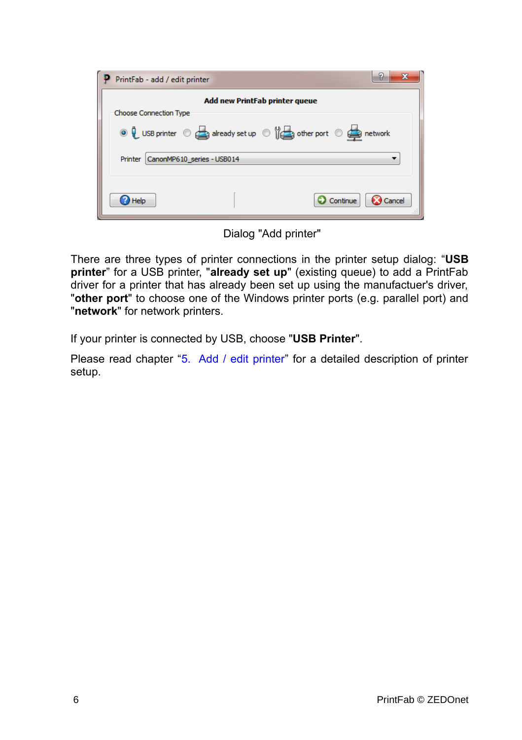Dialog "Add printer"

There are three types of printer connections in the printer setup dialog: “**USB printer**” for a USB printer, "**already set up**" (existing queue) to add a PrintFab driver for a printer that has already been set up using the manufactuer's driver, "**other port**" to choose one of the Windows printer ports (e.g. parallel port) and "**network**" for network printers.

If your printer is connected by USB, choose "**USB Printer**".

Please read chapter “5. Add / edit printer” for a detailed description of printer setup.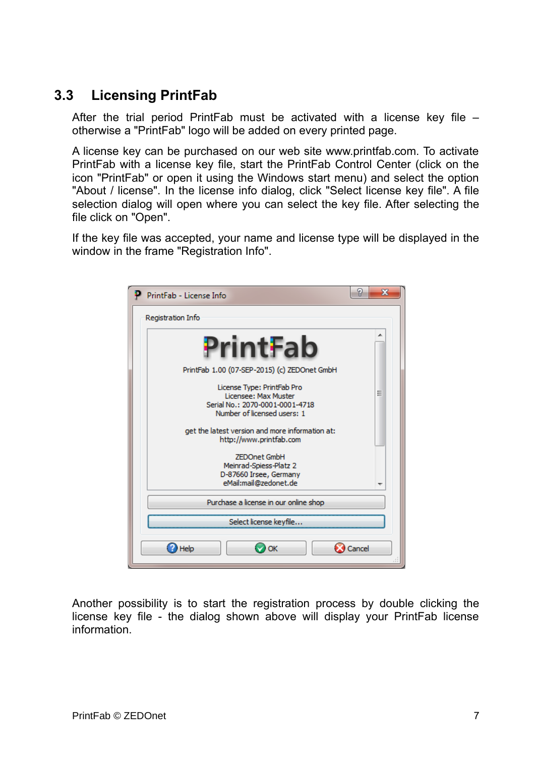## 3.3 Licensing PrintFab

After the trial period PrintFab must be activated with a license key file – otherwise a "PrintFab" logo will be added on every printed page.

A license key can be purchased on our web site www.printfab.com. To activate PrintFab with a license key file, start the PrintFab Control Center (click on the icon "PrintFab" or open it using the Windows start menu) and select the option "About / license". In the license info dialog, click "Select license key file". A file selection dialog will open where you can select the key file. After selecting the file click on "Open".

If the key file was accepted, your name and license type will be displayed in the window in the frame "Registration Info".

Another possibility is to start the registration process by double clicking the license key file - the dialog shown above will display your PrintFab license information.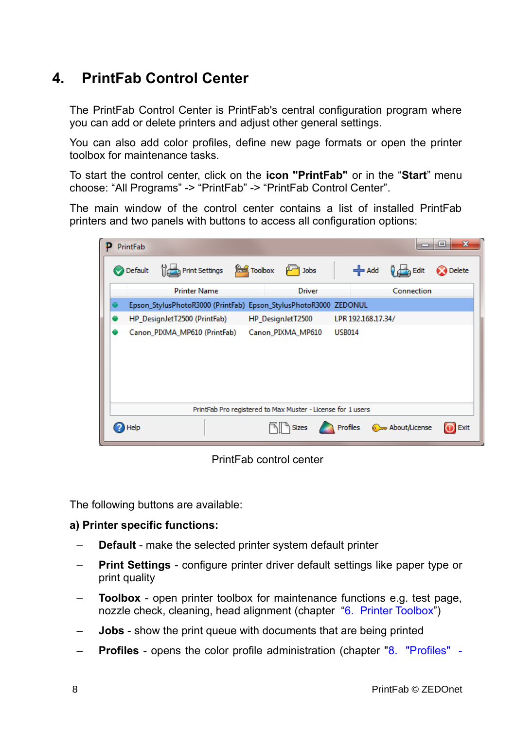# 4. PrintFab Control Center

The PrintFab Control Center is PrintFab's central configuration program where you can add or delete printers and adjust other general settings.

You can also add color profiles, define new page formats or open the printer toolbox for maintenance tasks.

To start the control center, click on the **icon "PrintFab"** or in the "**Start**" menu choose: "All Programs" -> "PrintFab" -> "PrintFab Control Center".

The main window of the control center contains a list of installed PrintFab printers and two panels with buttons to access all configuration options:

PrintFab control center

The following buttons are available:

**a) Printer specific functions:**

– **Default** - make the selected printer system default printer

– **Print Settings** - configure printer driver default settings like paper type or print quality

– **Toolbox** - open printer toolbox for maintenance functions e.g. test page, nozzle check, cleaning, head alignment (chapter "6. Printer Toolbox")

– **Jobs** - show the print queue with documents that are being printed

– **Profiles** - opens the color profile administration (chapter "8. "Profiles" -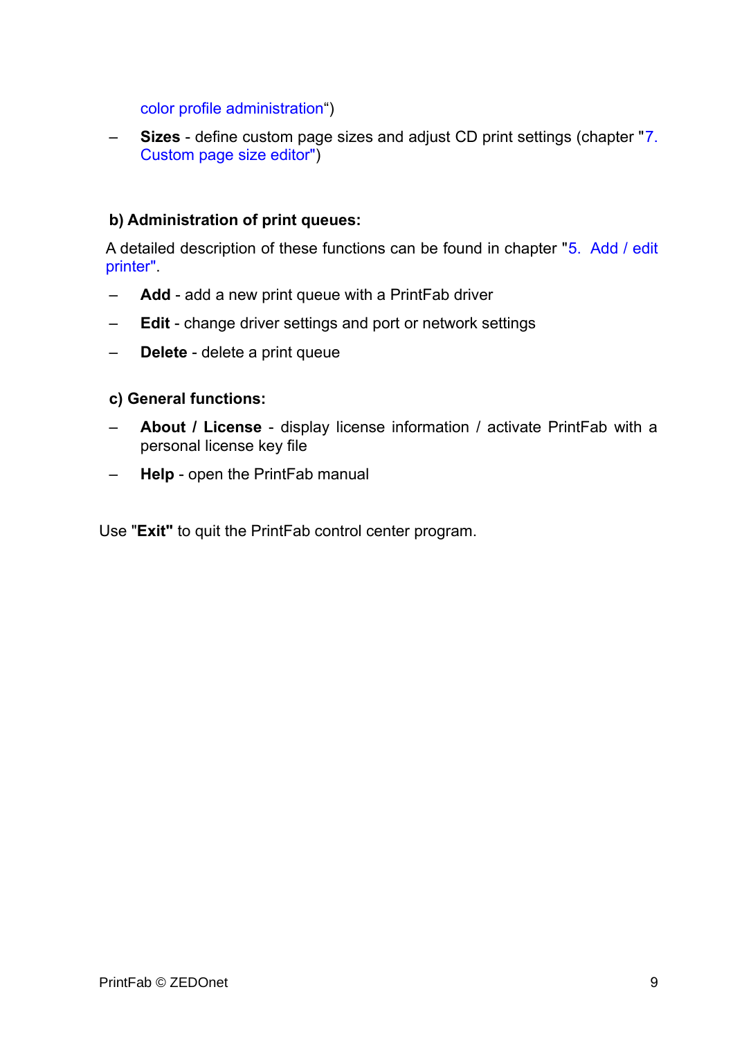color profile administration“)

– **Sizes** - define custom page sizes and adjust CD print settings (chapter "7. Custom page size editor")

**b) Administration of print queues:**

A detailed description of these functions can be found in chapter "5. Add / edit printer".

– **Add** - add a new print queue with a PrintFab driver
– **Edit** - change driver settings and port or network settings
– **Delete** - delete a print queue

**c) General functions:**

– **About / License** - display license information / activate PrintFab with a personal license key file
– **Help** - open the PrintFab manual

Use "**Exit"** to quit the PrintFab control center program.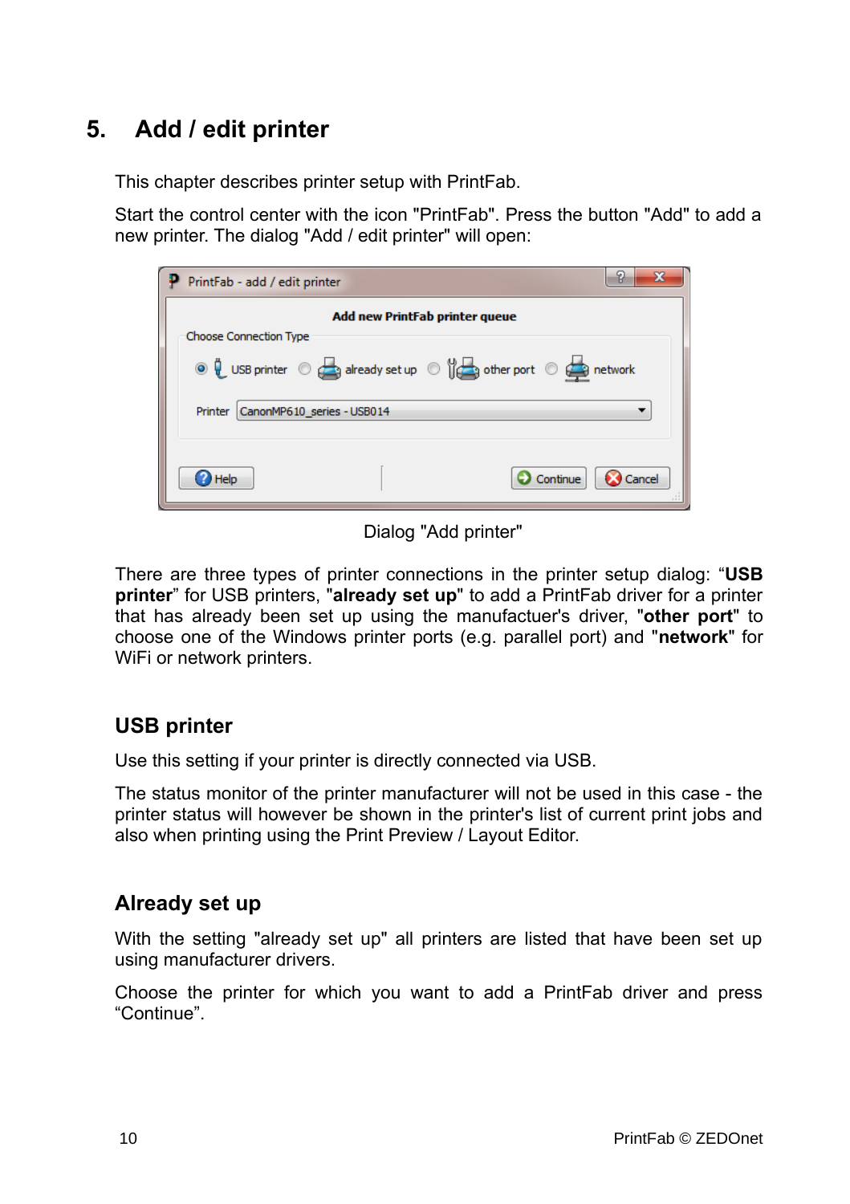# 5. Add / edit printer

This chapter describes printer setup with PrintFab.

Start the control center with the icon "PrintFab". Press the button "Add" to add a new printer. The dialog "Add / edit printer" will open:

Dialog "Add printer"

There are three types of printer connections in the printer setup dialog: “**USB printer**” for USB printers, "**already set up**" to add a PrintFab driver for a printer that has already been set up using the manufactuer's driver, "**other port**" to choose one of the Windows printer ports (e.g. parallel port) and "**network**" for WiFi or network printers.

## USB printer

Use this setting if your printer is directly connected via USB.

The status monitor of the printer manufacturer will not be used in this case - the printer status will however be shown in the printer's list of current print jobs and also when printing using the Print Preview / Layout Editor.

## Already set up

With the setting "already set up" all printers are listed that have been set up using manufacturer drivers.

Choose the printer for which you want to add a PrintFab driver and press “Continue”.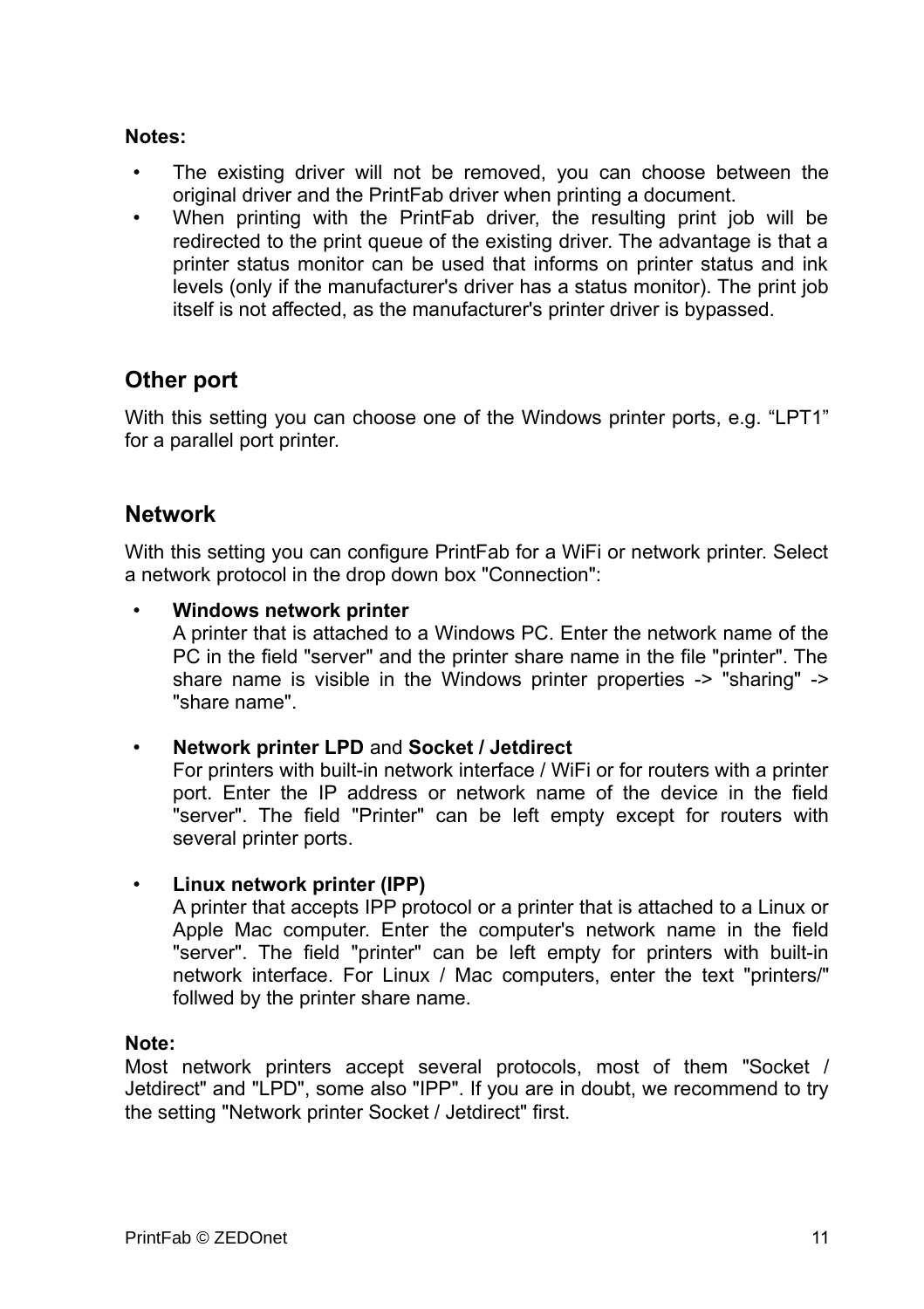**Notes:**

- The existing driver will not be removed, you can choose between the original driver and the PrintFab driver when printing a document.
- When printing with the PrintFab driver, the resulting print job will be redirected to the print queue of the existing driver. The advantage is that a printer status monitor can be used that informs on printer status and ink levels (only if the manufacturer's driver has a status monitor). The print job itself is not affected, as the manufacturer's printer driver is bypassed.

## Other port

With this setting you can choose one of the Windows printer ports, e.g. “LPT1” for a parallel port printer.

## Network

With this setting you can configure PrintFab for a WiFi or network printer. Select a network protocol in the drop down box "Connection":

- **Windows network printer**
  A printer that is attached to a Windows PC. Enter the network name of the PC in the field "server" and the printer share name in the file "printer". The share name is visible in the Windows printer properties -> "sharing" -> "share name".

- **Network printer LPD** and **Socket / Jetdirect**
  For printers with built-in network interface / WiFi or for routers with a printer port. Enter the IP address or network name of the device in the field "server". The field "Printer" can be left empty except for routers with several printer ports.

- **Linux network printer (IPP)**
  A printer that accepts IPP protocol or a printer that is attached to a Linux or Apple Mac computer. Enter the computer's network name in the field "server". The field "printer" can be left empty for printers with built-in network interface. For Linux / Mac computers, enter the text "printers/" follwed by the printer share name.

**Note:**
Most network printers accept several protocols, most of them "Socket / Jetdirect" and "LPD", some also "IPP". If you are in doubt, we recommend to try the setting "Network printer Socket / Jetdirect" first.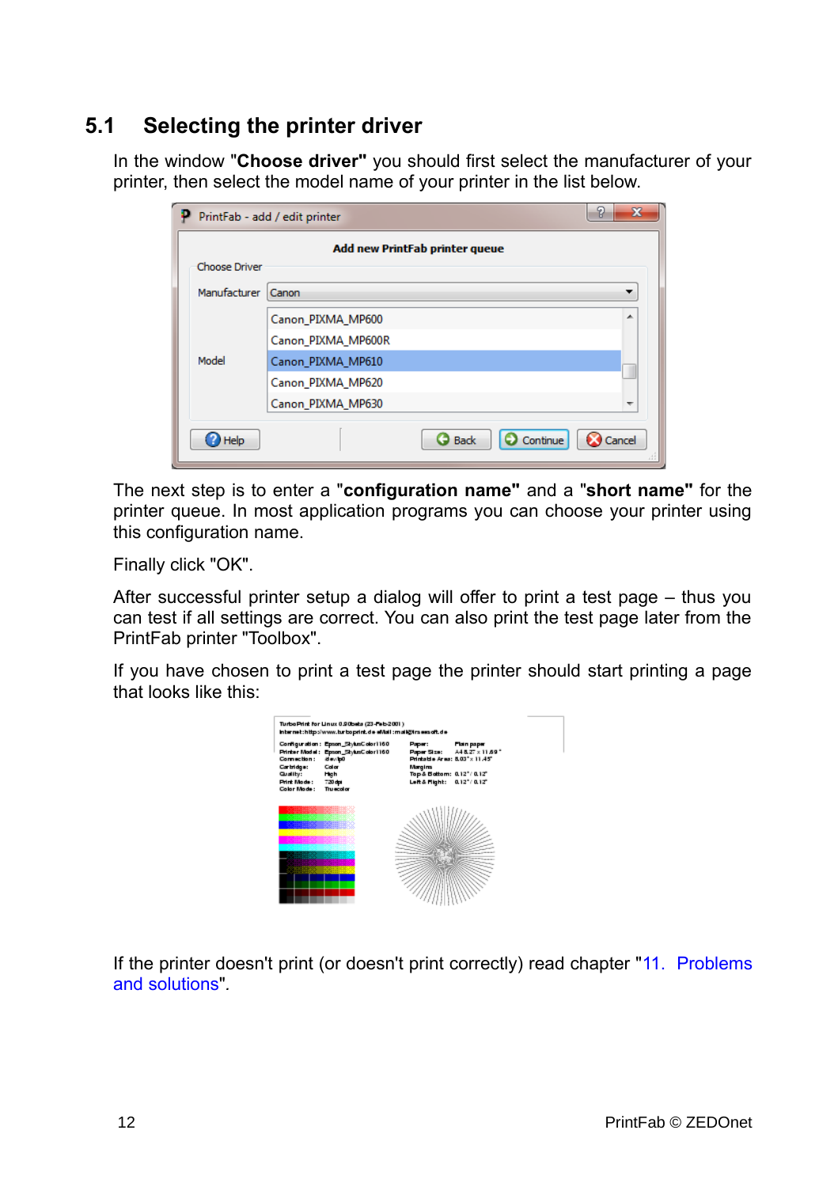## 5.1 Selecting the printer driver

In the window "**Choose driver"** you should first select the manufacturer of your printer, then select the model name of your printer in the list below.

The next step is to enter a "**configuration name"** and a "**short name"** for the printer queue. In most application programs you can choose your printer using this configuration name.

Finally click "OK".

After successful printer setup a dialog will offer to print a test page – thus you can test if all settings are correct. You can also print the test page later from the PrintFab printer "Toolbox".

If you have chosen to print a test page the printer should start printing a page that looks like this:

If the printer doesn't print (or doesn't print correctly) read chapter "11. Problems and solutions".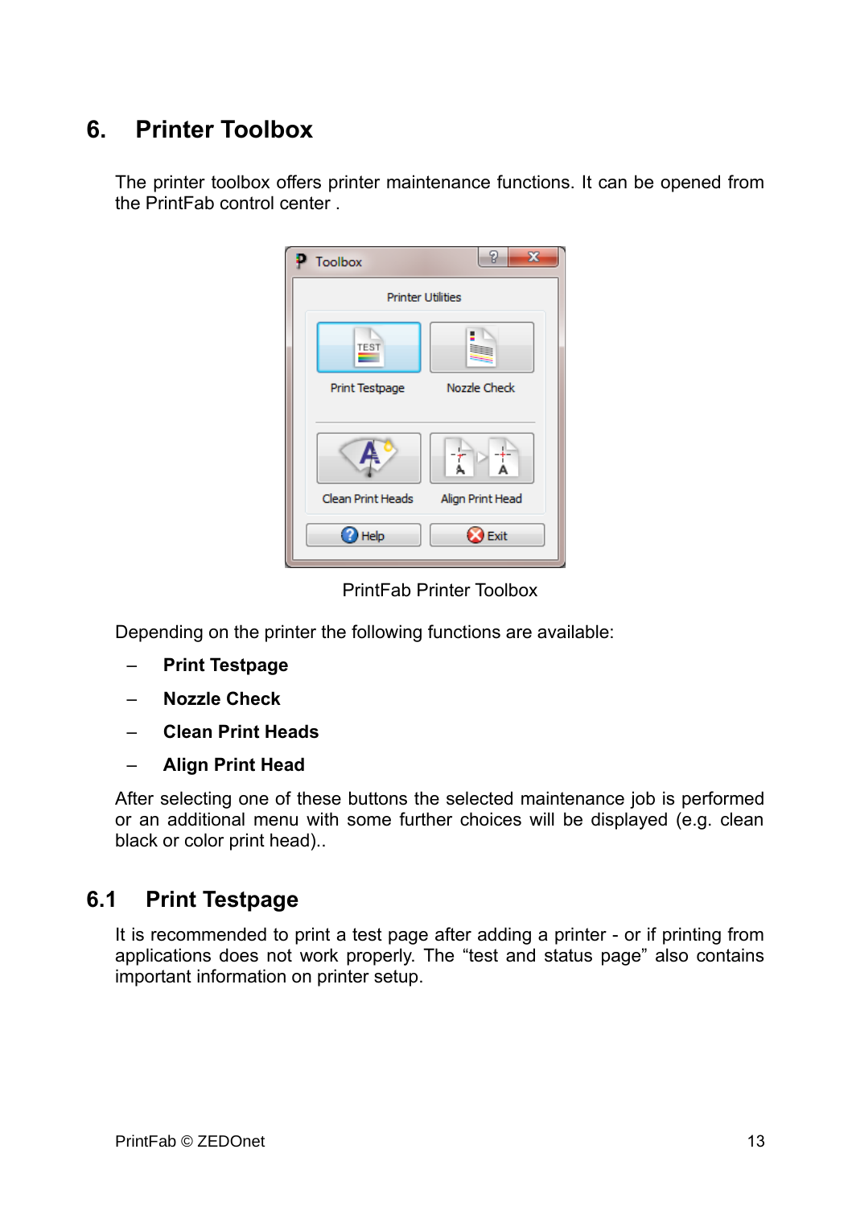# 6. Printer Toolbox

The printer toolbox offers printer maintenance functions. It can be opened from the PrintFab control center .

PrintFab Printer Toolbox

Depending on the printer the following functions are available:

- **Print Testpage**
- **Nozzle Check**
- **Clean Print Heads**
- **Align Print Head**

After selecting one of these buttons the selected maintenance job is performed or an additional menu with some further choices will be displayed (e.g. clean black or color print head)..

## 6.1 Print Testpage

It is recommended to print a test page after adding a printer - or if printing from applications does not work properly. The “test and status page” also contains important information on printer setup.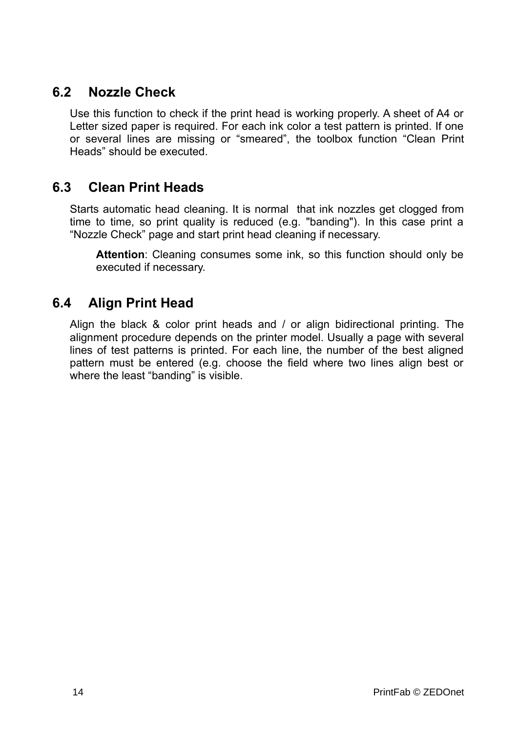## 6.2 Nozzle Check

Use this function to check if the print head is working properly. A sheet of A4 or Letter sized paper is required. For each ink color a test pattern is printed. If one or several lines are missing or “smeared”, the toolbox function “Clean Print Heads” should be executed.

## 6.3 Clean Print Heads

Starts automatic head cleaning. It is normal that ink nozzles get clogged from time to time, so print quality is reduced (e.g. "banding"). In this case print a “Nozzle Check” page and start print head cleaning if necessary.

> **Attention**: Cleaning consumes some ink, so this function should only be executed if necessary.

## 6.4 Align Print Head

Align the black & color print heads and / or align bidirectional printing. The alignment procedure depends on the printer model. Usually a page with several lines of test patterns is printed. For each line, the number of the best aligned pattern must be entered (e.g. choose the field where two lines align best or where the least “banding” is visible.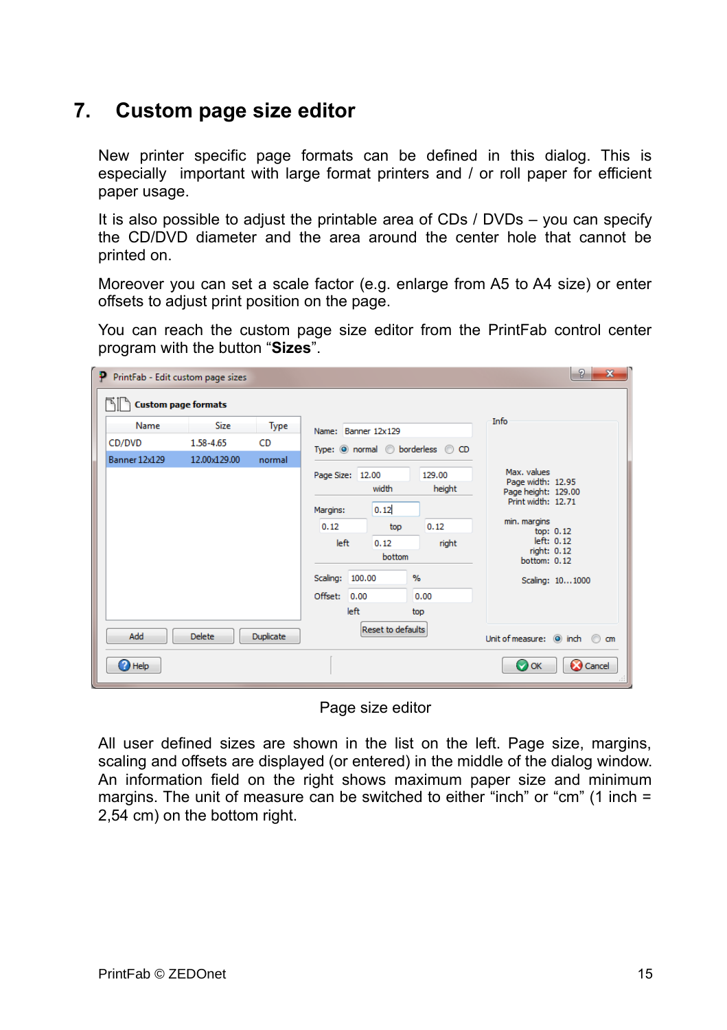# 7. Custom page size editor

New printer specific page formats can be defined in this dialog. This is especially important with large format printers and / or roll paper for efficient paper usage.

It is also possible to adjust the printable area of CDs / DVDs – you can specify the CD/DVD diameter and the area around the center hole that cannot be printed on.

Moreover you can set a scale factor (e.g. enlarge from A5 to A4 size) or enter offsets to adjust print position on the page.

You can reach the custom page size editor from the PrintFab control center program with the button “**Sizes**”.

Page size editor

All user defined sizes are shown in the list on the left. Page size, margins, scaling and offsets are displayed (or entered) in the middle of the dialog window. An information field on the right shows maximum paper size and minimum margins. The unit of measure can be switched to either “inch” or “cm” (1 inch = 2,54 cm) on the bottom right.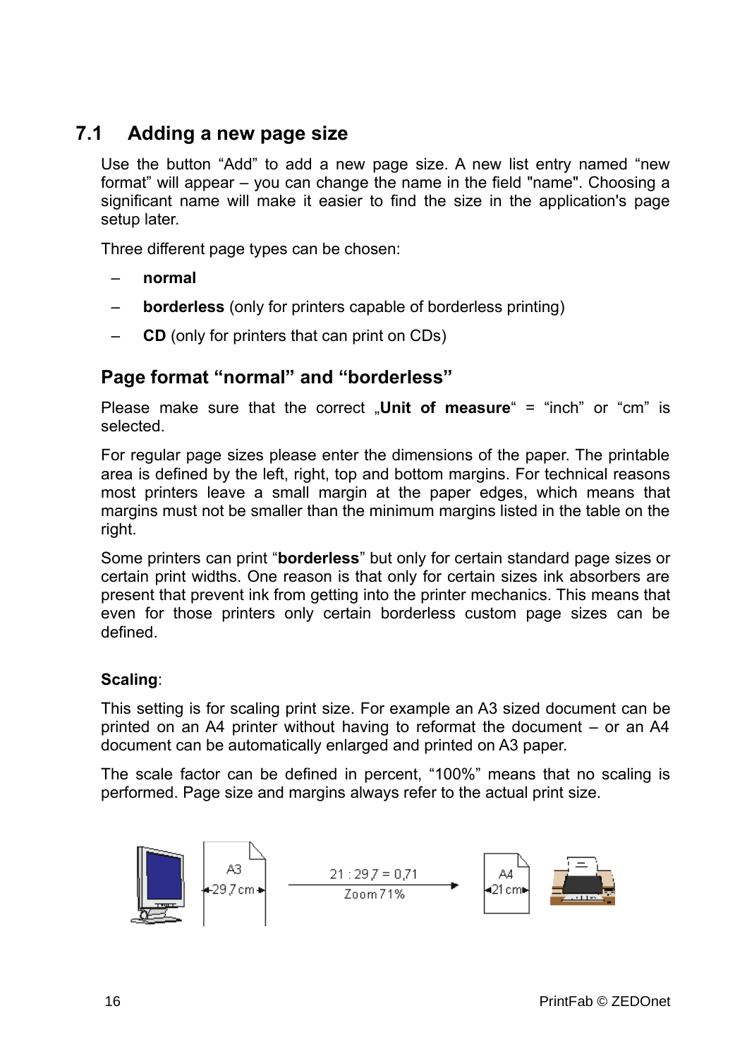## 7.1 Adding a new page size

Use the button “Add” to add a new page size. A new list entry named “new format” will appear – you can change the name in the field "name". Choosing a significant name will make it easier to find the size in the application's page setup later.

Three different page types can be chosen:

- **normal**
- **borderless** (only for printers capable of borderless printing)
- **CD** (only for printers that can print on CDs)

### Page format “normal” and “borderless”

Please make sure that the correct „**Unit of measure**“ = “inch” or “cm” is selected.

For regular page sizes please enter the dimensions of the paper. The printable area is defined by the left, right, top and bottom margins. For technical reasons most printers leave a small margin at the paper edges, which means that margins must not be smaller than the minimum margins listed in the table on the right.

Some printers can print “**borderless**” but only for certain standard page sizes or certain print widths. One reason is that only for certain sizes ink absorbers are present that prevent ink from getting into the printer mechanics. This means that even for those printers only certain borderless custom page sizes can be defined.

**Scaling**:

This setting is for scaling print size. For example an A3 sized document can be printed on an A4 printer without having to reformat the document – or an A4 document can be automatically enlarged and printed on A3 paper.

The scale factor can be defined in percent, “100%” means that no scaling is performed. Page size and margins always refer to the actual print size.

A3 ◂29,7 cm▸ — 21 : 29,7 = 0,71 — Zoom 71% → A4 ◂21 cm▸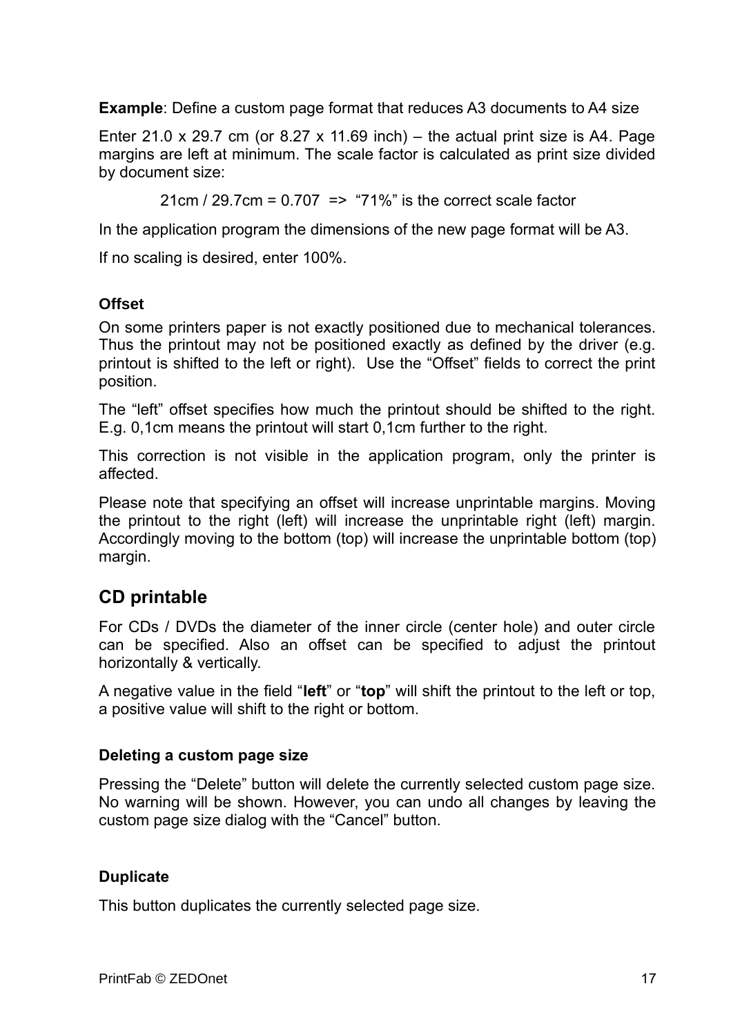**Example**: Define a custom page format that reduces A3 documents to A4 size

Enter 21.0 x 29.7 cm (or 8.27 x 11.69 inch) – the actual print size is A4. Page margins are left at minimum. The scale factor is calculated as print size divided by document size:

21cm / 29.7cm = 0.707 => “71%” is the correct scale factor

In the application program the dimensions of the new page format will be A3.

If no scaling is desired, enter 100%.

#### Offset

On some printers paper is not exactly positioned due to mechanical tolerances. Thus the printout may not be positioned exactly as defined by the driver (e.g. printout is shifted to the left or right). Use the “Offset” fields to correct the print position.

The “left” offset specifies how much the printout should be shifted to the right. E.g. 0,1cm means the printout will start 0,1cm further to the right.

This correction is not visible in the application program, only the printer is affected.

Please note that specifying an offset will increase unprintable margins. Moving the printout to the right (left) will increase the unprintable right (left) margin. Accordingly moving to the bottom (top) will increase the unprintable bottom (top) margin.

## CD printable

For CDs / DVDs the diameter of the inner circle (center hole) and outer circle can be specified. Also an offset can be specified to adjust the printout horizontally & vertically.

A negative value in the field “**left**” or “**top**” will shift the printout to the left or top, a positive value will shift to the right or bottom.

#### Deleting a custom page size

Pressing the “Delete” button will delete the currently selected custom page size. No warning will be shown. However, you can undo all changes by leaving the custom page size dialog with the “Cancel” button.

#### Duplicate

This button duplicates the currently selected page size.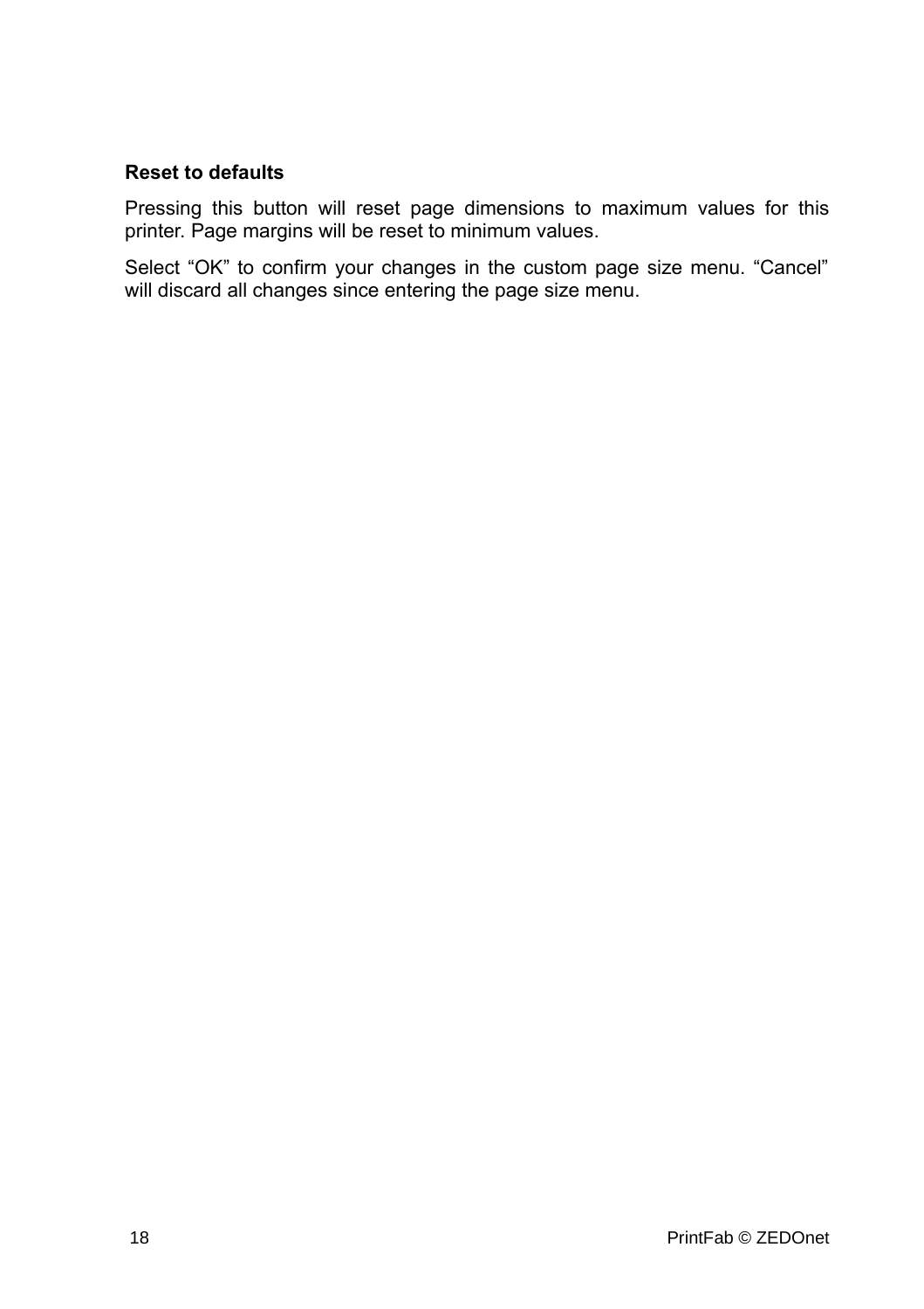**Reset to defaults**

Pressing this button will reset page dimensions to maximum values for this printer. Page margins will be reset to minimum values.

Select “OK” to confirm your changes in the custom page size menu. “Cancel” will discard all changes since entering the page size menu.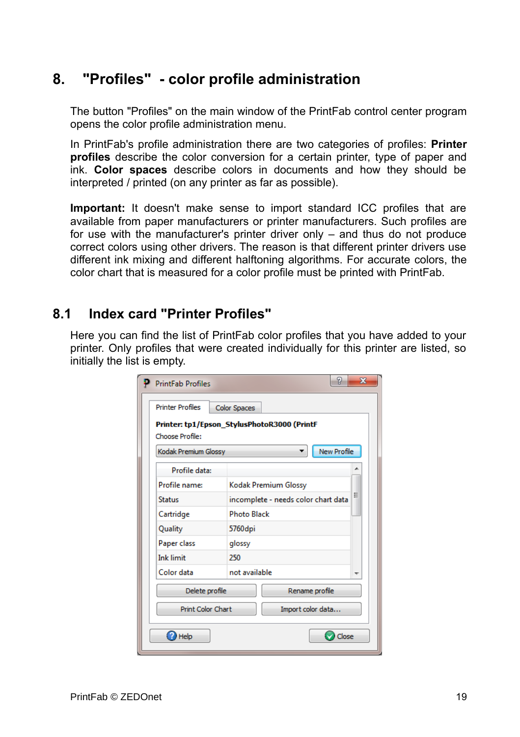# 8. "Profiles" - color profile administration

The button "Profiles" on the main window of the PrintFab control center program opens the color profile administration menu.

In PrintFab's profile administration there are two categories of profiles: **Printer profiles** describe the color conversion for a certain printer, type of paper and ink. **Color spaces** describe colors in documents and how they should be interpreted / printed (on any printer as far as possible).

**Important:** It doesn't make sense to import standard ICC profiles that are available from paper manufacturers or printer manufacturers. Such profiles are for use with the manufacturer's printer driver only – and thus do not produce correct colors using other drivers. The reason is that different printer drivers use different ink mixing and different halftoning algorithms. For accurate colors, the color chart that is measured for a color profile must be printed with PrintFab.

## 8.1 Index card "Printer Profiles"

Here you can find the list of PrintFab color profiles that you have added to your printer. Only profiles that were created individually for this printer are listed, so initially the list is empty.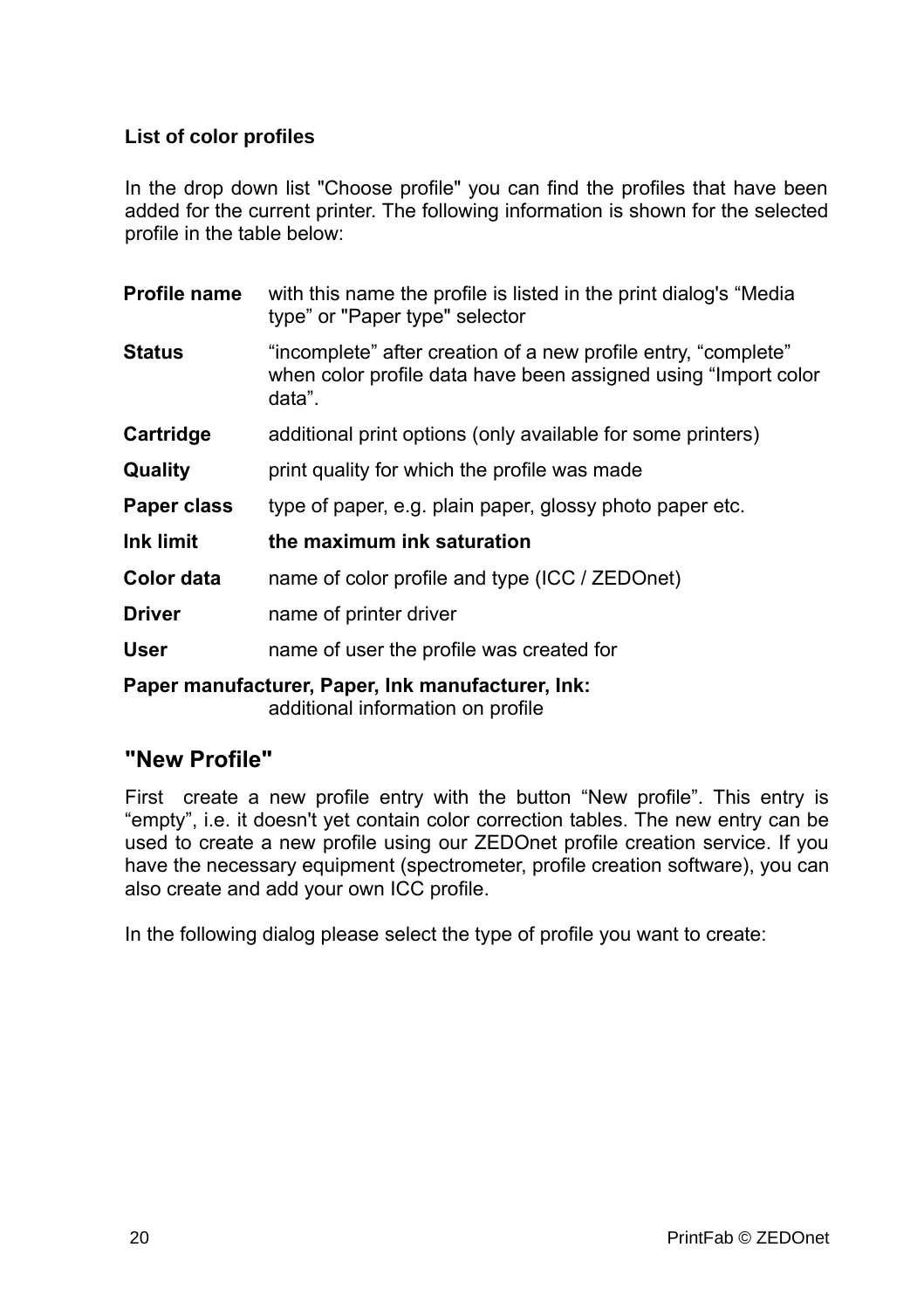**List of color profiles**

In the drop down list "Choose profile" you can find the profiles that have been added for the current printer. The following information is shown for the selected profile in the table below:

| | |
|---|---|
| **Profile name** | with this name the profile is listed in the print dialog's “Media type” or "Paper type" selector |
| **Status** | “incomplete” after creation of a new profile entry, “complete” when color profile data have been assigned using “Import color data”. |
| **Cartridge** | additional print options (only available for some printers) |
| **Quality** | print quality for which the profile was made |
| **Paper class** | type of paper, e.g. plain paper, glossy photo paper etc. |
| **Ink limit** | **the maximum ink saturation** |
| **Color data** | name of color profile and type (ICC / ZEDOnet) |
| **Driver** | name of printer driver |
| **User** | name of user the profile was created for |

**Paper manufacturer, Paper, Ink manufacturer, Ink:**
additional information on profile

## "New Profile"

First create a new profile entry with the button “New profile”. This entry is “empty”, i.e. it doesn't yet contain color correction tables. The new entry can be used to create a new profile using our ZEDOnet profile creation service. If you have the necessary equipment (spectrometer, profile creation software), you can also create and add your own ICC profile.

In the following dialog please select the type of profile you want to create: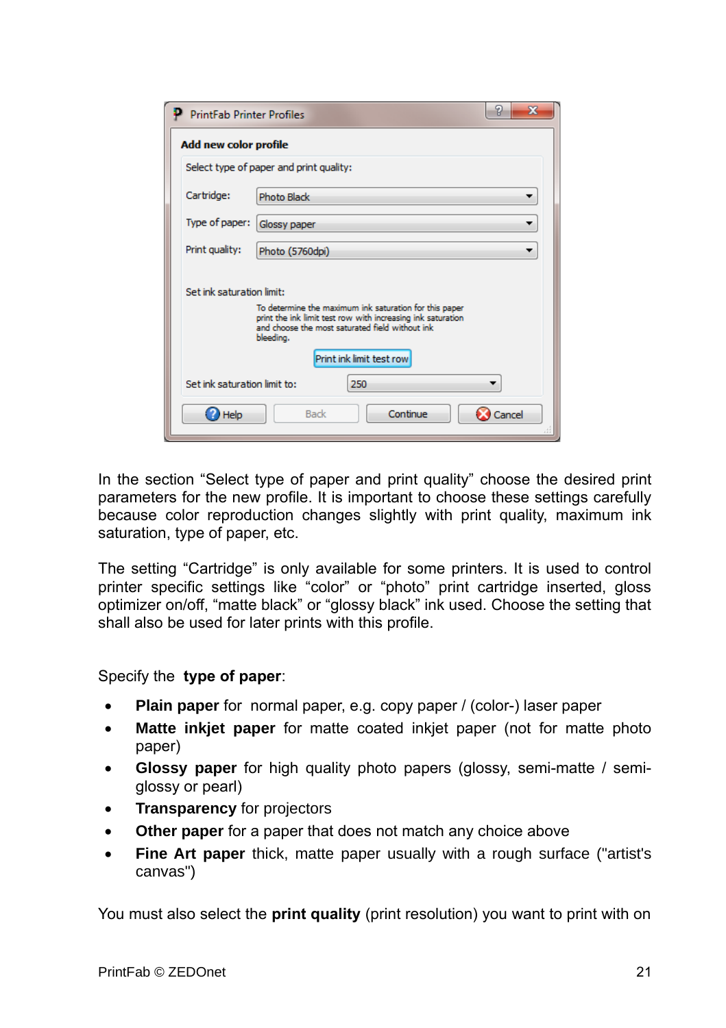In the section “Select type of paper and print quality” choose the desired print parameters for the new profile. It is important to choose these settings carefully because color reproduction changes slightly with print quality, maximum ink saturation, type of paper, etc.

The setting “Cartridge” is only available for some printers. It is used to control printer specific settings like “color” or “photo” print cartridge inserted, gloss optimizer on/off, “matte black” or “glossy black” ink used. Choose the setting that shall also be used for later prints with this profile.

Specify the **type of paper**:

- **Plain paper** for normal paper, e.g. copy paper / (color-) laser paper
- **Matte inkjet paper** for matte coated inkjet paper (not for matte photo paper)
- **Glossy paper** for high quality photo papers (glossy, semi-matte / semi-glossy or pearl)
- **Transparency** for projectors
- **Other paper** for a paper that does not match any choice above
- **Fine Art paper** thick, matte paper usually with a rough surface ("artist's canvas")

You must also select the **print quality** (print resolution) you want to print with on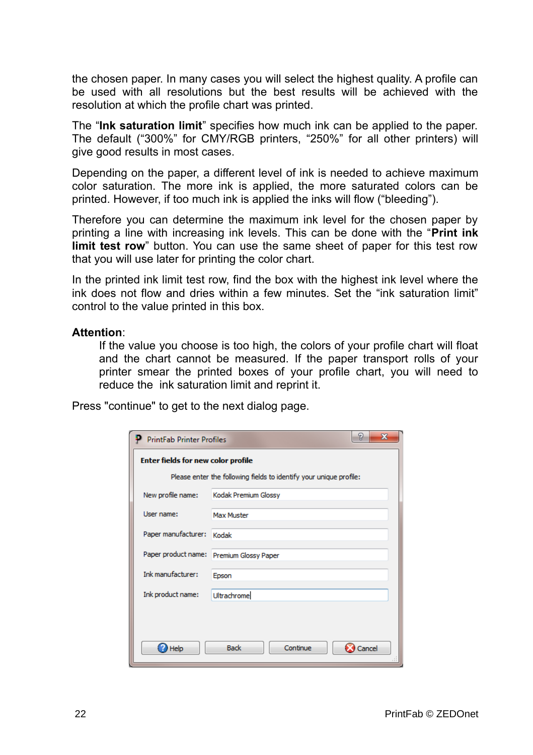the chosen paper. In many cases you will select the highest quality. A profile can be used with all resolutions but the best results will be achieved with the resolution at which the profile chart was printed.

The “**Ink saturation limit**” specifies how much ink can be applied to the paper. The default (“300%” for CMY/RGB printers, “250%” for all other printers) will give good results in most cases.

Depending on the paper, a different level of ink is needed to achieve maximum color saturation. The more ink is applied, the more saturated colors can be printed. However, if too much ink is applied the inks will flow (“bleeding”).

Therefore you can determine the maximum ink level for the chosen paper by printing a line with increasing ink levels. This can be done with the “**Print ink limit test row**” button. You can use the same sheet of paper for this test row that you will use later for printing the color chart.

In the printed ink limit test row, find the box with the highest ink level where the ink does not flow and dries within a few minutes. Set the “ink saturation limit” control to the value printed in this box.

**Attention**:

> If the value you choose is too high, the colors of your profile chart will float and the chart cannot be measured. If the paper transport rolls of your printer smear the printed boxes of your profile chart, you will need to reduce the ink saturation limit and reprint it.

Press "continue" to get to the next dialog page.

PrintFab Printer Profiles

**Enter fields for new color profile**

Please enter the following fields to identify your unique profile:

| | |
|---|---|
| New profile name: | Kodak Premium Glossy |
| User name: | Max Muster |
| Paper manufacturer: | Kodak |
| Paper product name: | Premium Glossy Paper |
| Ink manufacturer: | Epson |
| Ink product name: | Ultrachrome |

Help | Back | Continue | Cancel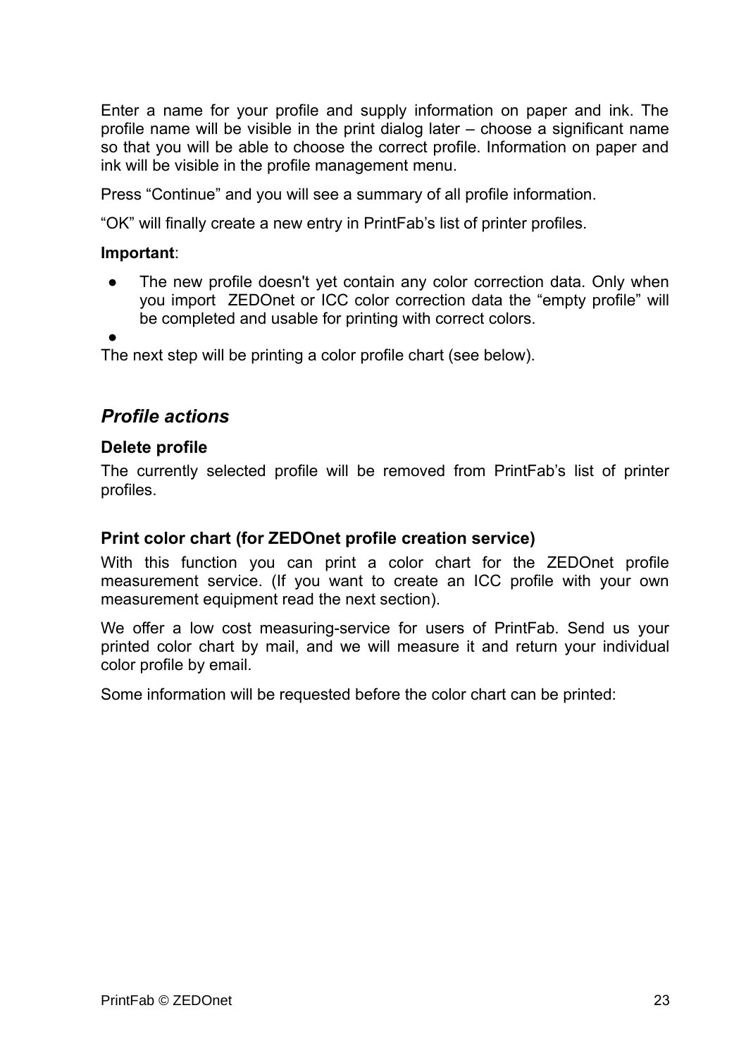Enter a name for your profile and supply information on paper and ink. The profile name will be visible in the print dialog later – choose a significant name so that you will be able to choose the correct profile. Information on paper and ink will be visible in the profile management menu.

Press “Continue” and you will see a summary of all profile information.

“OK” will finally create a new entry in PrintFab’s list of printer profiles.

**Important**:

- The new profile doesn't yet contain any color correction data. Only when you import ZEDOnet or ICC color correction data the “empty profile” will be completed and usable for printing with correct colors.
- 

The next step will be printing a color profile chart (see below).

## *Profile actions*

### Delete profile

The currently selected profile will be removed from PrintFab’s list of printer profiles.

### Print color chart (for ZEDOnet profile creation service)

With this function you can print a color chart for the ZEDOnet profile measurement service. (If you want to create an ICC profile with your own measurement equipment read the next section).

We offer a low cost measuring-service for users of PrintFab. Send us your printed color chart by mail, and we will measure it and return your individual color profile by email.

Some information will be requested before the color chart can be printed: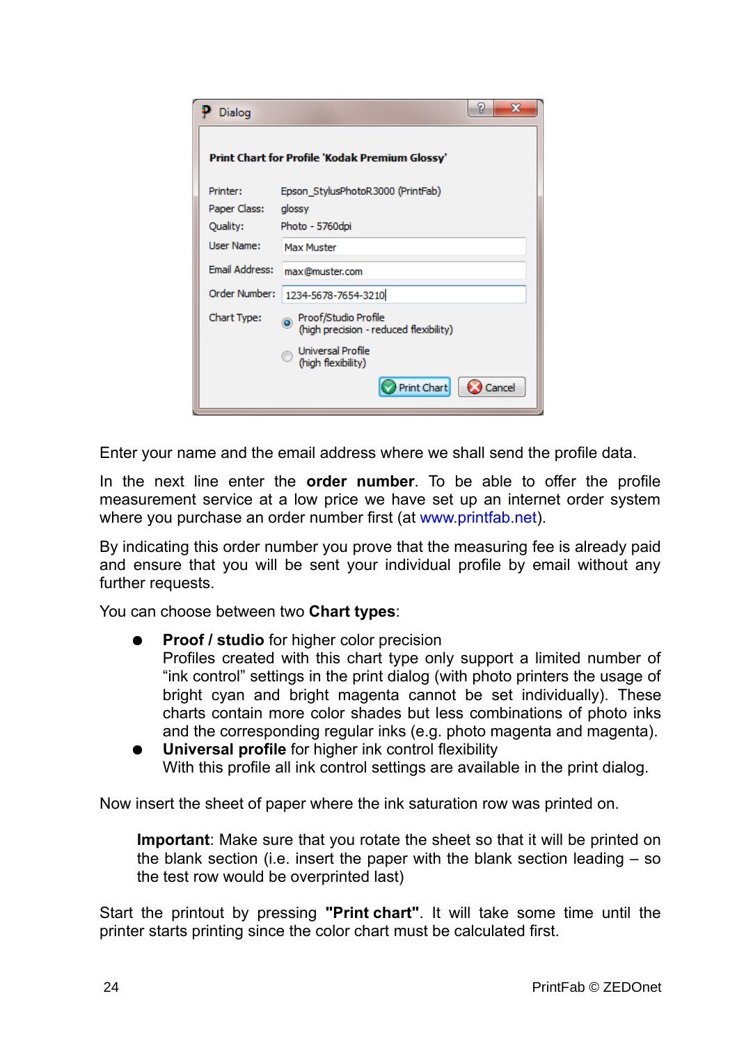Enter your name and the email address where we shall send the profile data.

In the next line enter the **order number**. To be able to offer the profile measurement service at a low price we have set up an internet order system where you purchase an order number first (at www.printfab.net).

By indicating this order number you prove that the measuring fee is already paid and ensure that you will be sent your individual profile by email without any further requests.

You can choose between two **Chart types**:

- **Proof / studio** for higher color precision
  Profiles created with this chart type only support a limited number of "ink control" settings in the print dialog (with photo printers the usage of bright cyan and bright magenta cannot be set individually). These charts contain more color shades but less combinations of photo inks and the corresponding regular inks (e.g. photo magenta and magenta).
- **Universal profile** for higher ink control flexibility
  With this profile all ink control settings are available in the print dialog.

Now insert the sheet of paper where the ink saturation row was printed on.

> **Important**: Make sure that you rotate the sheet so that it will be printed on the blank section (i.e. insert the paper with the blank section leading – so the test row would be overprinted last)

Start the printout by pressing **"Print chart"**. It will take some time until the printer starts printing since the color chart must be calculated first.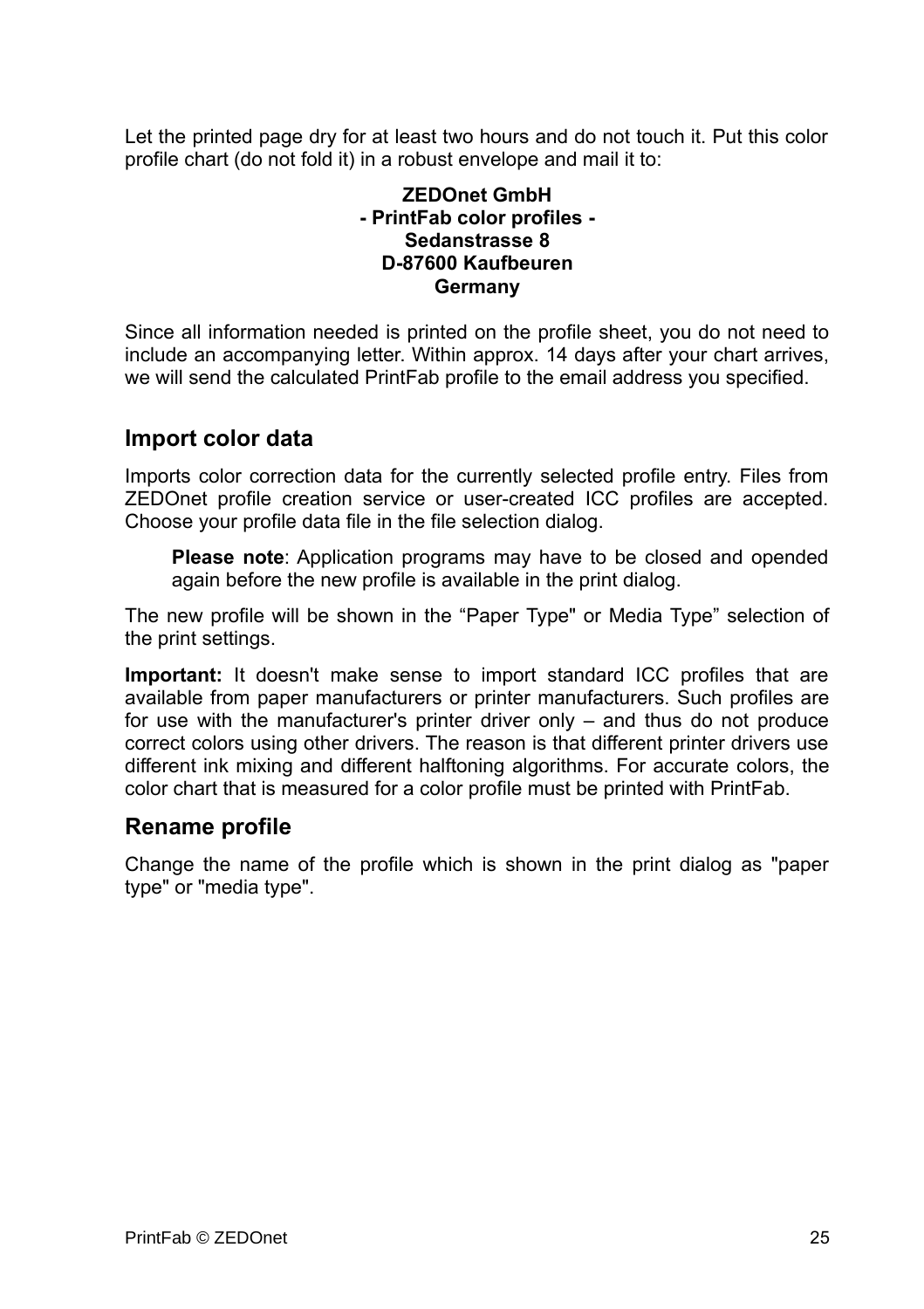Let the printed page dry for at least two hours and do not touch it. Put this color profile chart (do not fold it) in a robust envelope and mail it to:

**ZEDOnet GmbH**
**- PrintFab color profiles -**
**Sedanstrasse 8**
**D-87600 Kaufbeuren**
**Germany**

Since all information needed is printed on the profile sheet, you do not need to include an accompanying letter. Within approx. 14 days after your chart arrives, we will send the calculated PrintFab profile to the email address you specified.

## Import color data

Imports color correction data for the currently selected profile entry. Files from ZEDOnet profile creation service or user-created ICC profiles are accepted. Choose your profile data file in the file selection dialog.

> **Please note**: Application programs may have to be closed and opended again before the new profile is available in the print dialog.

The new profile will be shown in the “Paper Type" or Media Type” selection of the print settings.

**Important:** It doesn't make sense to import standard ICC profiles that are available from paper manufacturers or printer manufacturers. Such profiles are for use with the manufacturer's printer driver only – and thus do not produce correct colors using other drivers. The reason is that different printer drivers use different ink mixing and different halftoning algorithms. For accurate colors, the color chart that is measured for a color profile must be printed with PrintFab.

## Rename profile

Change the name of the profile which is shown in the print dialog as "paper type" or "media type".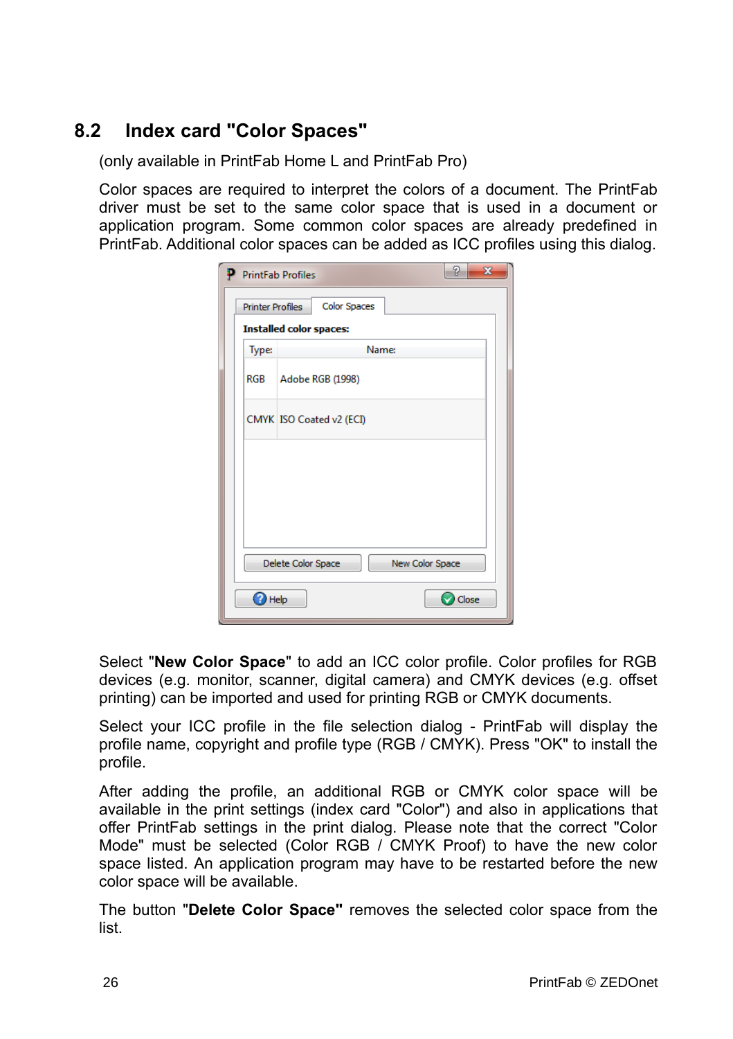## 8.2 Index card "Color Spaces"

(only available in PrintFab Home L and PrintFab Pro)

Color spaces are required to interpret the colors of a document. The PrintFab driver must be set to the same color space that is used in a document or application program. Some common color spaces are already predefined in PrintFab. Additional color spaces can be added as ICC profiles using this dialog.

Select "**New Color Space**" to add an ICC color profile. Color profiles for RGB devices (e.g. monitor, scanner, digital camera) and CMYK devices (e.g. offset printing) can be imported and used for printing RGB or CMYK documents.

Select your ICC profile in the file selection dialog - PrintFab will display the profile name, copyright and profile type (RGB / CMYK). Press "OK" to install the profile.

After adding the profile, an additional RGB or CMYK color space will be available in the print settings (index card "Color") and also in applications that offer PrintFab settings in the print dialog. Please note that the correct "Color Mode" must be selected (Color RGB / CMYK Proof) to have the new color space listed. An application program may have to be restarted before the new color space will be available.

The button "**Delete Color Space"** removes the selected color space from the list.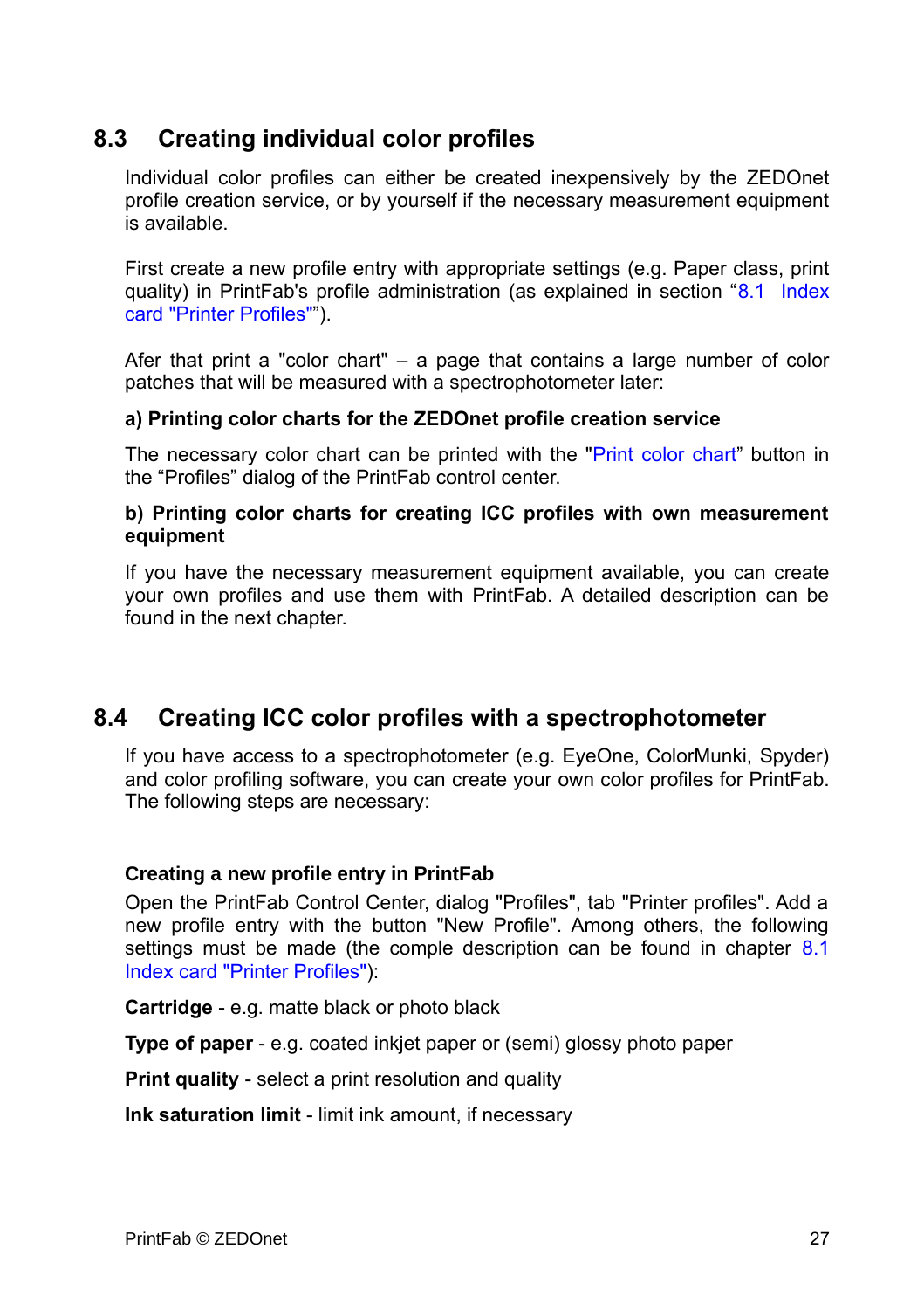## 8.3 Creating individual color profiles

Individual color profiles can either be created inexpensively by the ZEDOnet profile creation service, or by yourself if the necessary measurement equipment is available.

First create a new profile entry with appropriate settings (e.g. Paper class, print quality) in PrintFab's profile administration (as explained in section "8.1 Index card "Printer Profiles"").

Afer that print a "color chart" – a page that contains a large number of color patches that will be measured with a spectrophotometer later:

**a) Printing color charts for the ZEDOnet profile creation service**

The necessary color chart can be printed with the "Print color chart" button in the "Profiles" dialog of the PrintFab control center.

**b) Printing color charts for creating ICC profiles with own measurement equipment**

If you have the necessary measurement equipment available, you can create your own profiles and use them with PrintFab. A detailed description can be found in the next chapter.

## 8.4 Creating ICC color profiles with a spectrophotometer

If you have access to a spectrophotometer (e.g. EyeOne, ColorMunki, Spyder) and color profiling software, you can create your own color profiles for PrintFab. The following steps are necessary:

**Creating a new profile entry in PrintFab**

Open the PrintFab Control Center, dialog "Profiles", tab "Printer profiles". Add a new profile entry with the button "New Profile". Among others, the following settings must be made (the comple description can be found in chapter 8.1 Index card "Printer Profiles"):

**Cartridge** - e.g. matte black or photo black

**Type of paper** - e.g. coated inkjet paper or (semi) glossy photo paper

**Print quality** - select a print resolution and quality

**Ink saturation limit** - limit ink amount, if necessary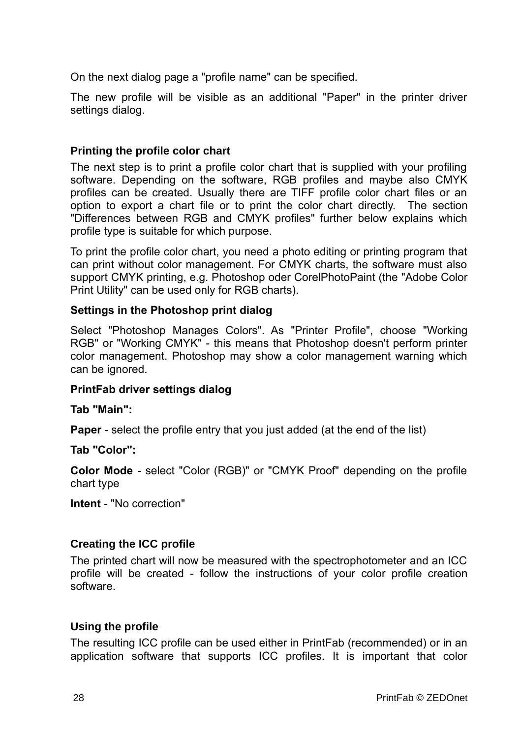On the next dialog page a "profile name" can be specified.

The new profile will be visible as an additional "Paper" in the printer driver settings dialog.

### Printing the profile color chart

The next step is to print a profile color chart that is supplied with your profiling software. Depending on the software, RGB profiles and maybe also CMYK profiles can be created. Usually there are TIFF profile color chart files or an option to export a chart file or to print the color chart directly. The section "Differences between RGB and CMYK profiles" further below explains which profile type is suitable for which purpose.

To print the profile color chart, you need a photo editing or printing program that can print without color management. For CMYK charts, the software must also support CMYK printing, e.g. Photoshop oder CorelPhotoPaint (the "Adobe Color Print Utility" can be used only for RGB charts).

**Settings in the Photoshop print dialog**

Select "Photoshop Manages Colors". As "Printer Profile", choose "Working RGB" or "Working CMYK" - this means that Photoshop doesn't perform printer color management. Photoshop may show a color management warning which can be ignored.

**PrintFab driver settings dialog**

**Tab "Main":**

**Paper** - select the profile entry that you just added (at the end of the list)

**Tab "Color":**

**Color Mode** - select "Color (RGB)" or "CMYK Proof" depending on the profile chart type

**Intent** - "No correction"

### Creating the ICC profile

The printed chart will now be measured with the spectrophotometer and an ICC profile will be created - follow the instructions of your color profile creation software.

### Using the profile

The resulting ICC profile can be used either in PrintFab (recommended) or in an application software that supports ICC profiles. It is important that color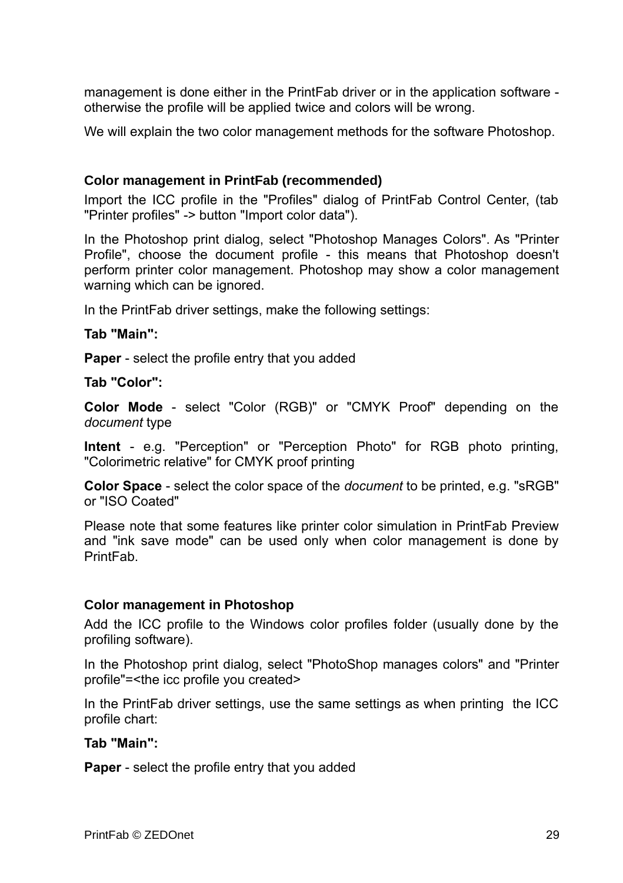management is done either in the PrintFab driver or in the application software - otherwise the profile will be applied twice and colors will be wrong.

We will explain the two color management methods for the software Photoshop.

### Color management in PrintFab (recommended)

Import the ICC profile in the "Profiles" dialog of PrintFab Control Center, (tab "Printer profiles" -> button "Import color data").

In the Photoshop print dialog, select "Photoshop Manages Colors". As "Printer Profile", choose the document profile - this means that Photoshop doesn't perform printer color management. Photoshop may show a color management warning which can be ignored.

In the PrintFab driver settings, make the following settings:

**Tab "Main":**

**Paper** - select the profile entry that you added

**Tab "Color":**

**Color Mode** - select "Color (RGB)" or "CMYK Proof" depending on the *document* type

**Intent** - e.g. "Perception" or "Perception Photo" for RGB photo printing, "Colorimetric relative" for CMYK proof printing

**Color Space** - select the color space of the *document* to be printed, e.g. "sRGB" or "ISO Coated"

Please note that some features like printer color simulation in PrintFab Preview and "ink save mode" can be used only when color management is done by PrintFab.

### Color management in Photoshop

Add the ICC profile to the Windows color profiles folder (usually done by the profiling software).

In the Photoshop print dialog, select "PhotoShop manages colors" and "Printer profile"=<the icc profile you created>

In the PrintFab driver settings, use the same settings as when printing the ICC profile chart:

**Tab "Main":**

**Paper** - select the profile entry that you added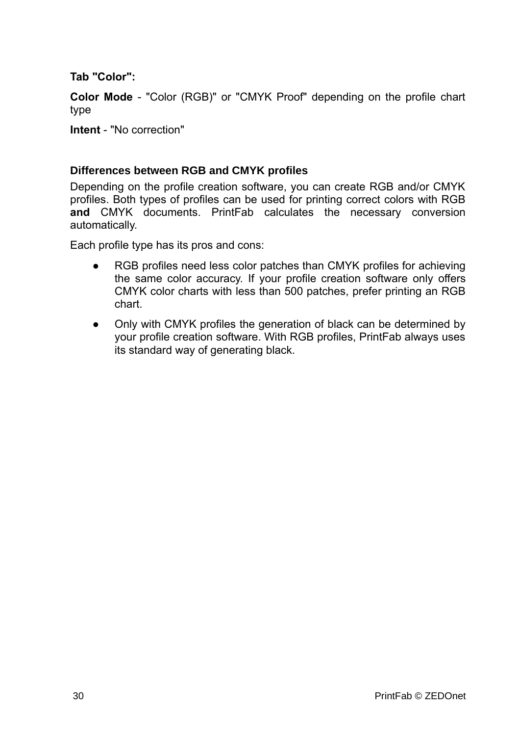**Tab "Color":**

**Color Mode** - "Color (RGB)" or "CMYK Proof" depending on the profile chart type

**Intent** - "No correction"

### Differences between RGB and CMYK profiles

Depending on the profile creation software, you can create RGB and/or CMYK profiles. Both types of profiles can be used for printing correct colors with RGB **and** CMYK documents. PrintFab calculates the necessary conversion automatically.

Each profile type has its pros and cons:

- RGB profiles need less color patches than CMYK profiles for achieving the same color accuracy. If your profile creation software only offers CMYK color charts with less than 500 patches, prefer printing an RGB chart.
- Only with CMYK profiles the generation of black can be determined by your profile creation software. With RGB profiles, PrintFab always uses its standard way of generating black.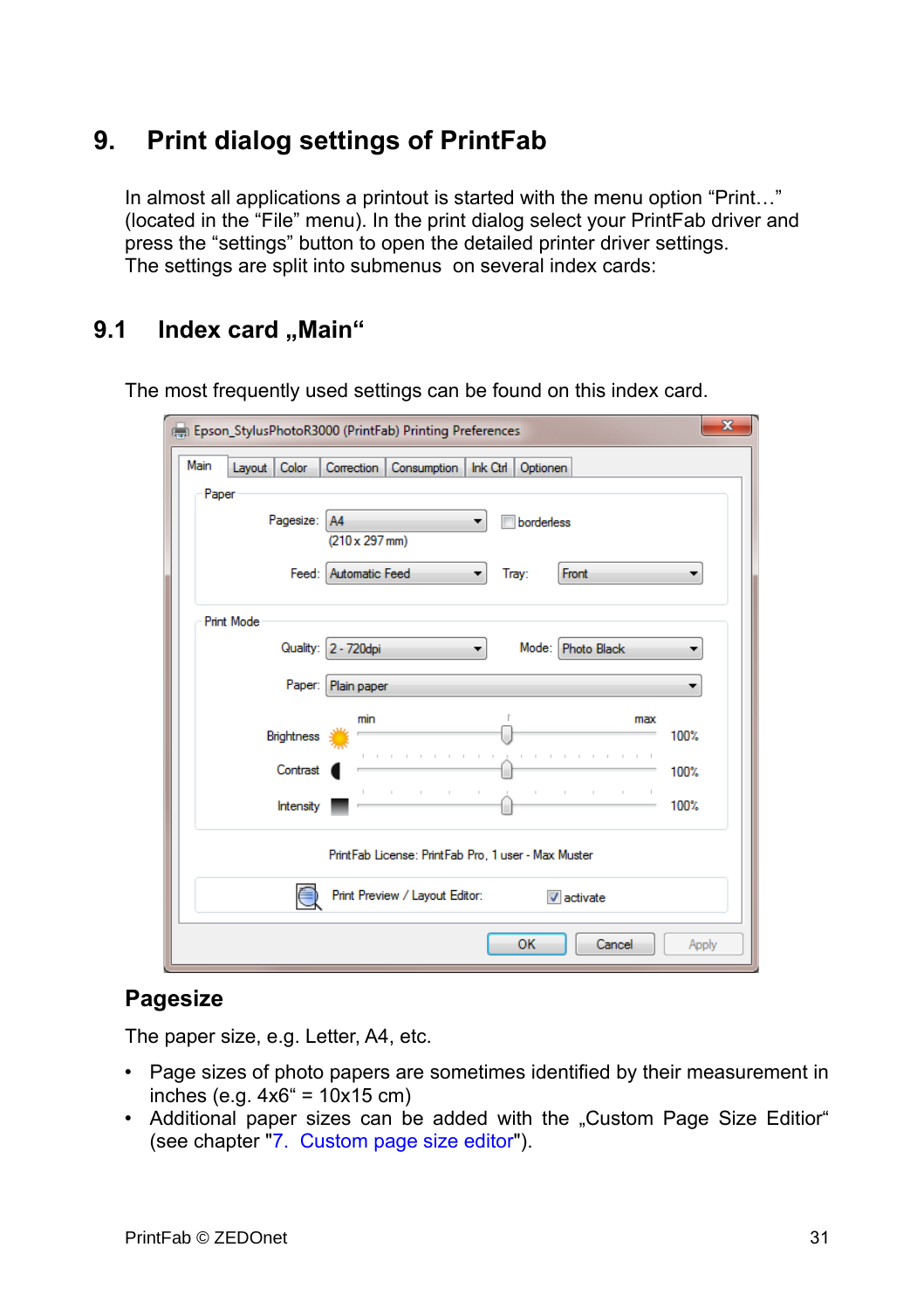# 9. Print dialog settings of PrintFab

In almost all applications a printout is started with the menu option "Print…" (located in the "File" menu). In the print dialog select your PrintFab driver and press the "settings" button to open the detailed printer driver settings.
The settings are split into submenus on several index cards:

## 9.1 Index card „Main"

The most frequently used settings can be found on this index card.

### Pagesize

The paper size, e.g. Letter, A4, etc.

- Page sizes of photo papers are sometimes identified by their measurement in inches (e.g. 4x6" = 10x15 cm)
- Additional paper sizes can be added with the „Custom Page Size Editior" (see chapter "7. Custom page size editor").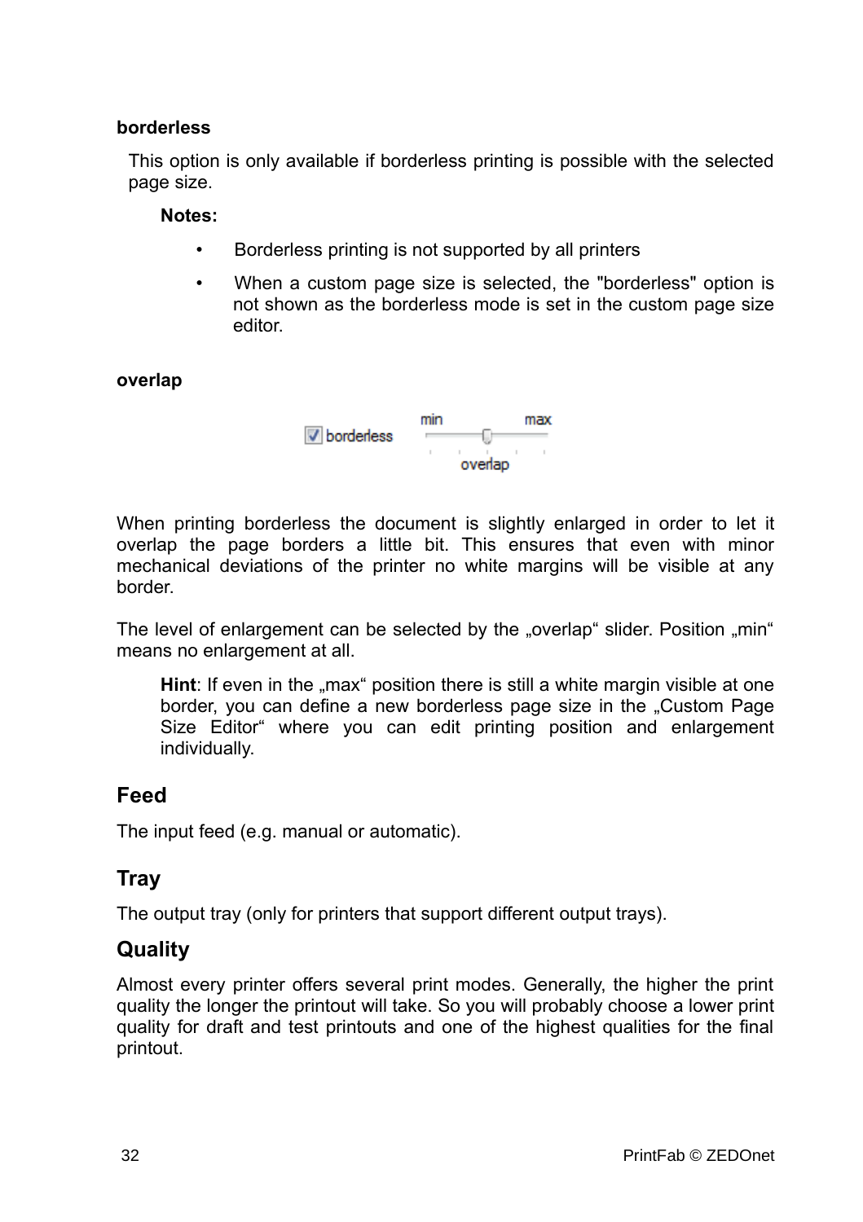**borderless**

This option is only available if borderless printing is possible with the selected page size.

**Notes:**

- Borderless printing is not supported by all printers
- When a custom page size is selected, the "borderless" option is not shown as the borderless mode is set in the custom page size editor.

**overlap**

When printing borderless the document is slightly enlarged in order to let it overlap the page borders a little bit. This ensures that even with minor mechanical deviations of the printer no white margins will be visible at any border.

The level of enlargement can be selected by the „overlap“ slider. Position „min“ means no enlargement at all.

> **Hint**: If even in the „max“ position there is still a white margin visible at one border, you can define a new borderless page size in the „Custom Page Size Editor“ where you can edit printing position and enlargement individually.

## Feed

The input feed (e.g. manual or automatic).

## Tray

The output tray (only for printers that support different output trays).

## Quality

Almost every printer offers several print modes. Generally, the higher the print quality the longer the printout will take. So you will probably choose a lower print quality for draft and test printouts and one of the highest qualities for the final printout.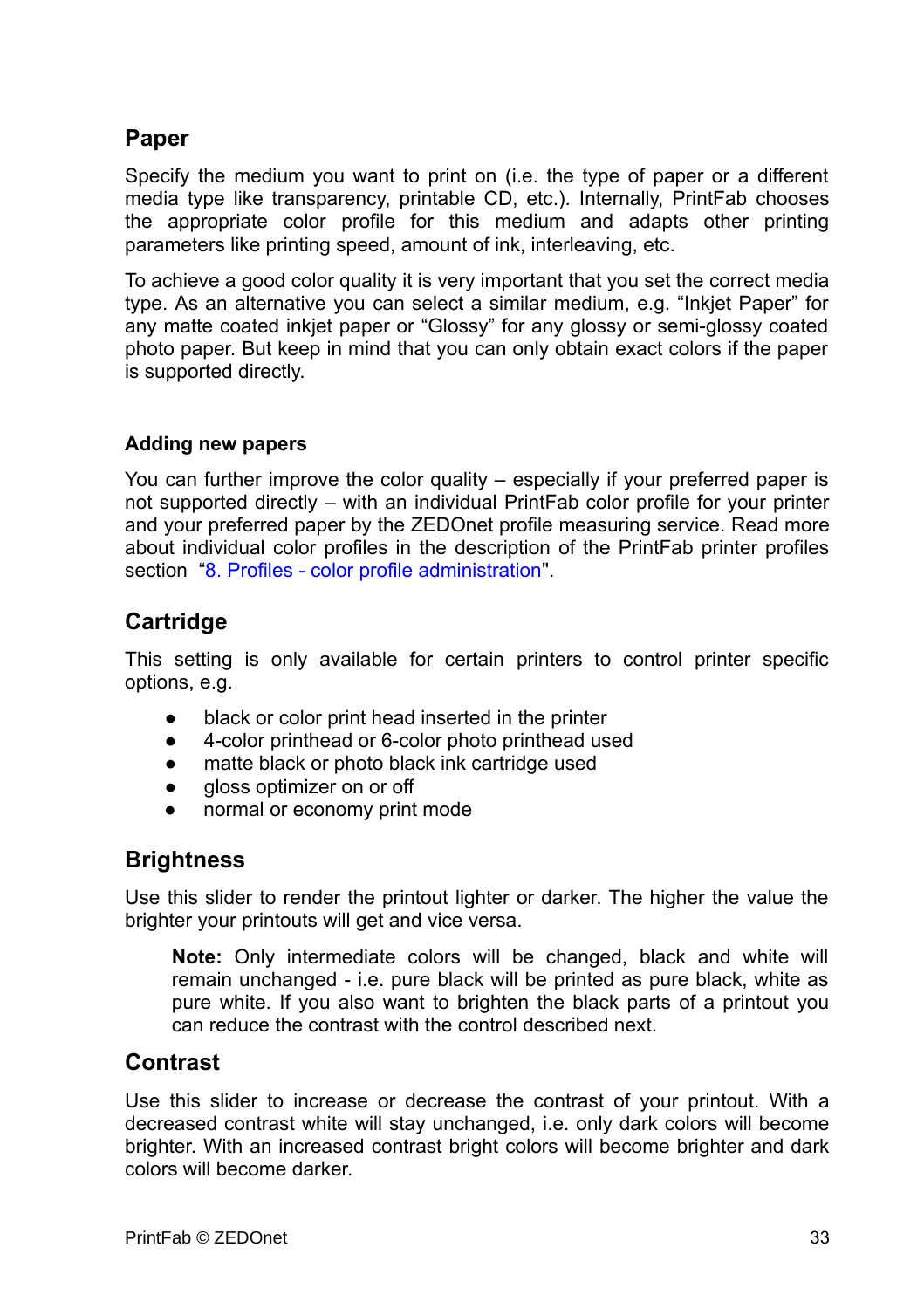## Paper

Specify the medium you want to print on (i.e. the type of paper or a different media type like transparency, printable CD, etc.). Internally, PrintFab chooses the appropriate color profile for this medium and adapts other printing parameters like printing speed, amount of ink, interleaving, etc.

To achieve a good color quality it is very important that you set the correct media type. As an alternative you can select a similar medium, e.g. “Inkjet Paper” for any matte coated inkjet paper or “Glossy” for any glossy or semi-glossy coated photo paper. But keep in mind that you can only obtain exact colors if the paper is supported directly.

### Adding new papers

You can further improve the color quality – especially if your preferred paper is not supported directly – with an individual PrintFab color profile for your printer and your preferred paper by the ZEDOnet profile measuring service. Read more about individual color profiles in the description of the PrintFab printer profiles section “8. Profiles - color profile administration".

## Cartridge

This setting is only available for certain printers to control printer specific options, e.g.

- black or color print head inserted in the printer
- 4-color printhead or 6-color photo printhead used
- matte black or photo black ink cartridge used
- gloss optimizer on or off
- normal or economy print mode

## Brightness

Use this slider to render the printout lighter or darker. The higher the value the brighter your printouts will get and vice versa.

> **Note:** Only intermediate colors will be changed, black and white will remain unchanged - i.e. pure black will be printed as pure black, white as pure white. If you also want to brighten the black parts of a printout you can reduce the contrast with the control described next.

## Contrast

Use this slider to increase or decrease the contrast of your printout. With a decreased contrast white will stay unchanged, i.e. only dark colors will become brighter. With an increased contrast bright colors will become brighter and dark colors will become darker.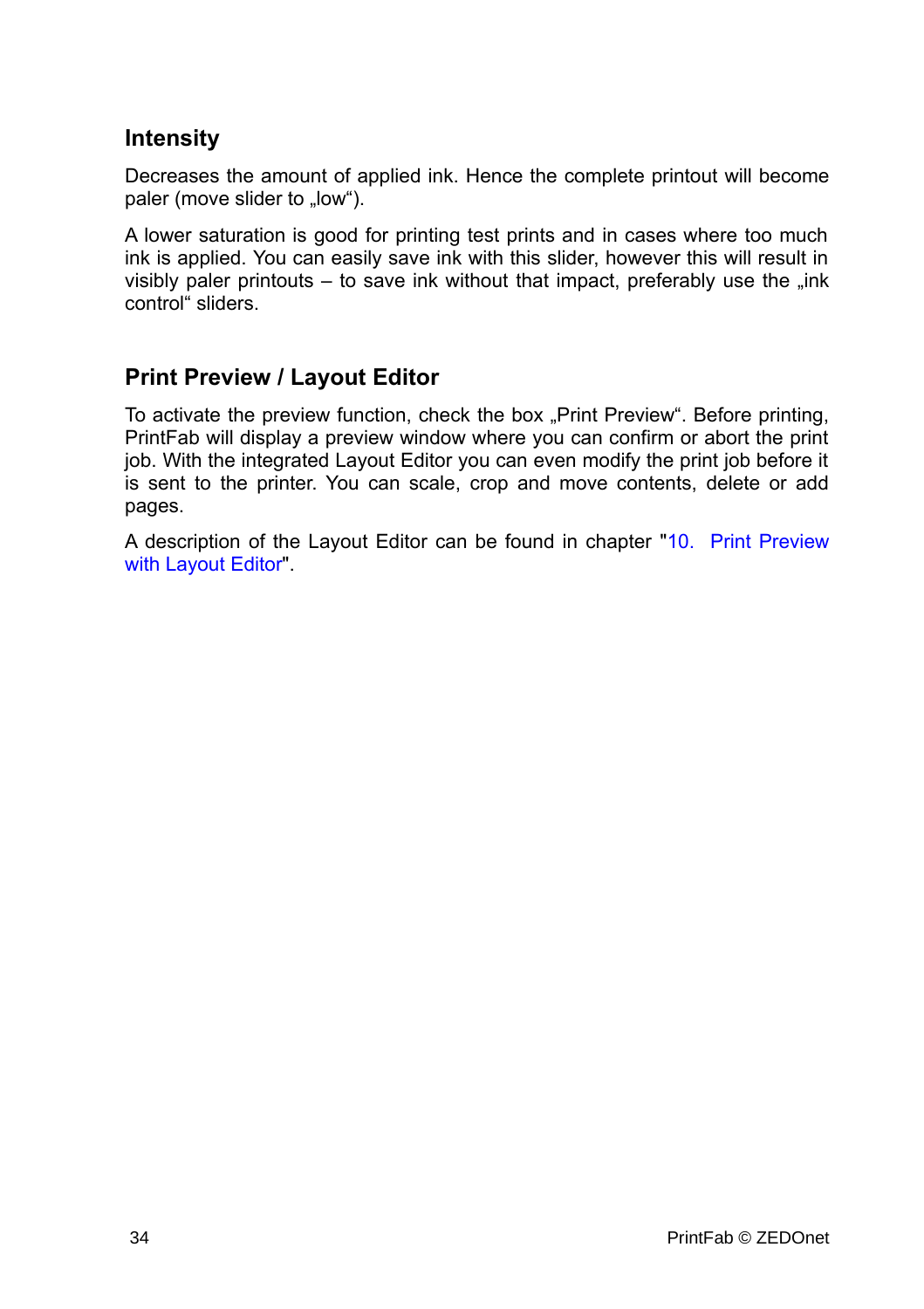## Intensity

Decreases the amount of applied ink. Hence the complete printout will become paler (move slider to „low“).

A lower saturation is good for printing test prints and in cases where too much ink is applied. You can easily save ink with this slider, however this will result in visibly paler printouts – to save ink without that impact, preferably use the „ink control“ sliders.

## Print Preview / Layout Editor

To activate the preview function, check the box „Print Preview“. Before printing, PrintFab will display a preview window where you can confirm or abort the print job. With the integrated Layout Editor you can even modify the print job before it is sent to the printer. You can scale, crop and move contents, delete or add pages.

A description of the Layout Editor can be found in chapter "10. Print Preview with Layout Editor".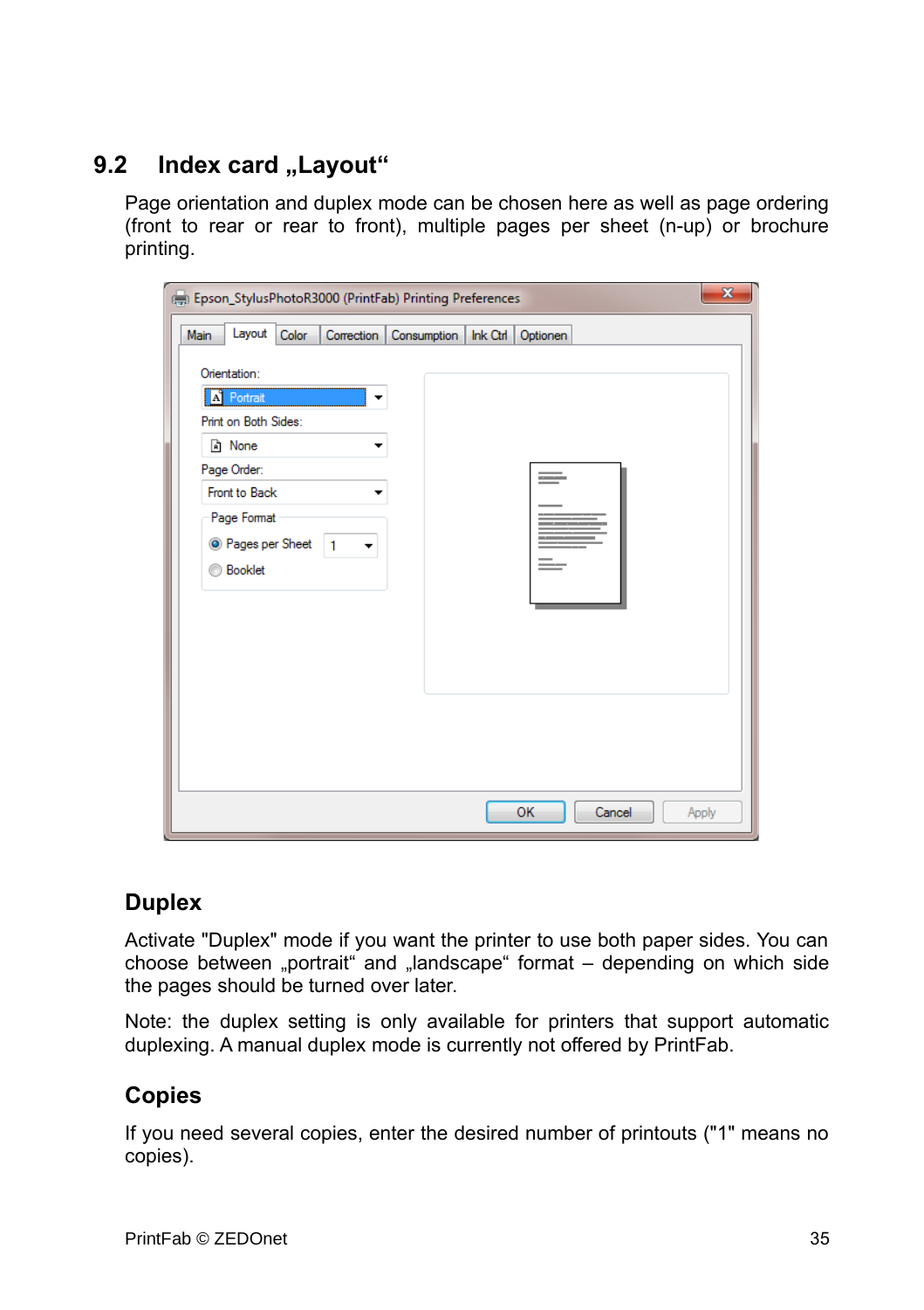## 9.2 Index card „Layout“

Page orientation and duplex mode can be chosen here as well as page ordering (front to rear or rear to front), multiple pages per sheet (n-up) or brochure printing.

### Duplex

Activate "Duplex" mode if you want the printer to use both paper sides. You can choose between „portrait“ and „landscape“ format – depending on which side the pages should be turned over later.

Note: the duplex setting is only available for printers that support automatic duplexing. A manual duplex mode is currently not offered by PrintFab.

### Copies

If you need several copies, enter the desired number of printouts ("1" means no copies).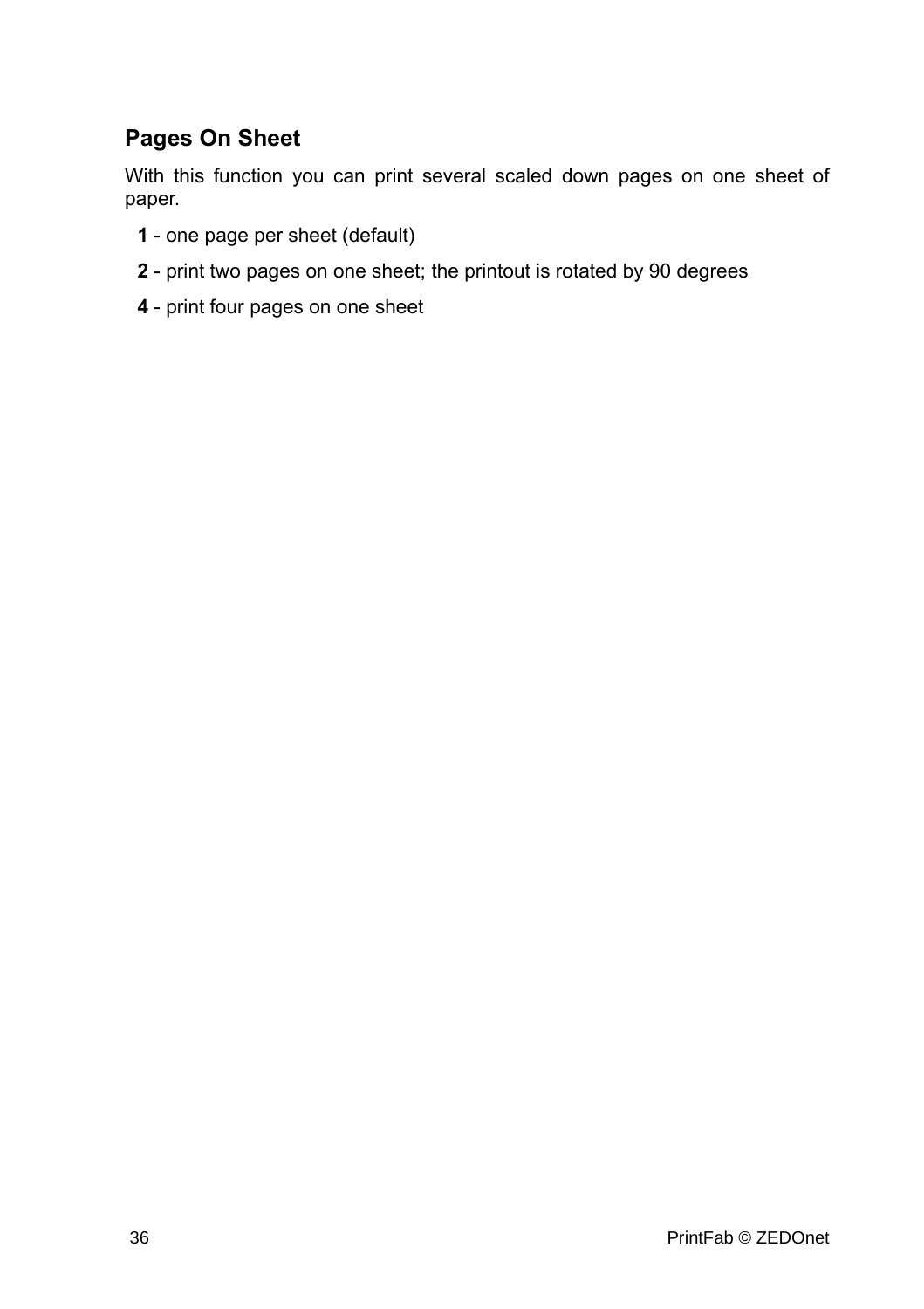## Pages On Sheet

With this function you can print several scaled down pages on one sheet of paper.

**1** - one page per sheet (default)

**2** - print two pages on one sheet; the printout is rotated by 90 degrees

**4** - print four pages on one sheet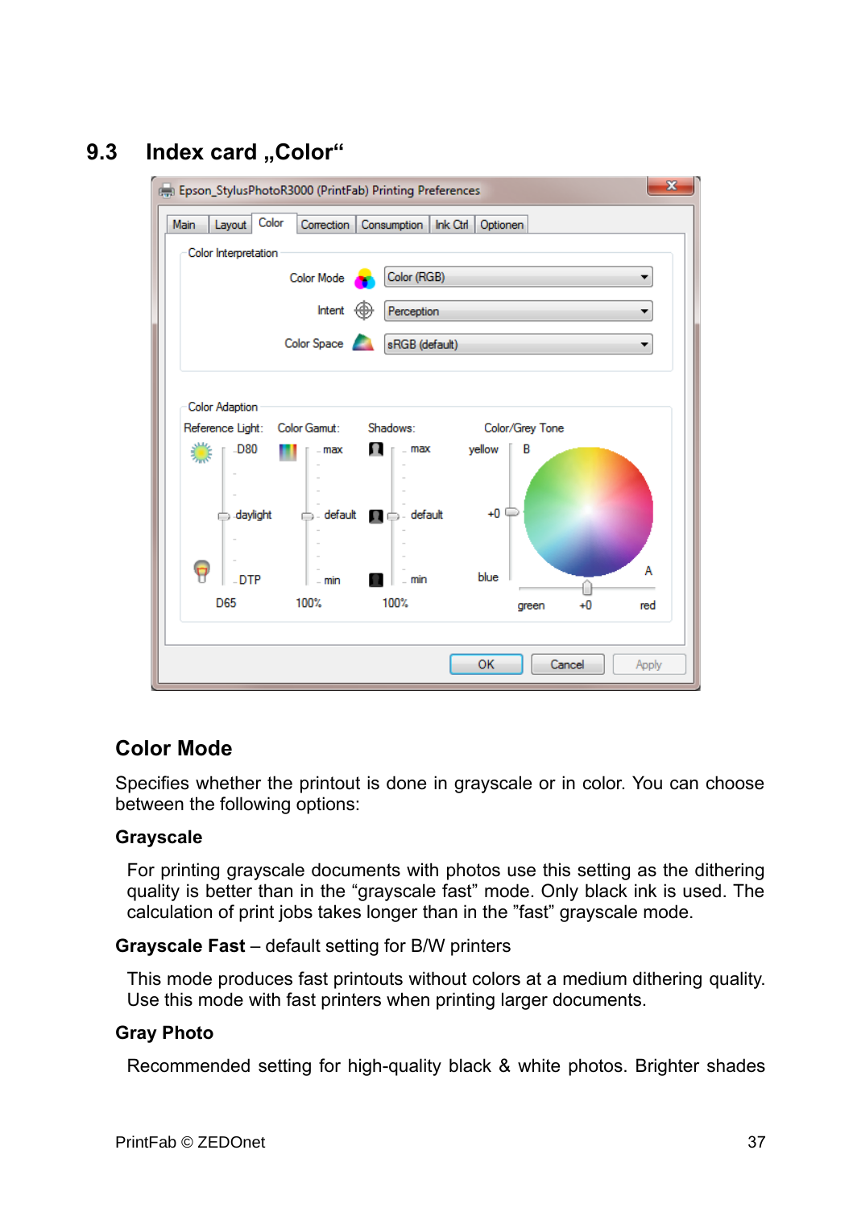## 9.3 Index card „Color“

### Color Mode

Specifies whether the printout is done in grayscale or in color. You can choose between the following options:

**Grayscale**

For printing grayscale documents with photos use this setting as the dithering quality is better than in the “grayscale fast” mode. Only black ink is used. The calculation of print jobs takes longer than in the ”fast” grayscale mode.

**Grayscale Fast** – default setting for B/W printers

This mode produces fast printouts without colors at a medium dithering quality. Use this mode with fast printers when printing larger documents.

**Gray Photo**

Recommended setting for high-quality black & white photos. Brighter shades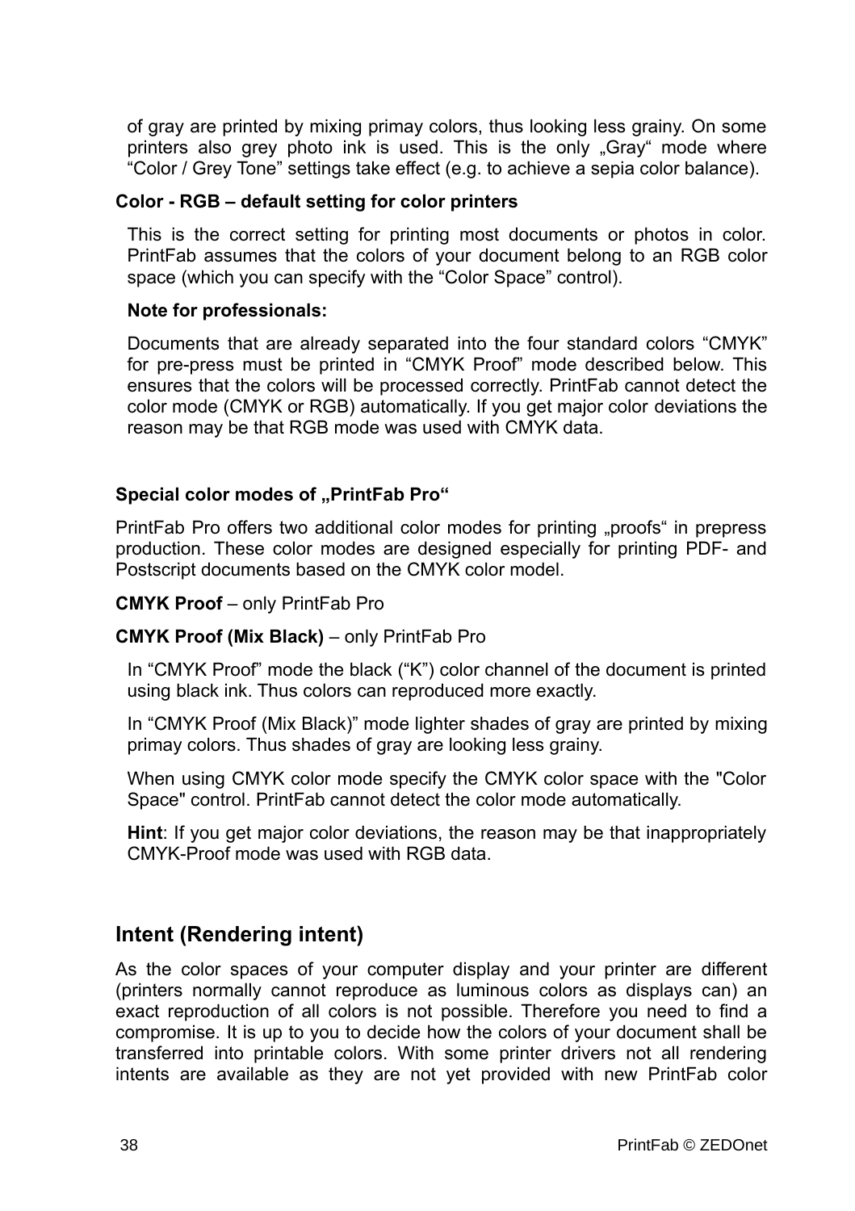of gray are printed by mixing primay colors, thus looking less grainy. On some printers also grey photo ink is used. This is the only „Gray" mode where "Color / Grey Tone" settings take effect (e.g. to achieve a sepia color balance).

**Color - RGB – default setting for color printers**

This is the correct setting for printing most documents or photos in color. PrintFab assumes that the colors of your document belong to an RGB color space (which you can specify with the "Color Space" control).

**Note for professionals:**

Documents that are already separated into the four standard colors "CMYK" for pre-press must be printed in "CMYK Proof" mode described below. This ensures that the colors will be processed correctly. PrintFab cannot detect the color mode (CMYK or RGB) automatically. If you get major color deviations the reason may be that RGB mode was used with CMYK data.

**Special color modes of „PrintFab Pro"**

PrintFab Pro offers two additional color modes for printing „proofs" in prepress production. These color modes are designed especially for printing PDF- and Postscript documents based on the CMYK color model.

**CMYK Proof** – only PrintFab Pro

**CMYK Proof (Mix Black)** – only PrintFab Pro

In "CMYK Proof" mode the black ("K") color channel of the document is printed using black ink. Thus colors can reproduced more exactly.

In "CMYK Proof (Mix Black)" mode lighter shades of gray are printed by mixing primay colors. Thus shades of gray are looking less grainy.

When using CMYK color mode specify the CMYK color space with the "Color Space" control. PrintFab cannot detect the color mode automatically.

**Hint**: If you get major color deviations, the reason may be that inappropriately CMYK-Proof mode was used with RGB data.

## Intent (Rendering intent)

As the color spaces of your computer display and your printer are different (printers normally cannot reproduce as luminous colors as displays can) an exact reproduction of all colors is not possible. Therefore you need to find a compromise. It is up to you to decide how the colors of your document shall be transferred into printable colors. With some printer drivers not all rendering intents are available as they are not yet provided with new PrintFab color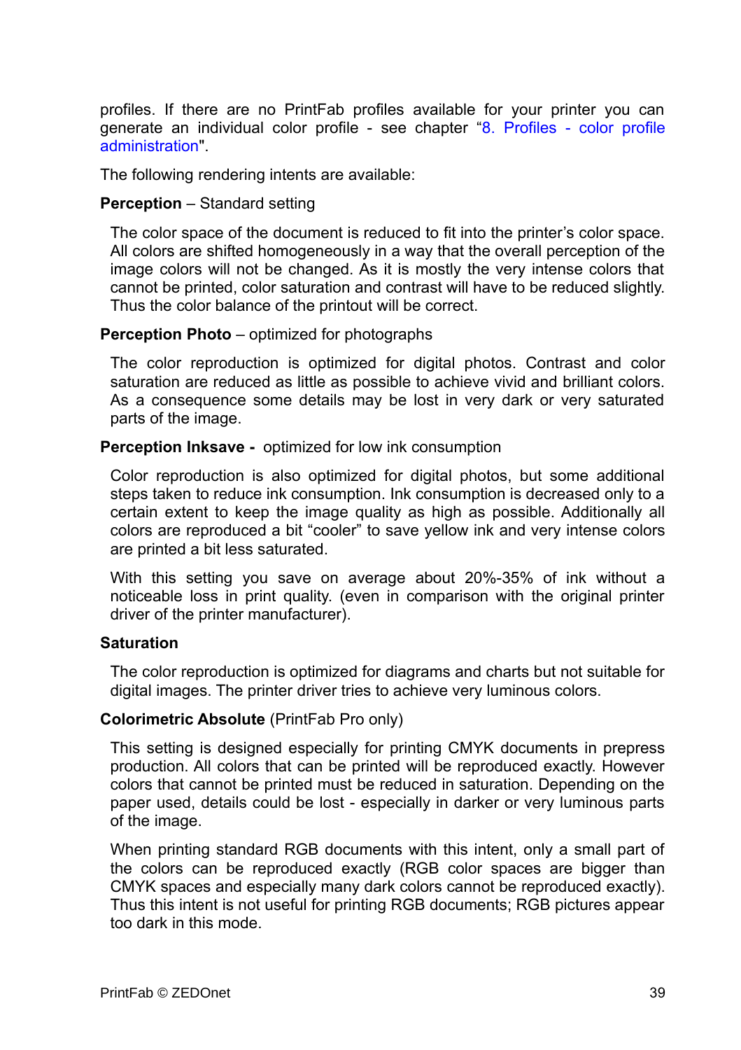profiles. If there are no PrintFab profiles available for your printer you can generate an individual color profile - see chapter "8. Profiles - color profile administration".

The following rendering intents are available:

**Perception** – Standard setting

The color space of the document is reduced to fit into the printer's color space. All colors are shifted homogeneously in a way that the overall perception of the image colors will not be changed. As it is mostly the very intense colors that cannot be printed, color saturation and contrast will have to be reduced slightly. Thus the color balance of the printout will be correct.

**Perception Photo** – optimized for photographs

The color reproduction is optimized for digital photos. Contrast and color saturation are reduced as little as possible to achieve vivid and brilliant colors. As a consequence some details may be lost in very dark or very saturated parts of the image.

**Perception Inksave -** optimized for low ink consumption

Color reproduction is also optimized for digital photos, but some additional steps taken to reduce ink consumption. Ink consumption is decreased only to a certain extent to keep the image quality as high as possible. Additionally all colors are reproduced a bit "cooler" to save yellow ink and very intense colors are printed a bit less saturated.

With this setting you save on average about 20%-35% of ink without a noticeable loss in print quality. (even in comparison with the original printer driver of the printer manufacturer).

**Saturation**

The color reproduction is optimized for diagrams and charts but not suitable for digital images. The printer driver tries to achieve very luminous colors.

**Colorimetric Absolute** (PrintFab Pro only)

This setting is designed especially for printing CMYK documents in prepress production. All colors that can be printed will be reproduced exactly. However colors that cannot be printed must be reduced in saturation. Depending on the paper used, details could be lost - especially in darker or very luminous parts of the image.

When printing standard RGB documents with this intent, only a small part of the colors can be reproduced exactly (RGB color spaces are bigger than CMYK spaces and especially many dark colors cannot be reproduced exactly). Thus this intent is not useful for printing RGB documents; RGB pictures appear too dark in this mode.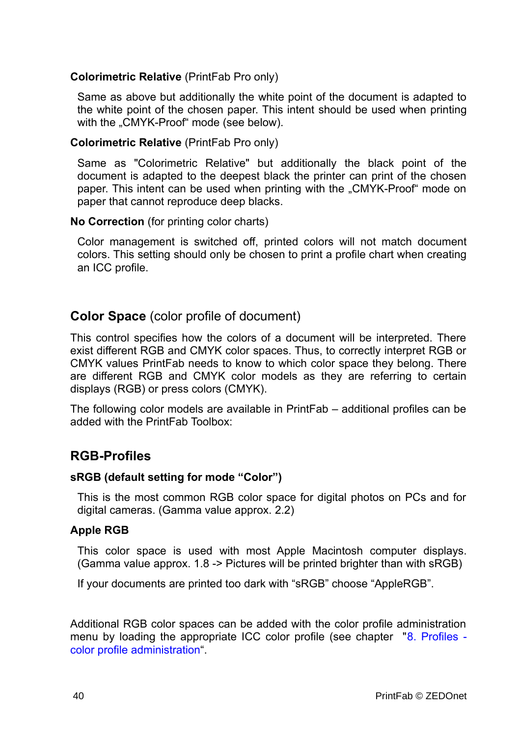**Colorimetric Relative** (PrintFab Pro only)

Same as above but additionally the white point of the document is adapted to the white point of the chosen paper. This intent should be used when printing with the „CMYK-Proof“ mode (see below).

**Colorimetric Relative** (PrintFab Pro only)

Same as "Colorimetric Relative" but additionally the black point of the document is adapted to the deepest black the printer can print of the chosen paper. This intent can be used when printing with the „CMYK-Proof“ mode on paper that cannot reproduce deep blacks.

**No Correction** (for printing color charts)

Color management is switched off, printed colors will not match document colors. This setting should only be chosen to print a profile chart when creating an ICC profile.

## **Color Space** (color profile of document)

This control specifies how the colors of a document will be interpreted. There exist different RGB and CMYK color spaces. Thus, to correctly interpret RGB or CMYK values PrintFab needs to know to which color space they belong. There are different RGB and CMYK color models as they are referring to certain displays (RGB) or press colors (CMYK).

The following color models are available in PrintFab – additional profiles can be added with the PrintFab Toolbox:

## RGB-Profiles

### sRGB (default setting for mode “Color”)

This is the most common RGB color space for digital photos on PCs and for digital cameras. (Gamma value approx. 2.2)

### Apple RGB

This color space is used with most Apple Macintosh computer displays. (Gamma value approx. 1.8 -> Pictures will be printed brighter than with sRGB)

If your documents are printed too dark with “sRGB” choose “AppleRGB”.

Additional RGB color spaces can be added with the color profile administration menu by loading the appropriate ICC color profile (see chapter "8. Profiles - color profile administration“.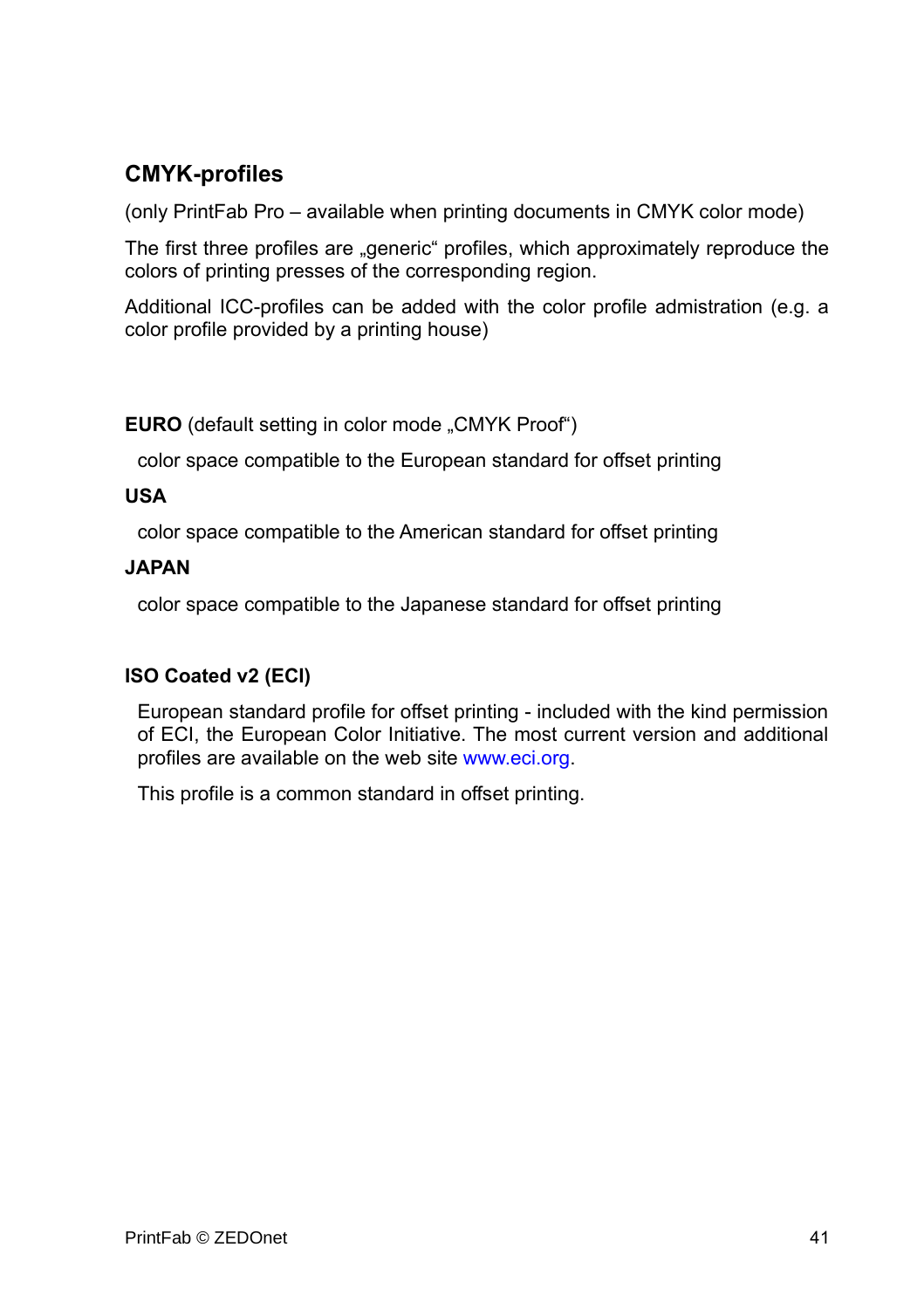## CMYK-profiles

(only PrintFab Pro – available when printing documents in CMYK color mode)

The first three profiles are „generic“ profiles, which approximately reproduce the colors of printing presses of the corresponding region.

Additional ICC-profiles can be added with the color profile admistration (e.g. a color profile provided by a printing house)

**EURO** (default setting in color mode „CMYK Proof“)

color space compatible to the European standard for offset printing

**USA**

color space compatible to the American standard for offset printing

**JAPAN**

color space compatible to the Japanese standard for offset printing

**ISO Coated v2 (ECI)**

European standard profile for offset printing - included with the kind permission of ECI, the European Color Initiative. The most current version and additional profiles are available on the web site www.eci.org.

This profile is a common standard in offset printing.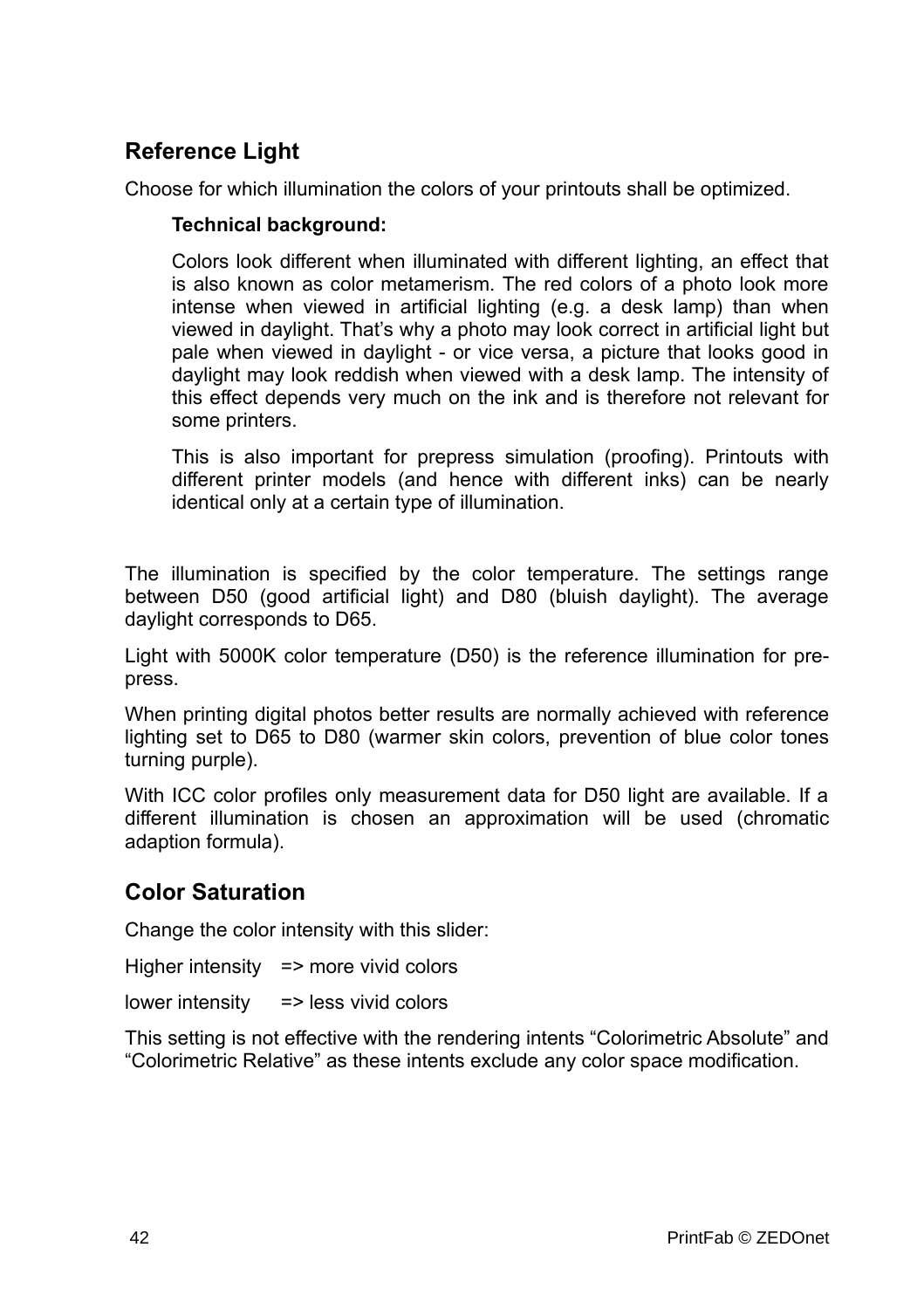## Reference Light

Choose for which illumination the colors of your printouts shall be optimized.

> **Technical background:**
>
> Colors look different when illuminated with different lighting, an effect that is also known as color metamerism. The red colors of a photo look more intense when viewed in artificial lighting (e.g. a desk lamp) than when viewed in daylight. That's why a photo may look correct in artificial light but pale when viewed in daylight - or vice versa, a picture that looks good in daylight may look reddish when viewed with a desk lamp. The intensity of this effect depends very much on the ink and is therefore not relevant for some printers.
>
> This is also important for prepress simulation (proofing). Printouts with different printer models (and hence with different inks) can be nearly identical only at a certain type of illumination.

The illumination is specified by the color temperature. The settings range between D50 (good artificial light) and D80 (bluish daylight). The average daylight corresponds to D65.

Light with 5000K color temperature (D50) is the reference illumination for pre-press.

When printing digital photos better results are normally achieved with reference lighting set to D65 to D80 (warmer skin colors, prevention of blue color tones turning purple).

With ICC color profiles only measurement data for D50 light are available. If a different illumination is chosen an approximation will be used (chromatic adaption formula).

## Color Saturation

Change the color intensity with this slider:

Higher intensity => more vivid colors

lower intensity => less vivid colors

This setting is not effective with the rendering intents "Colorimetric Absolute" and "Colorimetric Relative" as these intents exclude any color space modification.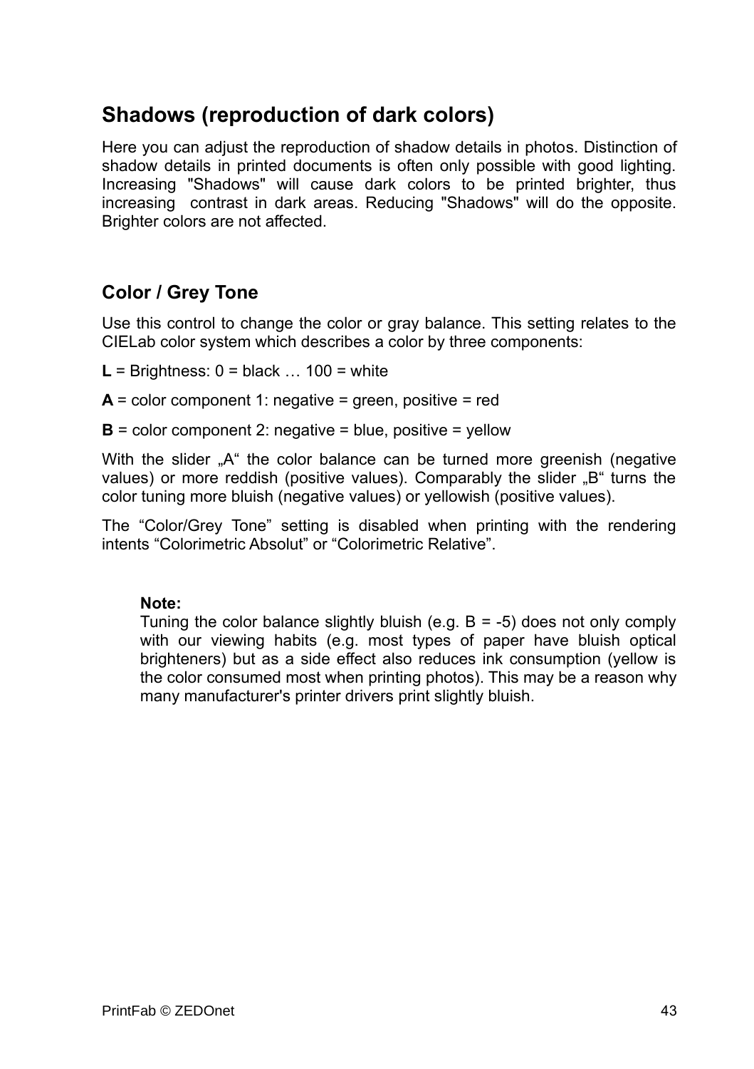## Shadows (reproduction of dark colors)

Here you can adjust the reproduction of shadow details in photos. Distinction of shadow details in printed documents is often only possible with good lighting. Increasing "Shadows" will cause dark colors to be printed brighter, thus increasing contrast in dark areas. Reducing "Shadows" will do the opposite. Brighter colors are not affected.

### Color / Grey Tone

Use this control to change the color or gray balance. This setting relates to the CIELab color system which describes a color by three components:

**L** = Brightness: 0 = black … 100 = white

**A** = color component 1: negative = green, positive = red

**B** = color component 2: negative = blue, positive = yellow

With the slider „A“ the color balance can be turned more greenish (negative values) or more reddish (positive values). Comparably the slider „B“ turns the color tuning more bluish (negative values) or yellowish (positive values).

The “Color/Grey Tone” setting is disabled when printing with the rendering intents “Colorimetric Absolut” or “Colorimetric Relative”.

> **Note:**
> Tuning the color balance slightly bluish (e.g. B = -5) does not only comply with our viewing habits (e.g. most types of paper have bluish optical brighteners) but as a side effect also reduces ink consumption (yellow is the color consumed most when printing photos). This may be a reason why many manufacturer's printer drivers print slightly bluish.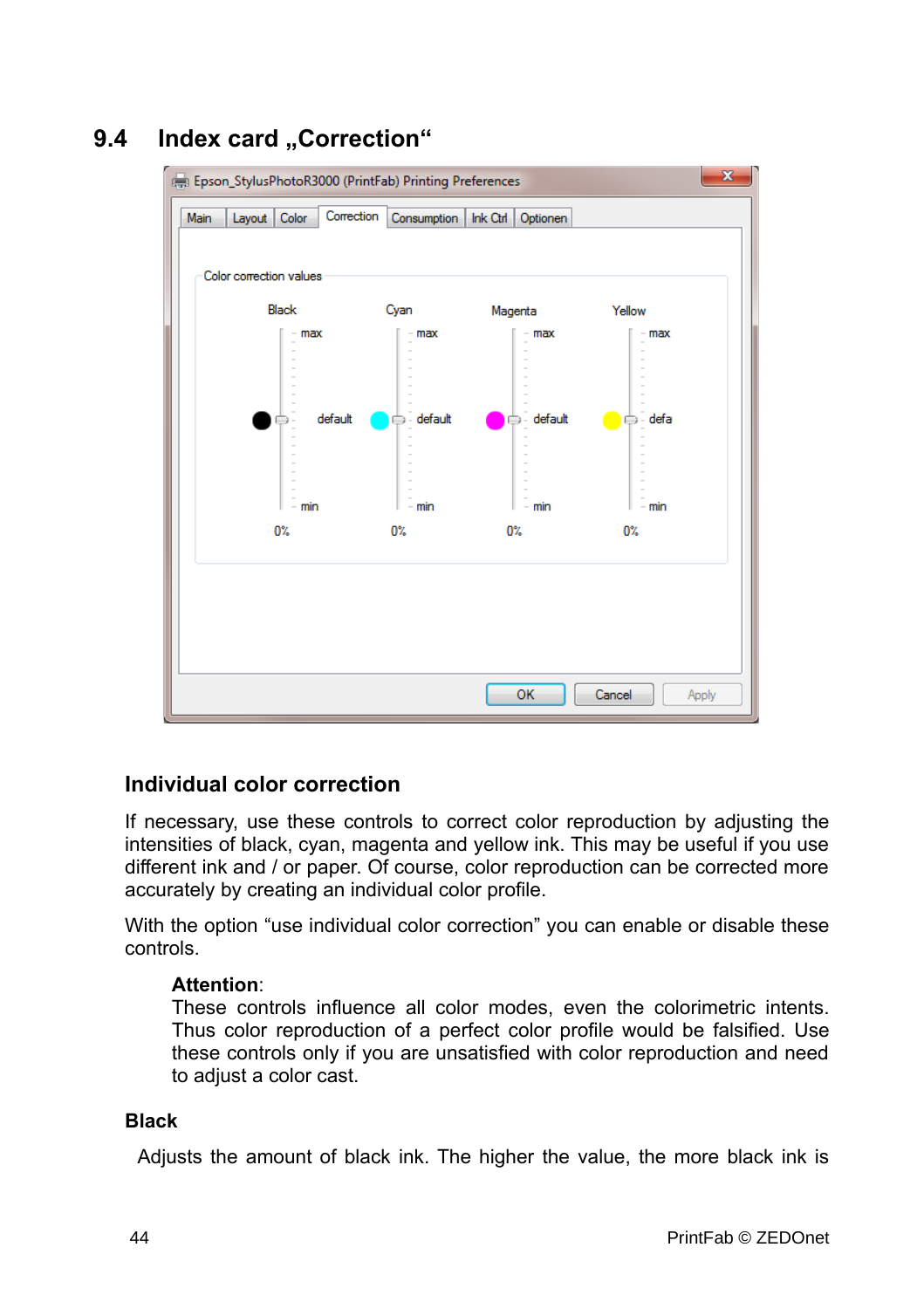## 9.4 Index card „Correction“

### Individual color correction

If necessary, use these controls to correct color reproduction by adjusting the intensities of black, cyan, magenta and yellow ink. This may be useful if you use different ink and / or paper. Of course, color reproduction can be corrected more accurately by creating an individual color profile.

With the option “use individual color correction” you can enable or disable these controls.

> **Attention**:
> These controls influence all color modes, even the colorimetric intents. Thus color reproduction of a perfect color profile would be falsified. Use these controls only if you are unsatisfied with color reproduction and need to adjust a color cast.

#### Black

Adjusts the amount of black ink. The higher the value, the more black ink is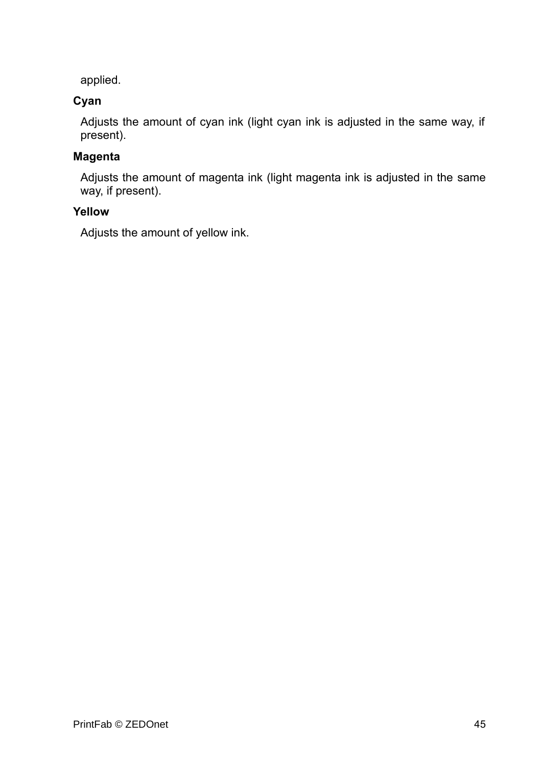applied.

**Cyan**

Adjusts the amount of cyan ink (light cyan ink is adjusted in the same way, if present).

**Magenta**

Adjusts the amount of magenta ink (light magenta ink is adjusted in the same way, if present).

**Yellow**

Adjusts the amount of yellow ink.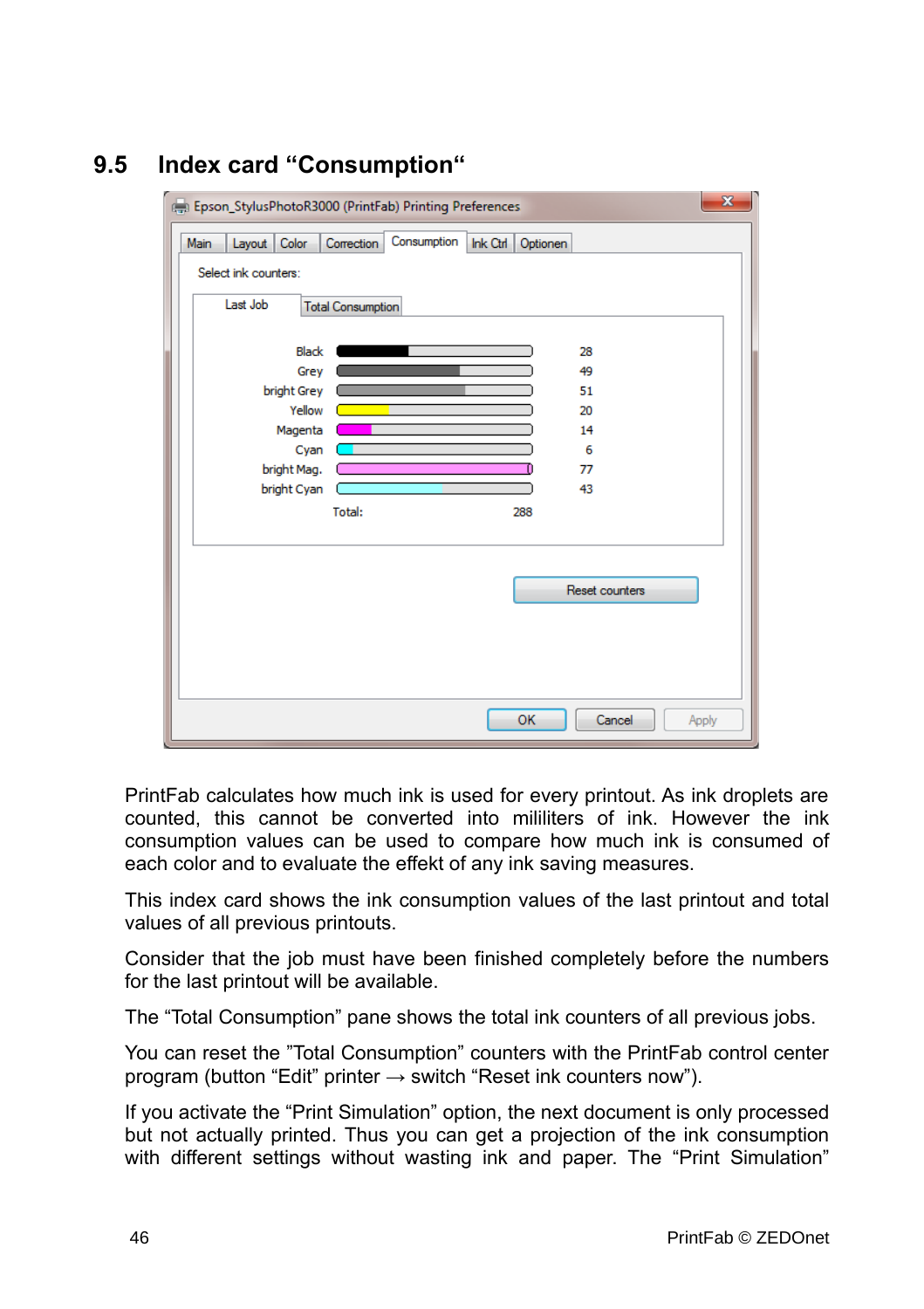## 9.5 Index card “Consumption“

PrintFab calculates how much ink is used for every printout. As ink droplets are counted, this cannot be converted into mililiters of ink. However the ink consumption values can be used to compare how much ink is consumed of each color and to evaluate the effekt of any ink saving measures.

This index card shows the ink consumption values of the last printout and total values of all previous printouts.

Consider that the job must have been finished completely before the numbers for the last printout will be available.

The “Total Consumption” pane shows the total ink counters of all previous jobs.

You can reset the ”Total Consumption” counters with the PrintFab control center program (button “Edit” printer → switch “Reset ink counters now”).

If you activate the “Print Simulation” option, the next document is only processed but not actually printed. Thus you can get a projection of the ink consumption with different settings without wasting ink and paper. The “Print Simulation”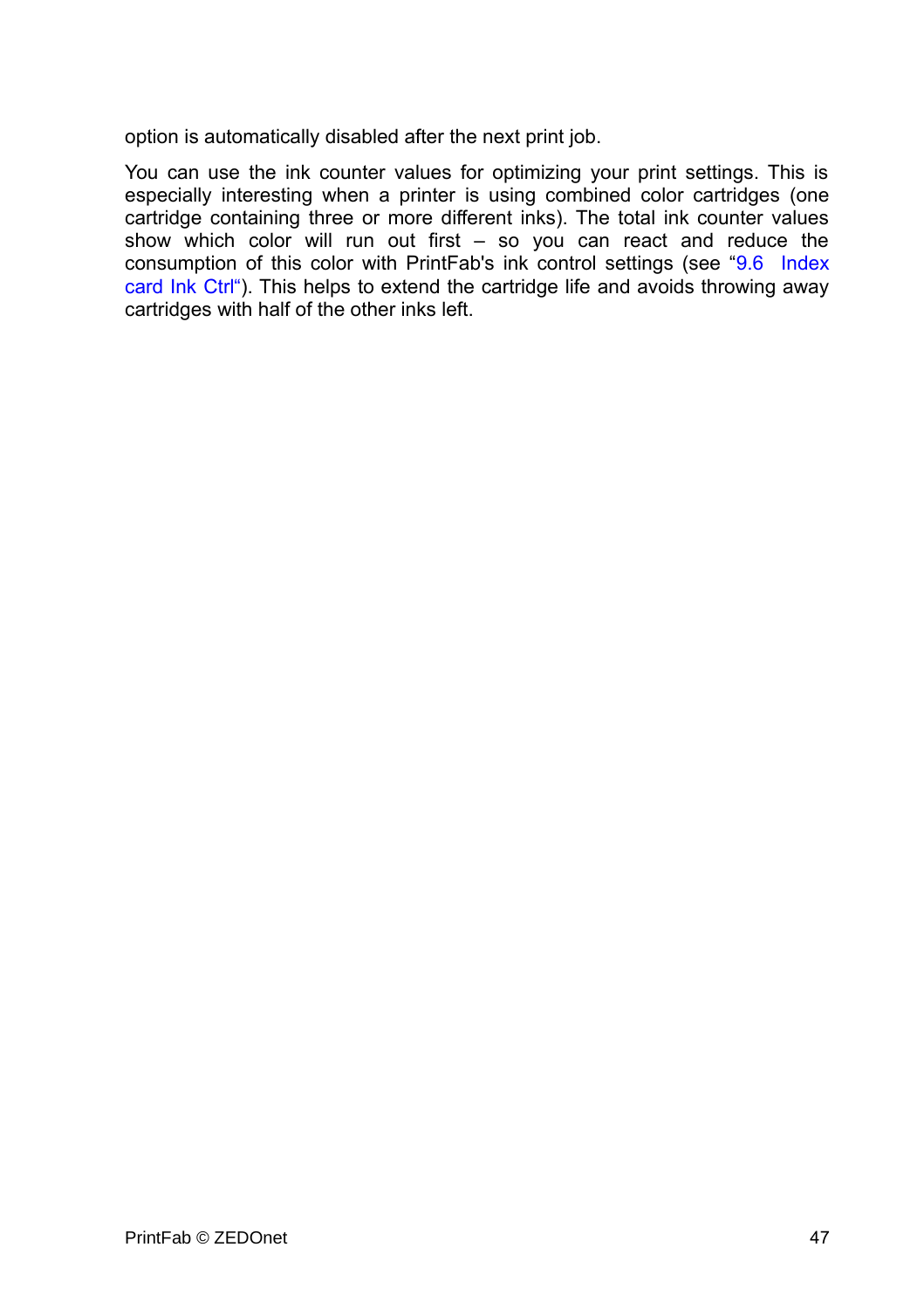option is automatically disabled after the next print job.

You can use the ink counter values for optimizing your print settings. This is especially interesting when a printer is using combined color cartridges (one cartridge containing three or more different inks). The total ink counter values show which color will run out first – so you can react and reduce the consumption of this color with PrintFab's ink control settings (see "9.6 Index card Ink Ctrl"). This helps to extend the cartridge life and avoids throwing away cartridges with half of the other inks left.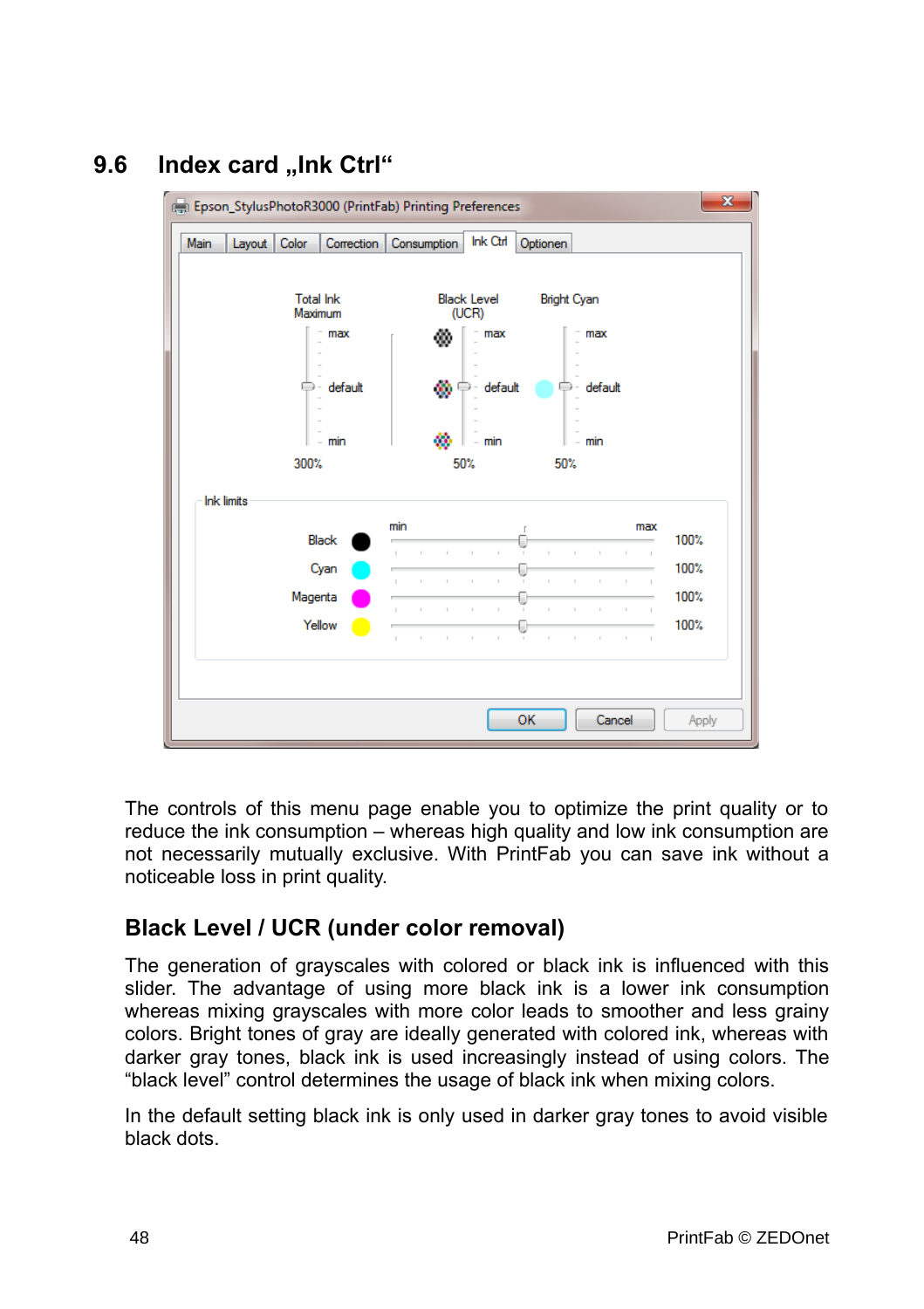## 9.6 Index card „Ink Ctrl"

The controls of this menu page enable you to optimize the print quality or to reduce the ink consumption – whereas high quality and low ink consumption are not necessarily mutually exclusive. With PrintFab you can save ink without a noticeable loss in print quality.

### Black Level / UCR (under color removal)

The generation of grayscales with colored or black ink is influenced with this slider. The advantage of using more black ink is a lower ink consumption whereas mixing grayscales with more color leads to smoother and less grainy colors. Bright tones of gray are ideally generated with colored ink, whereas with darker gray tones, black ink is used increasingly instead of using colors. The "black level" control determines the usage of black ink when mixing colors.

In the default setting black ink is only used in darker gray tones to avoid visible black dots.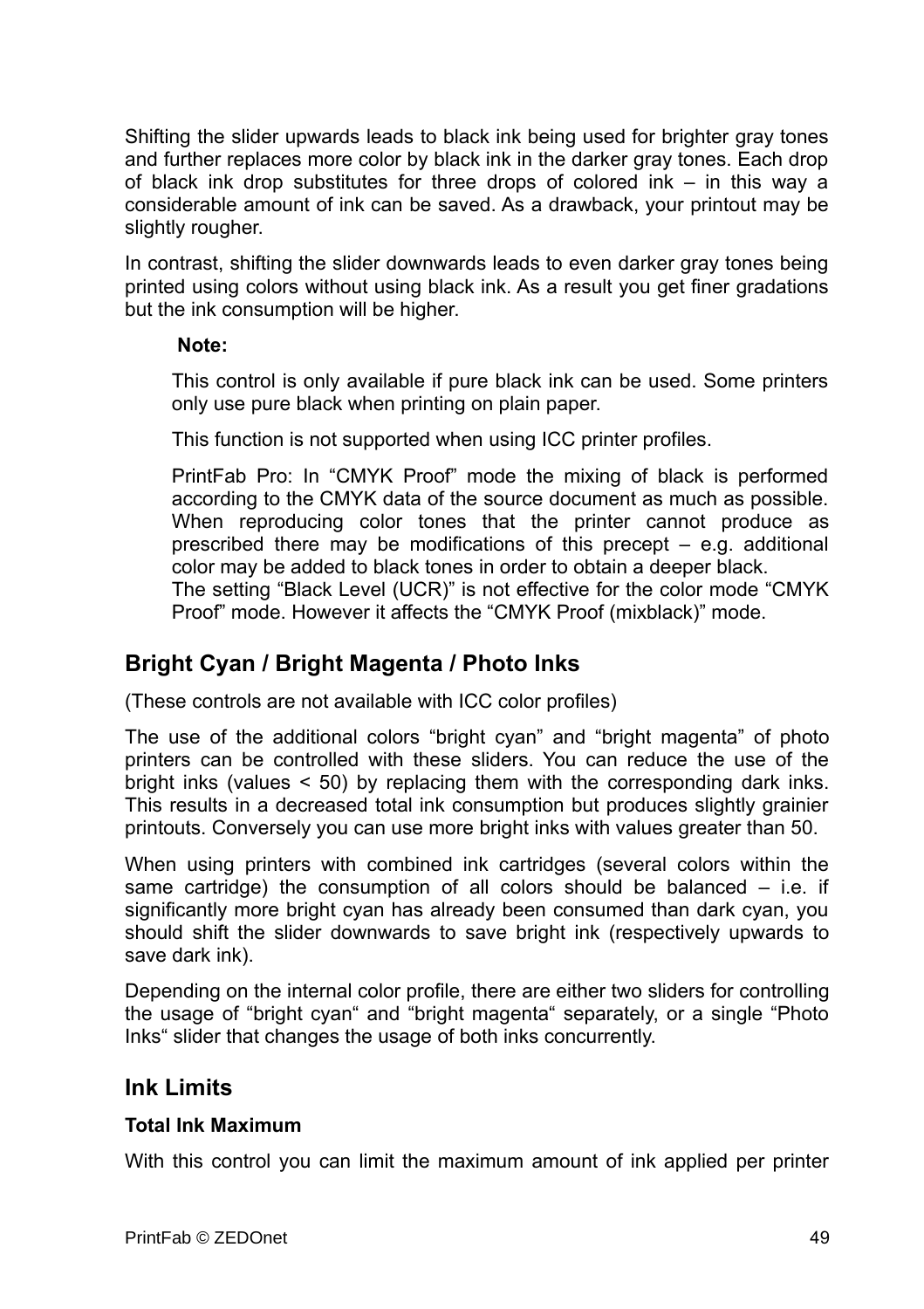Shifting the slider upwards leads to black ink being used for brighter gray tones and further replaces more color by black ink in the darker gray tones. Each drop of black ink drop substitutes for three drops of colored ink – in this way a considerable amount of ink can be saved. As a drawback, your printout may be slightly rougher.

In contrast, shifting the slider downwards leads to even darker gray tones being printed using colors without using black ink. As a result you get finer gradations but the ink consumption will be higher.

> **Note:**
>
> This control is only available if pure black ink can be used. Some printers only use pure black when printing on plain paper.
>
> This function is not supported when using ICC printer profiles.
>
> PrintFab Pro: In “CMYK Proof” mode the mixing of black is performed according to the CMYK data of the source document as much as possible. When reproducing color tones that the printer cannot produce as prescribed there may be modifications of this precept – e.g. additional color may be added to black tones in order to obtain a deeper black.
> The setting “Black Level (UCR)” is not effective for the color mode “CMYK Proof” mode. However it affects the “CMYK Proof (mixblack)” mode.

## Bright Cyan / Bright Magenta / Photo Inks

(These controls are not available with ICC color profiles)

The use of the additional colors “bright cyan” and “bright magenta” of photo printers can be controlled with these sliders. You can reduce the use of the bright inks (values < 50) by replacing them with the corresponding dark inks. This results in a decreased total ink consumption but produces slightly grainier printouts. Conversely you can use more bright inks with values greater than 50.

When using printers with combined ink cartridges (several colors within the same cartridge) the consumption of all colors should be balanced – i.e. if significantly more bright cyan has already been consumed than dark cyan, you should shift the slider downwards to save bright ink (respectively upwards to save dark ink).

Depending on the internal color profile, there are either two sliders for controlling the usage of “bright cyan“ and “bright magenta“ separately, or a single “Photo Inks“ slider that changes the usage of both inks concurrently.

## Ink Limits

### Total Ink Maximum

With this control you can limit the maximum amount of ink applied per printer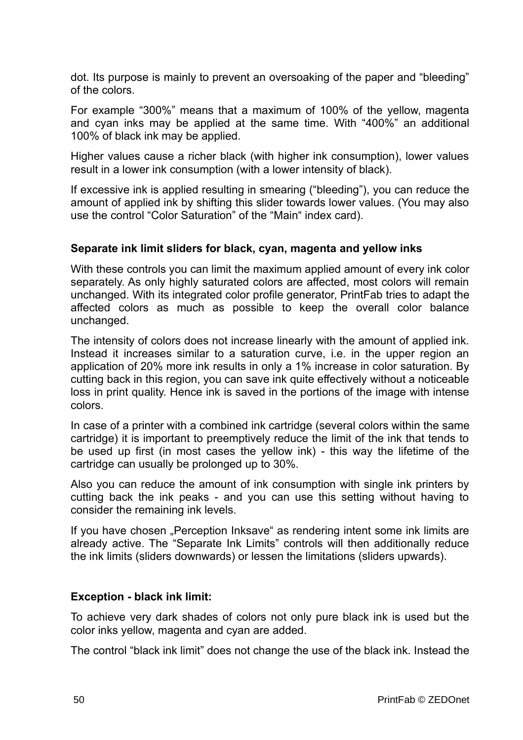dot. Its purpose is mainly to prevent an oversoaking of the paper and “bleeding” of the colors.

For example “300%” means that a maximum of 100% of the yellow, magenta and cyan inks may be applied at the same time. With “400%” an additional 100% of black ink may be applied.

Higher values cause a richer black (with higher ink consumption), lower values result in a lower ink consumption (with a lower intensity of black).

If excessive ink is applied resulting in smearing (“bleeding”), you can reduce the amount of applied ink by shifting this slider towards lower values. (You may also use the control “Color Saturation” of the “Main“ index card).

**Separate ink limit sliders for black, cyan, magenta and yellow inks**

With these controls you can limit the maximum applied amount of every ink color separately. As only highly saturated colors are affected, most colors will remain unchanged. With its integrated color profile generator, PrintFab tries to adapt the affected colors as much as possible to keep the overall color balance unchanged.

The intensity of colors does not increase linearly with the amount of applied ink. Instead it increases similar to a saturation curve, i.e. in the upper region an application of 20% more ink results in only a 1% increase in color saturation. By cutting back in this region, you can save ink quite effectively without a noticeable loss in print quality. Hence ink is saved in the portions of the image with intense colors.

In case of a printer with a combined ink cartridge (several colors within the same cartridge) it is important to preemptively reduce the limit of the ink that tends to be used up first (in most cases the yellow ink) - this way the lifetime of the cartridge can usually be prolonged up to 30%.

Also you can reduce the amount of ink consumption with single ink printers by cutting back the ink peaks - and you can use this setting without having to consider the remaining ink levels.

If you have chosen „Perception Inksave“ as rendering intent some ink limits are already active. The “Separate Ink Limits” controls will then additionally reduce the ink limits (sliders downwards) or lessen the limitations (sliders upwards).

**Exception - black ink limit:**

To achieve very dark shades of colors not only pure black ink is used but the color inks yellow, magenta and cyan are added.

The control “black ink limit” does not change the use of the black ink. Instead the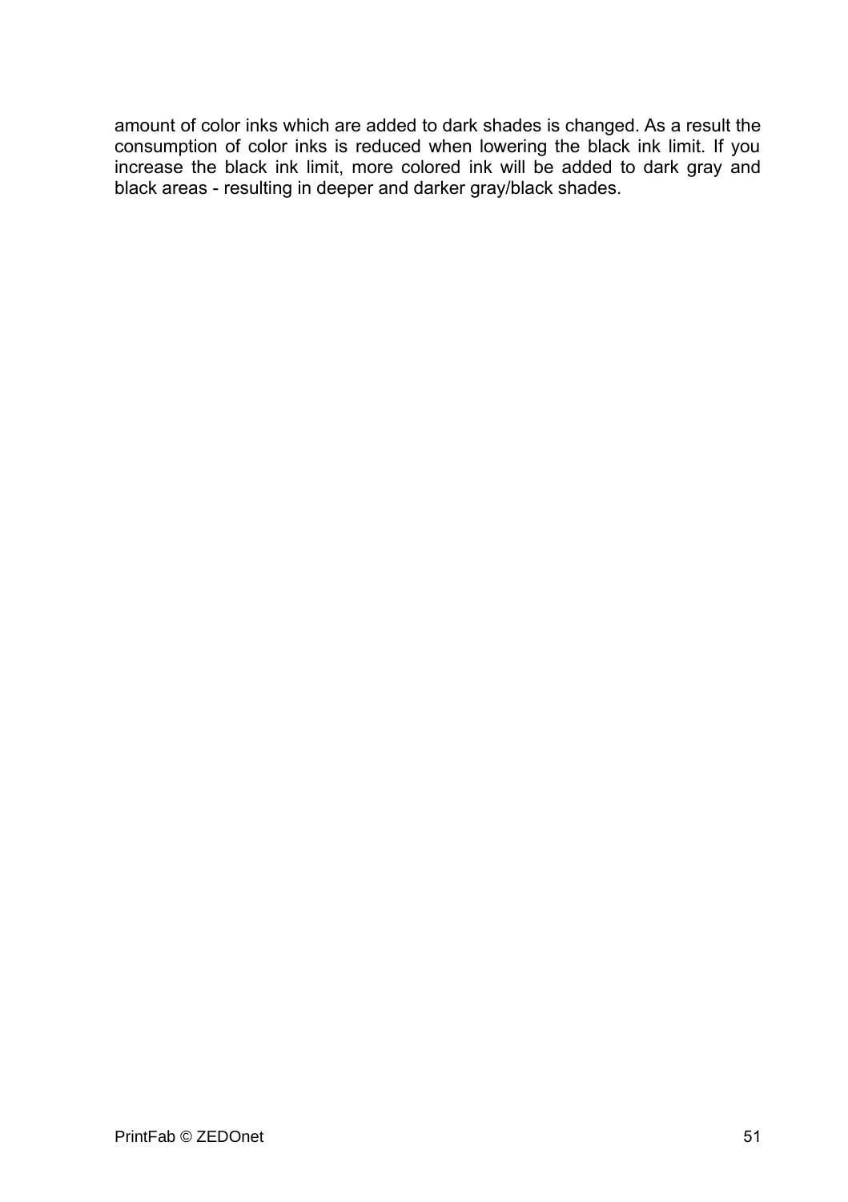amount of color inks which are added to dark shades is changed. As a result the consumption of color inks is reduced when lowering the black ink limit. If you increase the black ink limit, more colored ink will be added to dark gray and black areas - resulting in deeper and darker gray/black shades.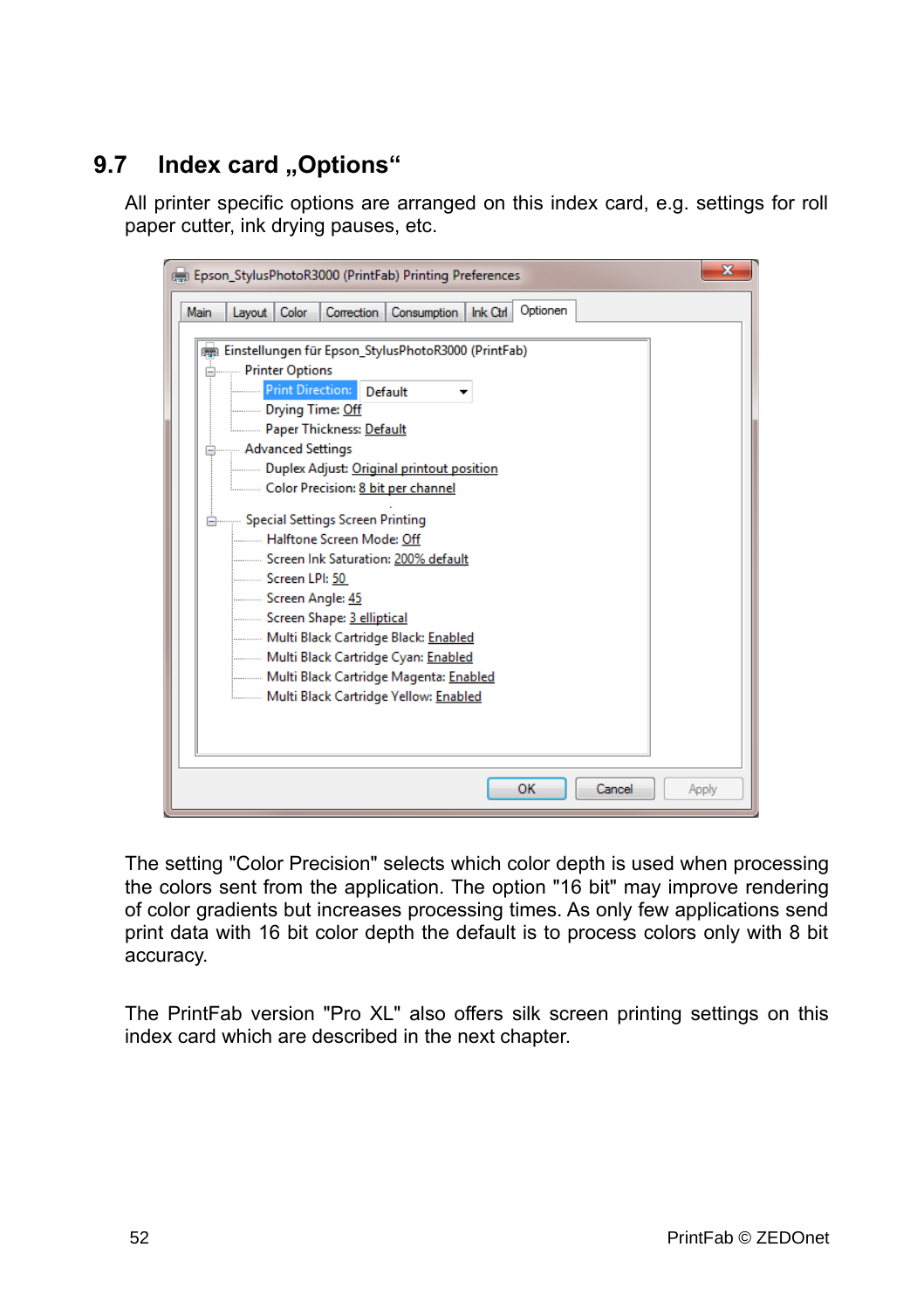## 9.7 Index card „Options“

All printer specific options are arranged on this index card, e.g. settings for roll paper cutter, ink drying pauses, etc.

The setting "Color Precision" selects which color depth is used when processing the colors sent from the application. The option "16 bit" may improve rendering of color gradients but increases processing times. As only few applications send print data with 16 bit color depth the default is to process colors only with 8 bit accuracy.

The PrintFab version "Pro XL" also offers silk screen printing settings on this index card which are described in the next chapter.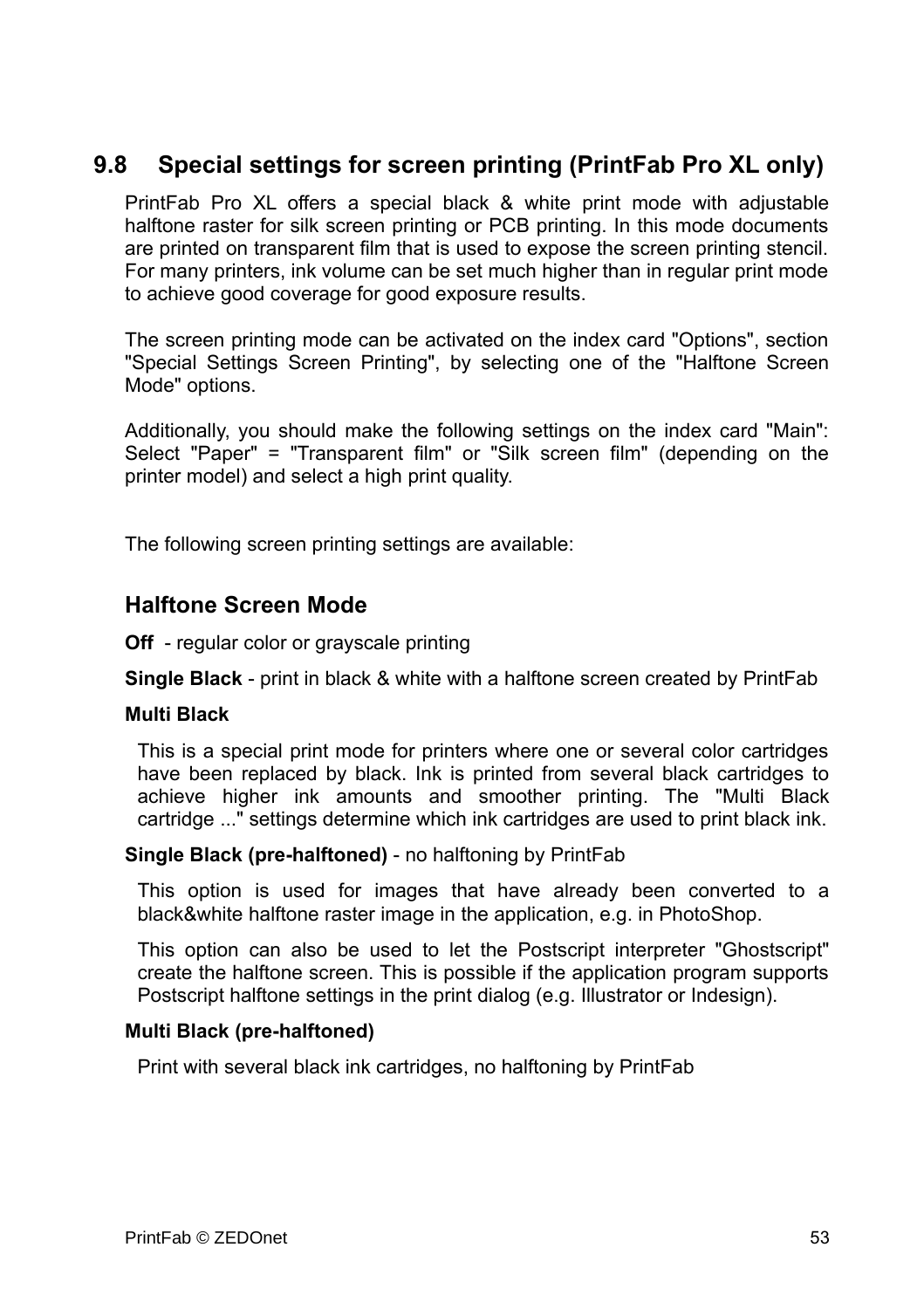## 9.8 Special settings for screen printing (PrintFab Pro XL only)

PrintFab Pro XL offers a special black & white print mode with adjustable halftone raster for silk screen printing or PCB printing. In this mode documents are printed on transparent film that is used to expose the screen printing stencil. For many printers, ink volume can be set much higher than in regular print mode to achieve good coverage for good exposure results.

The screen printing mode can be activated on the index card "Options", section "Special Settings Screen Printing", by selecting one of the "Halftone Screen Mode" options.

Additionally, you should make the following settings on the index card "Main": Select "Paper" = "Transparent film" or "Silk screen film" (depending on the printer model) and select a high print quality.

The following screen printing settings are available:

### Halftone Screen Mode

**Off** - regular color or grayscale printing

**Single Black** - print in black & white with a halftone screen created by PrintFab

**Multi Black**

This is a special print mode for printers where one or several color cartridges have been replaced by black. Ink is printed from several black cartridges to achieve higher ink amounts and smoother printing. The "Multi Black cartridge ..." settings determine which ink cartridges are used to print black ink.

**Single Black (pre-halftoned)** - no halftoning by PrintFab

This option is used for images that have already been converted to a black&white halftone raster image in the application, e.g. in PhotoShop.

This option can also be used to let the Postscript interpreter "Ghostscript" create the halftone screen. This is possible if the application program supports Postscript halftone settings in the print dialog (e.g. Illustrator or Indesign).

**Multi Black (pre-halftoned)**

Print with several black ink cartridges, no halftoning by PrintFab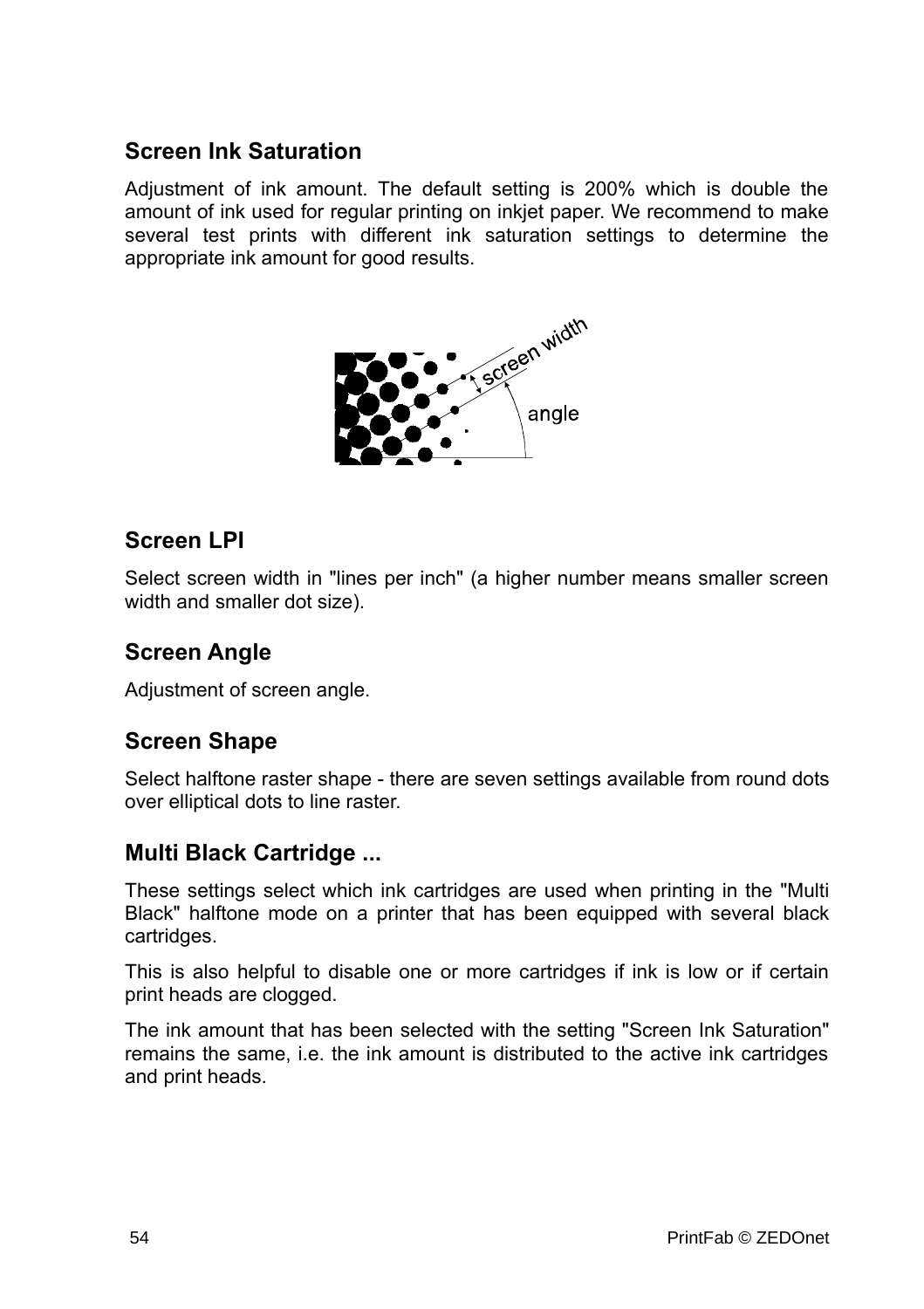## Screen Ink Saturation

Adjustment of ink amount. The default setting is 200% which is double the amount of ink used for regular printing on inkjet paper. We recommend to make several test prints with different ink saturation settings to determine the appropriate ink amount for good results.

## Screen LPI

Select screen width in "lines per inch" (a higher number means smaller screen width and smaller dot size).

## Screen Angle

Adjustment of screen angle.

## Screen Shape

Select halftone raster shape - there are seven settings available from round dots over elliptical dots to line raster.

## Multi Black Cartridge ...

These settings select which ink cartridges are used when printing in the "Multi Black" halftone mode on a printer that has been equipped with several black cartridges.

This is also helpful to disable one or more cartridges if ink is low or if certain print heads are clogged.

The ink amount that has been selected with the setting "Screen Ink Saturation" remains the same, i.e. the ink amount is distributed to the active ink cartridges and print heads.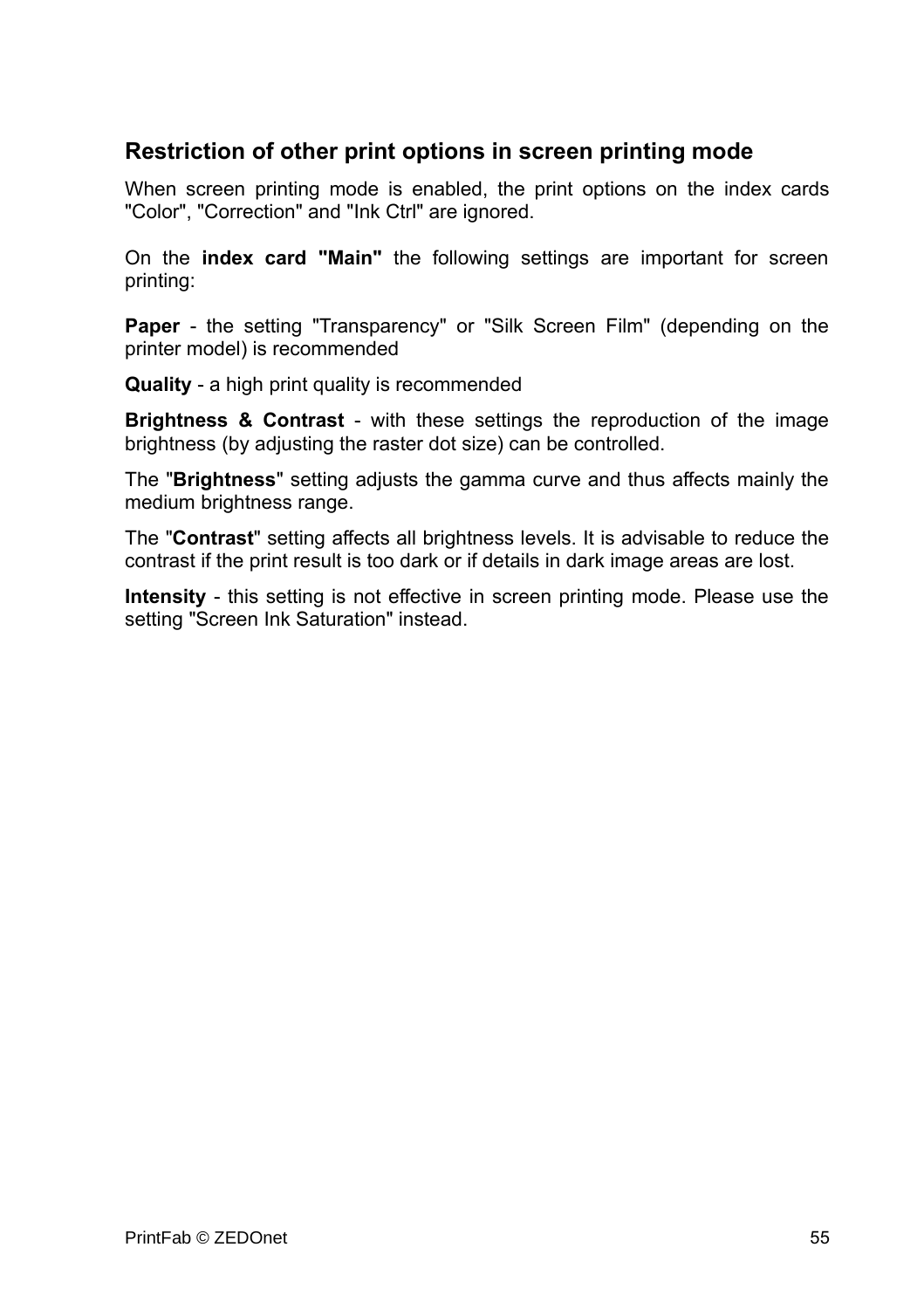## Restriction of other print options in screen printing mode

When screen printing mode is enabled, the print options on the index cards "Color", "Correction" and "Ink Ctrl" are ignored.

On the **index card "Main"** the following settings are important for screen printing:

**Paper** - the setting "Transparency" or "Silk Screen Film" (depending on the printer model) is recommended

**Quality** - a high print quality is recommended

**Brightness & Contrast** - with these settings the reproduction of the image brightness (by adjusting the raster dot size) can be controlled.

The "**Brightness**" setting adjusts the gamma curve and thus affects mainly the medium brightness range.

The "**Contrast**" setting affects all brightness levels. It is advisable to reduce the contrast if the print result is too dark or if details in dark image areas are lost.

**Intensity** - this setting is not effective in screen printing mode. Please use the setting "Screen Ink Saturation" instead.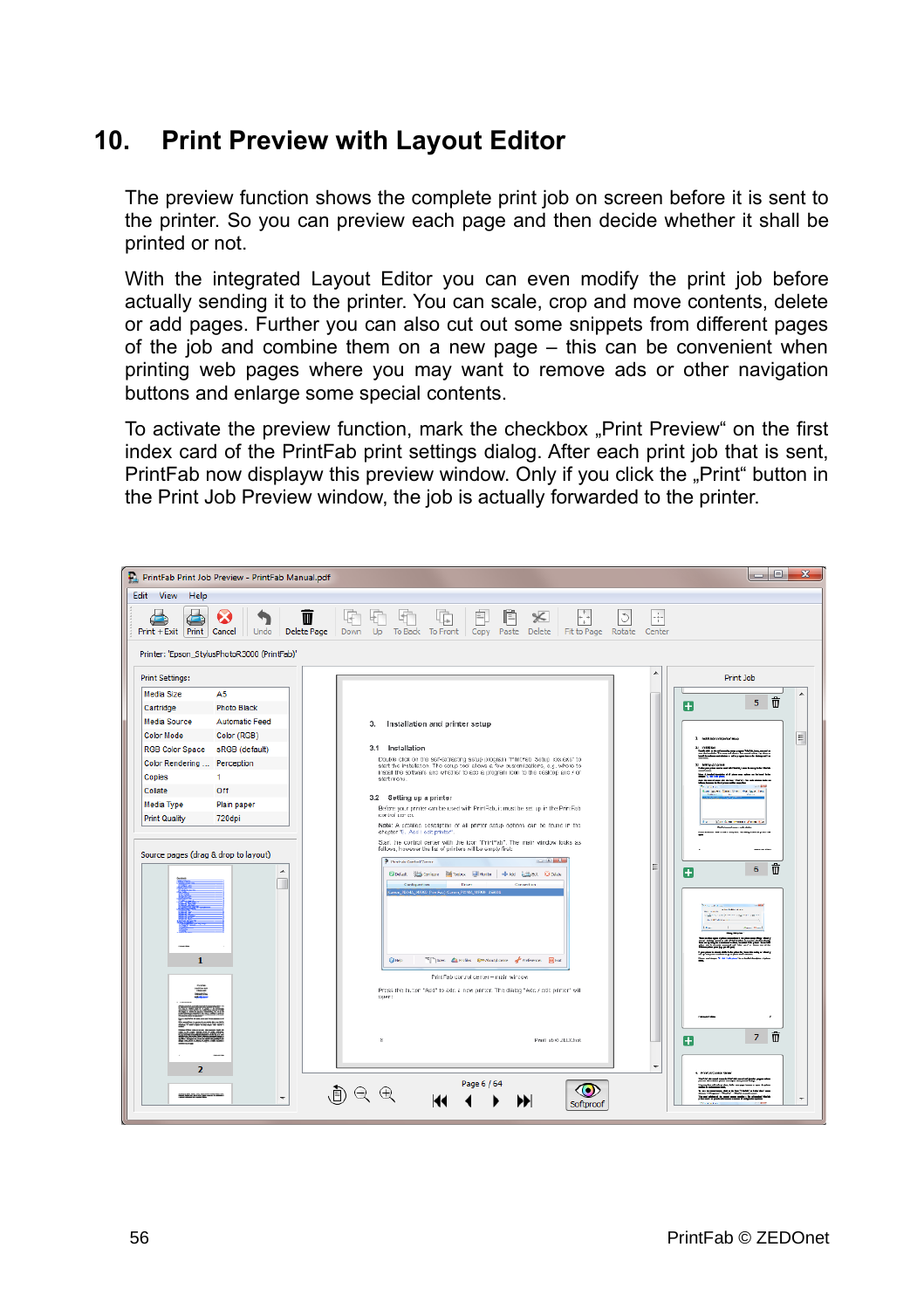# 10. Print Preview with Layout Editor

The preview function shows the complete print job on screen before it is sent to the printer. So you can preview each page and then decide whether it shall be printed or not.

With the integrated Layout Editor you can even modify the print job before actually sending it to the printer. You can scale, crop and move contents, delete or add pages. Further you can also cut out some snippets from different pages of the job and combine them on a new page – this can be convenient when printing web pages where you may want to remove ads or other navigation buttons and enlarge some special contents.

To activate the preview function, mark the checkbox „Print Preview“ on the first index card of the PrintFab print settings dialog. After each print job that is sent, PrintFab now displayw this preview window. Only if you click the „Print“ button in the Print Job Preview window, the job is actually forwarded to the printer.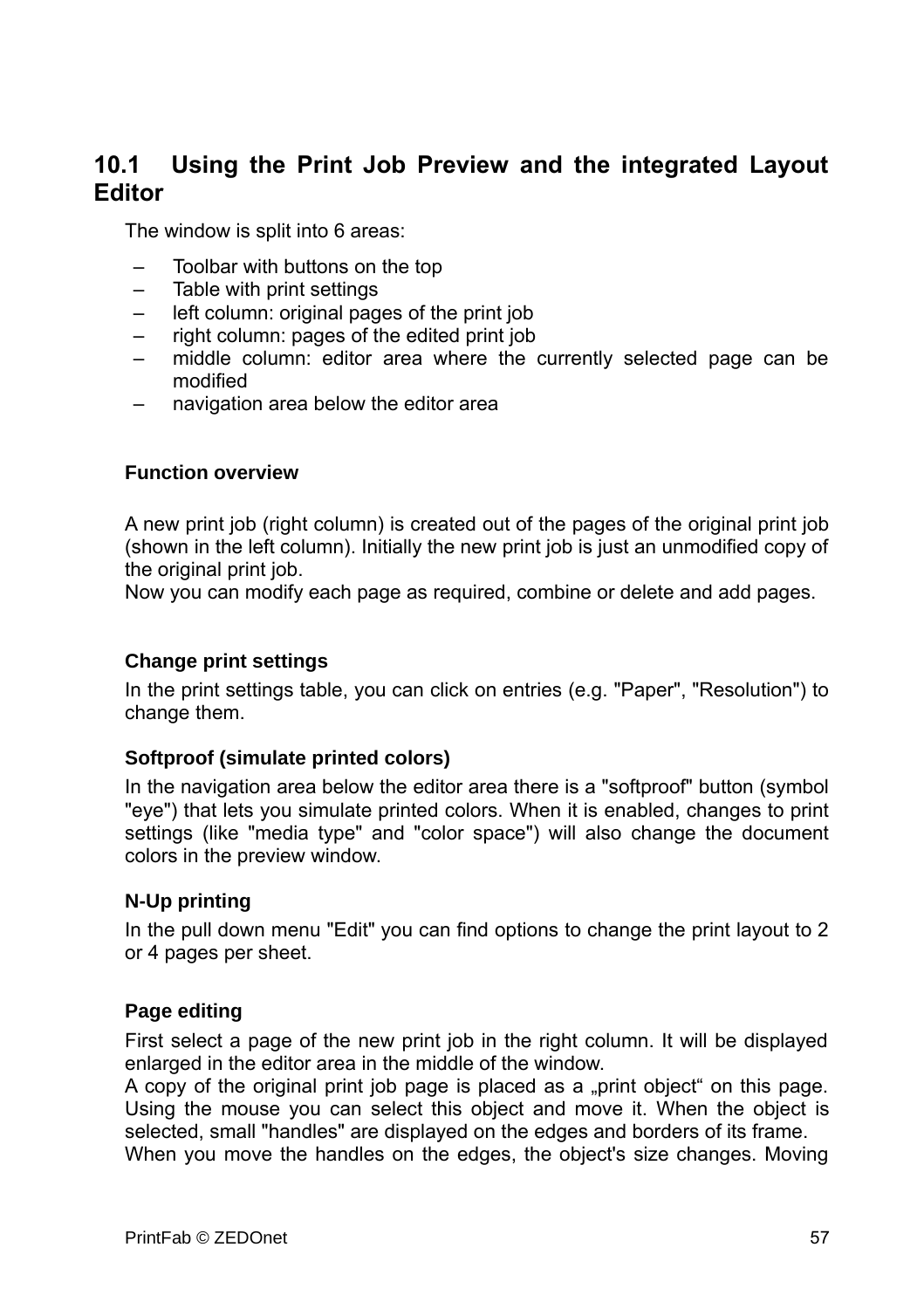## 10.1 Using the Print Job Preview and the integrated Layout Editor

The window is split into 6 areas:

- Toolbar with buttons on the top
- Table with print settings
- left column: original pages of the print job
- right column: pages of the edited print job
- middle column: editor area where the currently selected page can be modified
- navigation area below the editor area

#### Function overview

A new print job (right column) is created out of the pages of the original print job (shown in the left column). Initially the new print job is just an unmodified copy of the original print job.
Now you can modify each page as required, combine or delete and add pages.

#### Change print settings

In the print settings table, you can click on entries (e.g. "Paper", "Resolution") to change them.

#### Softproof (simulate printed colors)

In the navigation area below the editor area there is a "softproof" button (symbol "eye") that lets you simulate printed colors. When it is enabled, changes to print settings (like "media type" and "color space") will also change the document colors in the preview window.

#### N-Up printing

In the pull down menu "Edit" you can find options to change the print layout to 2 or 4 pages per sheet.

#### Page editing

First select a page of the new print job in the right column. It will be displayed enlarged in the editor area in the middle of the window.
A copy of the original print job page is placed as a „print object“ on this page. Using the mouse you can select this object and move it. When the object is selected, small "handles" are displayed on the edges and borders of its frame.
When you move the handles on the edges, the object's size changes. Moving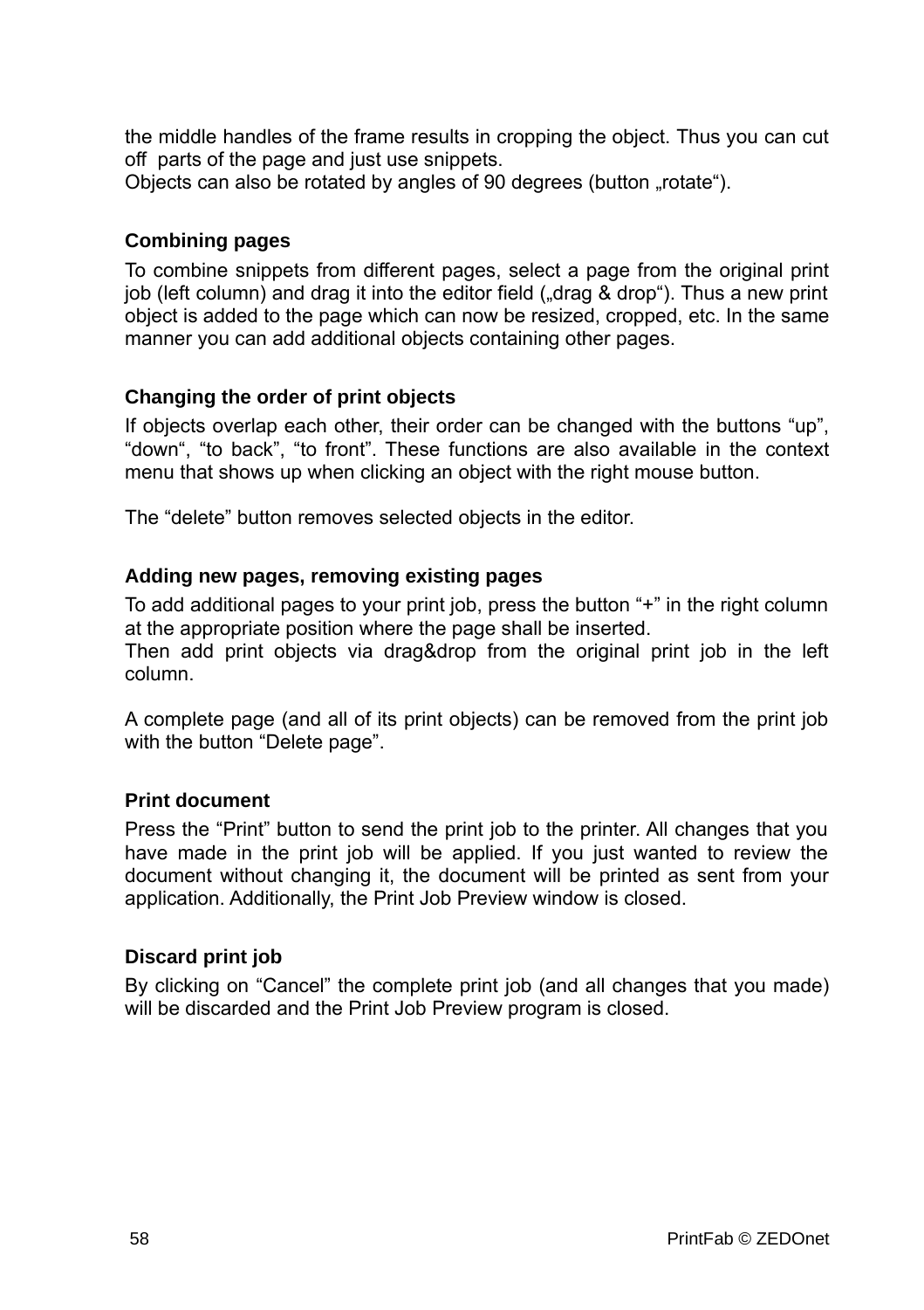the middle handles of the frame results in cropping the object. Thus you can cut off parts of the page and just use snippets.
Objects can also be rotated by angles of 90 degrees (button „rotate“).

### Combining pages

To combine snippets from different pages, select a page from the original print job (left column) and drag it into the editor field („drag & drop“). Thus a new print object is added to the page which can now be resized, cropped, etc. In the same manner you can add additional objects containing other pages.

### Changing the order of print objects

If objects overlap each other, their order can be changed with the buttons “up”, “down“, “to back”, “to front”. These functions are also available in the context menu that shows up when clicking an object with the right mouse button.

The “delete” button removes selected objects in the editor.

### Adding new pages, removing existing pages

To add additional pages to your print job, press the button “+” in the right column at the appropriate position where the page shall be inserted.
Then add print objects via drag&drop from the original print job in the left column.

A complete page (and all of its print objects) can be removed from the print job with the button “Delete page”.

### Print document

Press the “Print” button to send the print job to the printer. All changes that you have made in the print job will be applied. If you just wanted to review the document without changing it, the document will be printed as sent from your application. Additionally, the Print Job Preview window is closed.

### Discard print job

By clicking on “Cancel” the complete print job (and all changes that you made) will be discarded and the Print Job Preview program is closed.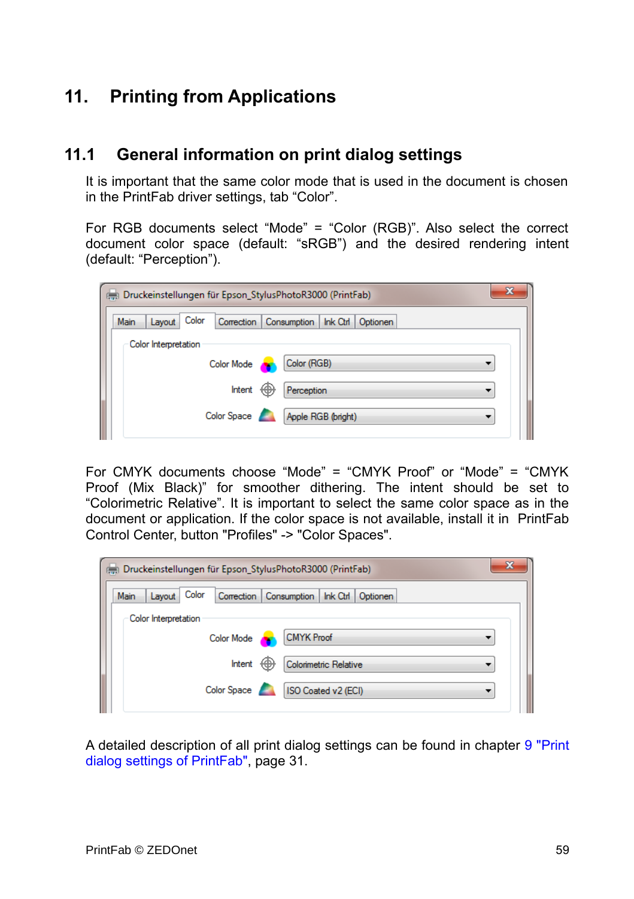# 11. Printing from Applications

## 11.1 General information on print dialog settings

It is important that the same color mode that is used in the document is chosen in the PrintFab driver settings, tab “Color”.

For RGB documents select “Mode” = “Color (RGB)”. Also select the correct document color space (default: “sRGB”) and the desired rendering intent (default: “Perception”).

For CMYK documents choose “Mode” = “CMYK Proof” or “Mode” = “CMYK Proof (Mix Black)” for smoother dithering. The intent should be set to “Colorimetric Relative”. It is important to select the same color space as in the document or application. If the color space is not available, install it in PrintFab Control Center, button "Profiles" -> "Color Spaces".

A detailed description of all print dialog settings can be found in chapter 9 "Print dialog settings of PrintFab", page 31.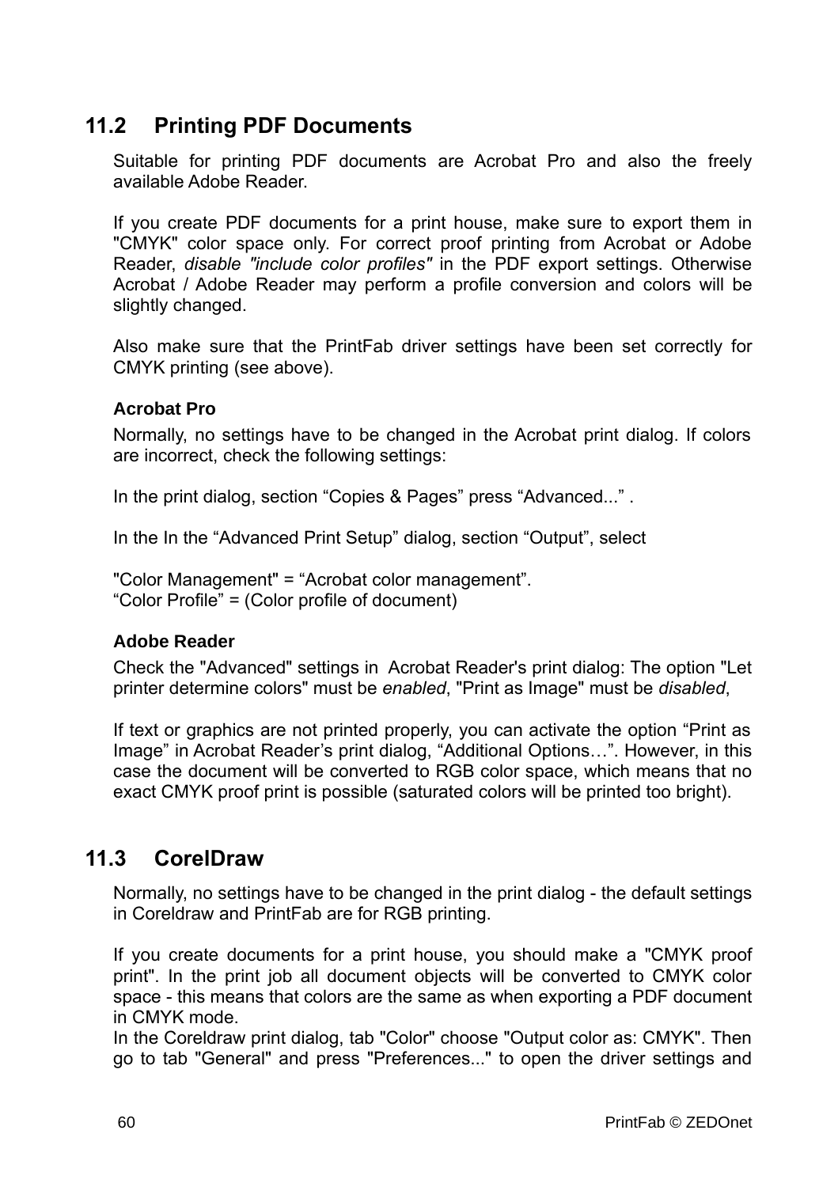## 11.2 Printing PDF Documents

Suitable for printing PDF documents are Acrobat Pro and also the freely available Adobe Reader.

If you create PDF documents for a print house, make sure to export them in "CMYK" color space only. For correct proof printing from Acrobat or Adobe Reader, *disable "include color profiles"* in the PDF export settings. Otherwise Acrobat / Adobe Reader may perform a profile conversion and colors will be slightly changed.

Also make sure that the PrintFab driver settings have been set correctly for CMYK printing (see above).

#### Acrobat Pro

Normally, no settings have to be changed in the Acrobat print dialog. If colors are incorrect, check the following settings:

In the print dialog, section “Copies & Pages” press “Advanced...” .

In the In the “Advanced Print Setup” dialog, section “Output”, select

"Color Management" = “Acrobat color management”.
“Color Profile” = (Color profile of document)

#### Adobe Reader

Check the "Advanced" settings in Acrobat Reader's print dialog: The option "Let printer determine colors" must be *enabled*, "Print as Image" must be *disabled*,

If text or graphics are not printed properly, you can activate the option “Print as Image” in Acrobat Reader’s print dialog, “Additional Options…”. However, in this case the document will be converted to RGB color space, which means that no exact CMYK proof print is possible (saturated colors will be printed too bright).

## 11.3 CorelDraw

Normally, no settings have to be changed in the print dialog - the default settings in Coreldraw and PrintFab are for RGB printing.

If you create documents for a print house, you should make a "CMYK proof print". In the print job all document objects will be converted to CMYK color space - this means that colors are the same as when exporting a PDF document in CMYK mode.
In the Coreldraw print dialog, tab "Color" choose "Output color as: CMYK". Then go to tab "General" and press "Preferences..." to open the driver settings and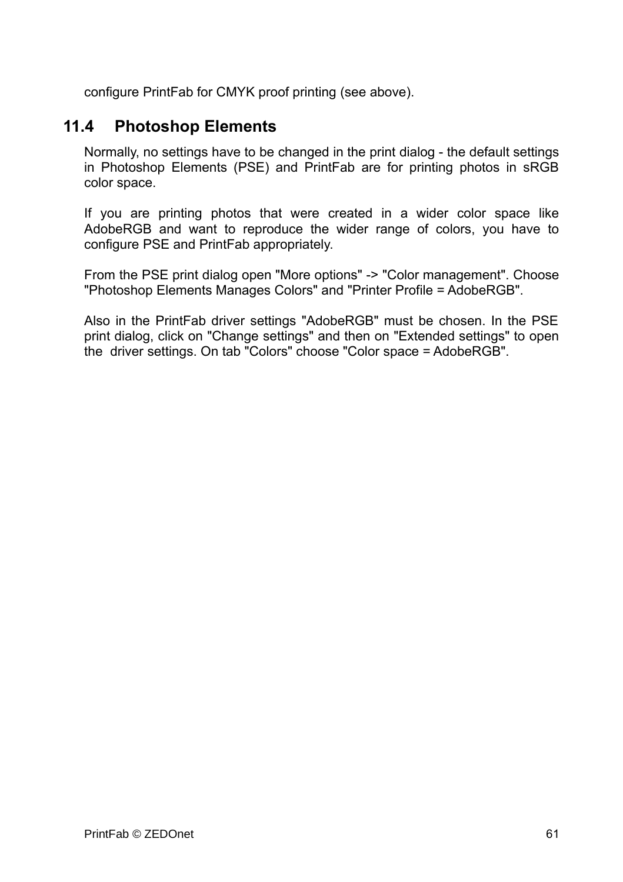configure PrintFab for CMYK proof printing (see above).

## 11.4 Photoshop Elements

Normally, no settings have to be changed in the print dialog - the default settings in Photoshop Elements (PSE) and PrintFab are for printing photos in sRGB color space.

If you are printing photos that were created in a wider color space like AdobeRGB and want to reproduce the wider range of colors, you have to configure PSE and PrintFab appropriately.

From the PSE print dialog open "More options" -> "Color management". Choose "Photoshop Elements Manages Colors" and "Printer Profile = AdobeRGB".

Also in the PrintFab driver settings "AdobeRGB" must be chosen. In the PSE print dialog, click on "Change settings" and then on "Extended settings" to open the driver settings. On tab "Colors" choose "Color space = AdobeRGB".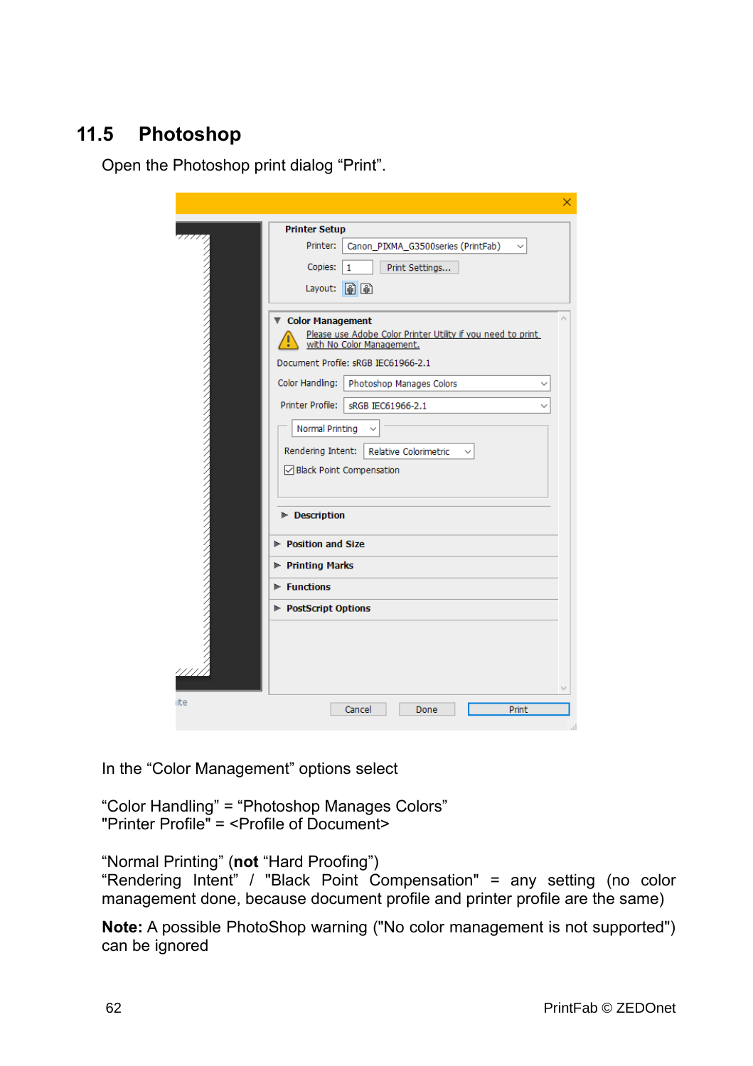## 11.5 Photoshop

Open the Photoshop print dialog “Print”.

In the “Color Management” options select

“Color Handling” = “Photoshop Manages Colors”
"Printer Profile" = <Profile of Document>

“Normal Printing” (**not** “Hard Proofing”)
“Rendering Intent” / "Black Point Compensation" = any setting (no color management done, because document profile and printer profile are the same)

**Note:** A possible PhotoShop warning ("No color management is not supported") can be ignored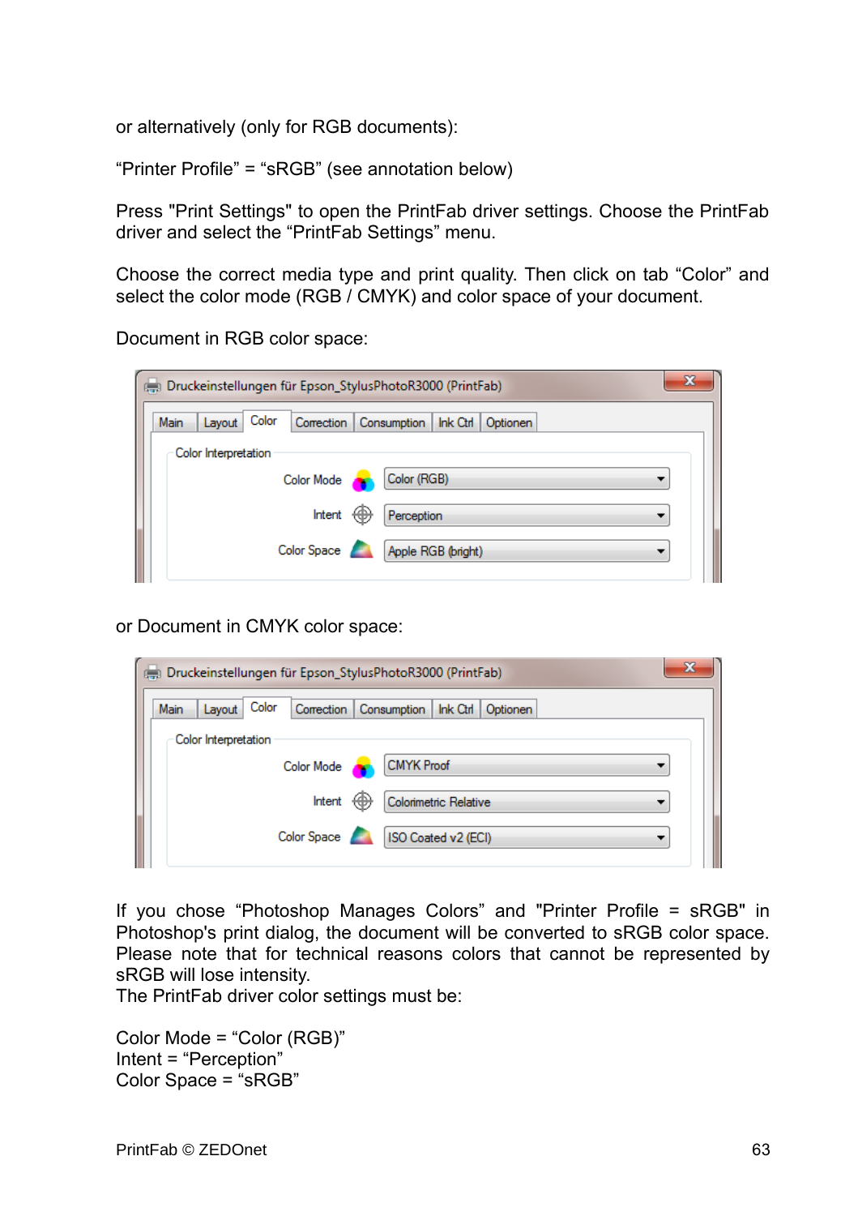or alternatively (only for RGB documents):

“Printer Profile” = “sRGB” (see annotation below)

Press "Print Settings" to open the PrintFab driver settings. Choose the PrintFab driver and select the “PrintFab Settings” menu.

Choose the correct media type and print quality. Then click on tab “Color” and select the color mode (RGB / CMYK) and color space of your document.

Document in RGB color space:

or Document in CMYK color space:

If you chose “Photoshop Manages Colors” and "Printer Profile = sRGB" in Photoshop's print dialog, the document will be converted to sRGB color space. Please note that for technical reasons colors that cannot be represented by sRGB will lose intensity.
The PrintFab driver color settings must be:

Color Mode = “Color (RGB)”
Intent = “Perception”
Color Space = “sRGB”

PrintFab © ZEDOnet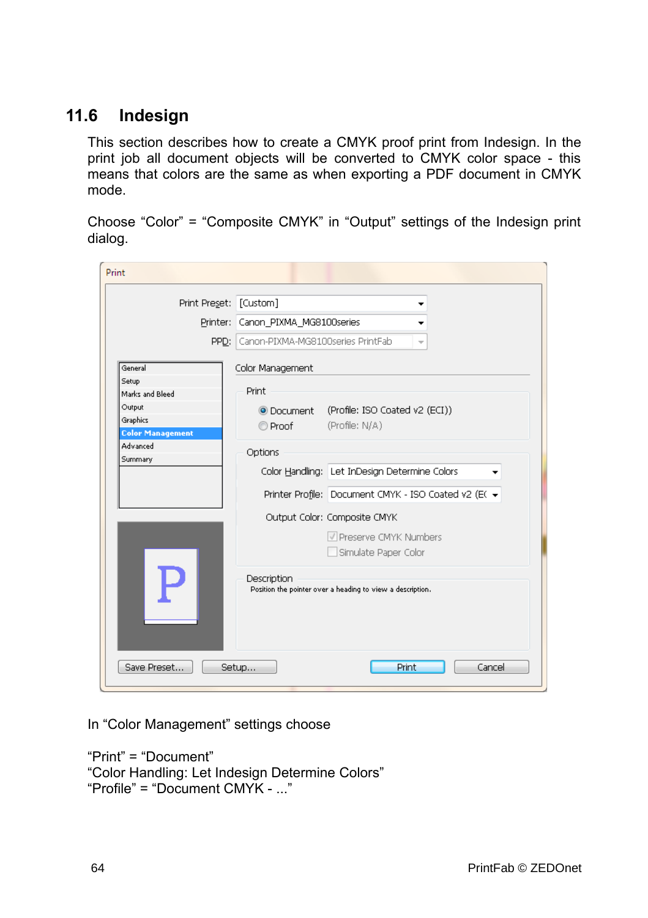## 11.6 Indesign

This section describes how to create a CMYK proof print from Indesign. In the print job all document objects will be converted to CMYK color space - this means that colors are the same as when exporting a PDF document in CMYK mode.

Choose “Color” = “Composite CMYK” in “Output” settings of the Indesign print dialog.

In “Color Management” settings choose

“Print” = “Document”
“Color Handling: Let Indesign Determine Colors”
“Profile” = “Document CMYK - ...”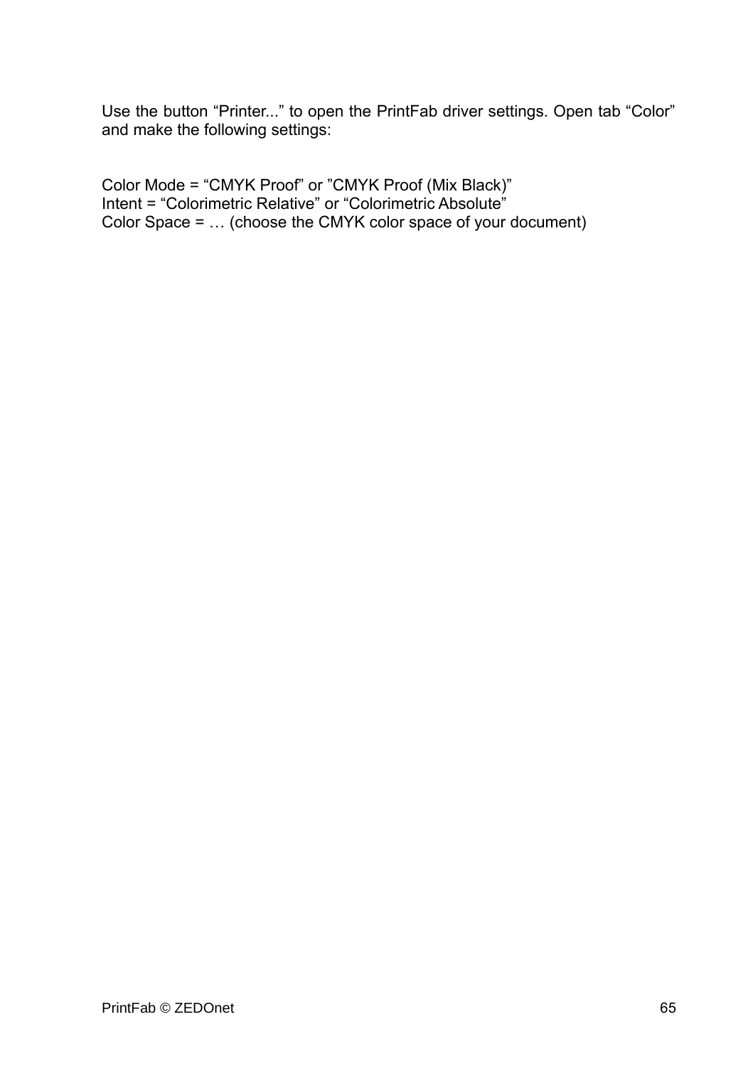Use the button “Printer...” to open the PrintFab driver settings. Open tab “Color” and make the following settings:

Color Mode = “CMYK Proof” or ”CMYK Proof (Mix Black)”
Intent = “Colorimetric Relative” or “Colorimetric Absolute”
Color Space = … (choose the CMYK color space of your document)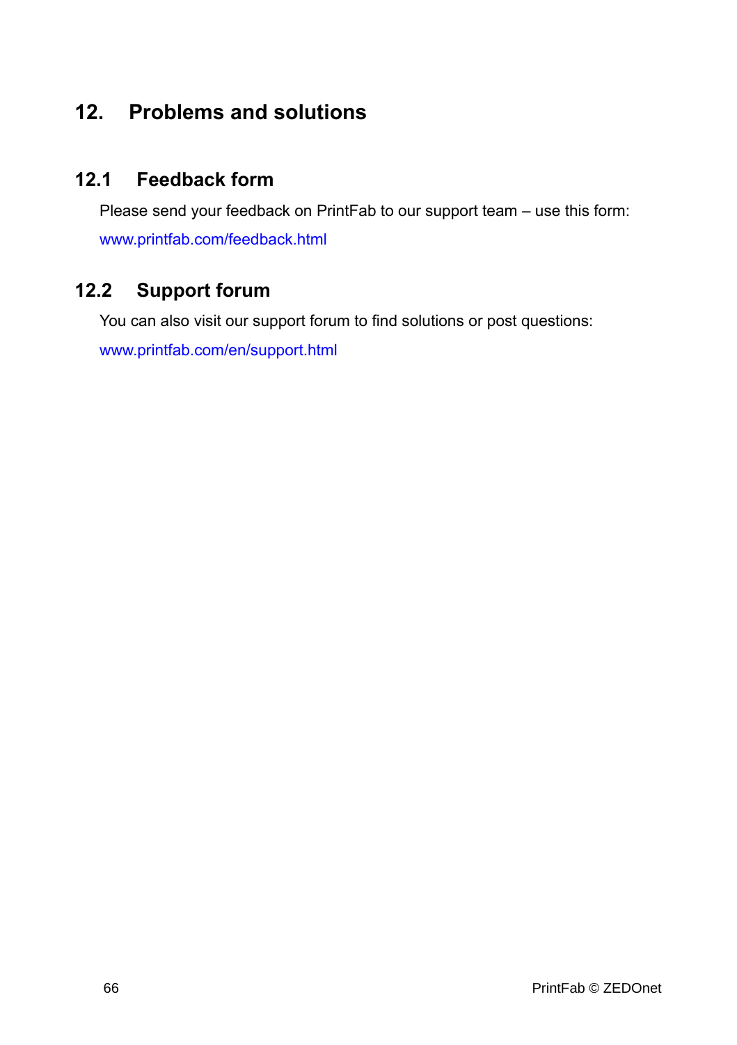# 12. Problems and solutions

## 12.1 Feedback form

Please send your feedback on PrintFab to our support team – use this form:

www.printfab.com/feedback.html

## 12.2 Support forum

You can also visit our support forum to find solutions or post questions:

www.printfab.com/en/support.html